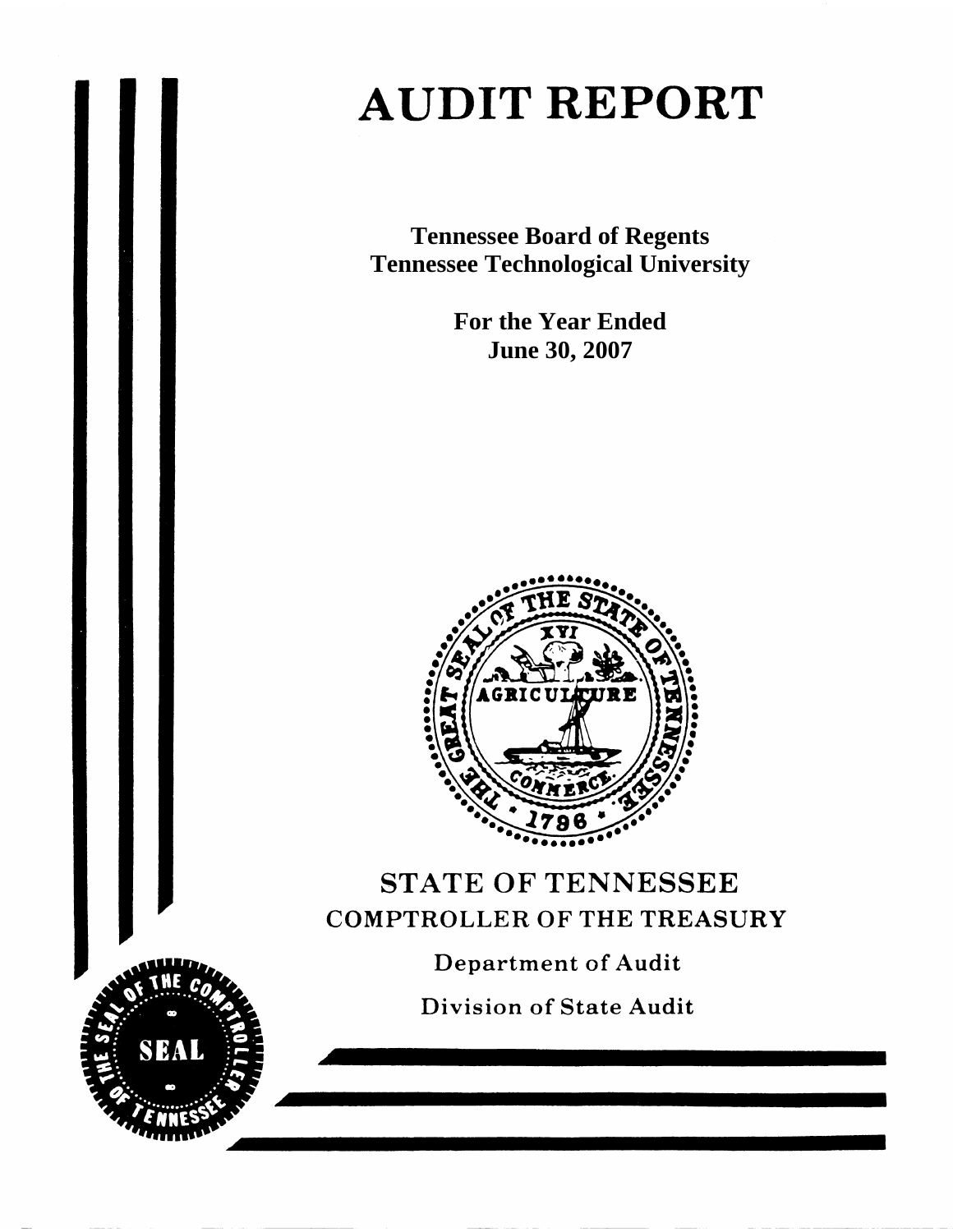# AUDIT REPORT

**Tennessee Board of Regents**
**Tennessee Technological University**

**For the Year Ended**
**June 30, 2007**

STATE OF TENNESSEE
COMPTROLLER OF THE TREASURY

Department of Audit

Division of State Audit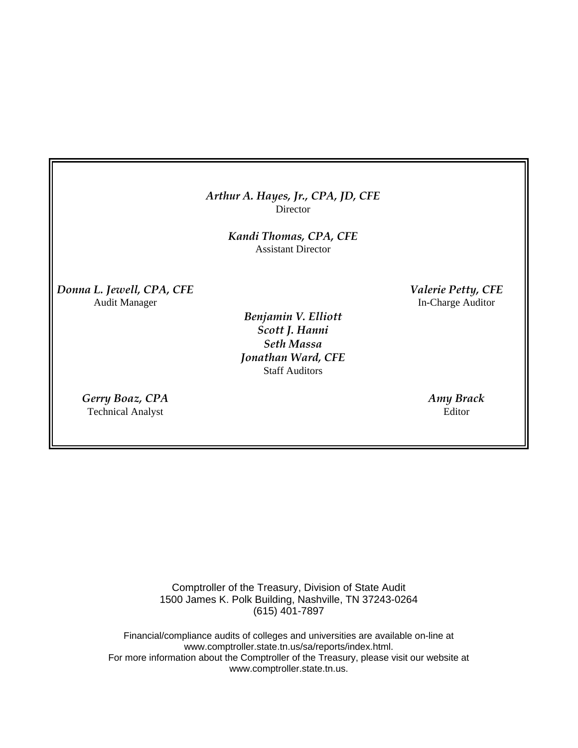*Arthur A. Hayes, Jr., CPA, JD, CFE*
Director

*Kandi Thomas, CPA, CFE*
Assistant Director

*Donna L. Jewell, CPA, CFE*
Audit Manager

*Valerie Petty, CFE*
In-Charge Auditor

*Benjamin V. Elliott*
*Scott J. Hanni*
*Seth Massa*
*Jonathan Ward, CFE*
Staff Auditors

*Gerry Boaz, CPA*
Technical Analyst

*Amy Brack*
Editor

Comptroller of the Treasury, Division of State Audit
1500 James K. Polk Building, Nashville, TN 37243-0264
(615) 401-7897

Financial/compliance audits of colleges and universities are available on-line at
www.comptroller.state.tn.us/sa/reports/index.html.
For more information about the Comptroller of the Treasury, please visit our website at
www.comptroller.state.tn.us.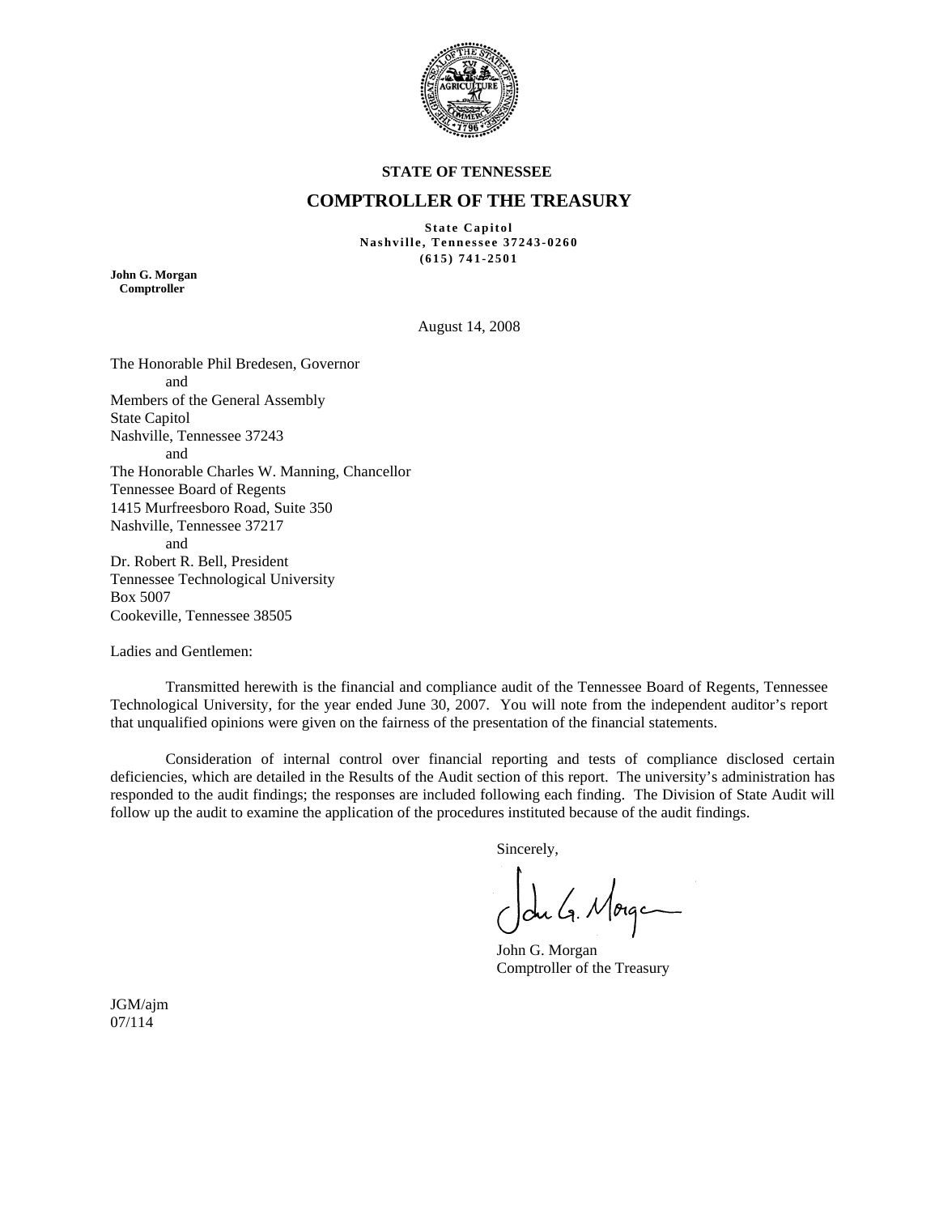**STATE OF TENNESSEE**

## COMPTROLLER OF THE TREASURY

**State Capitol**
**Nashville, Tennessee 37243-0260**
**(615) 741-2501**

**John G. Morgan**
**Comptroller**

August 14, 2008

The Honorable Phil Bredesen, Governor
and
Members of the General Assembly
State Capitol
Nashville, Tennessee 37243
and
The Honorable Charles W. Manning, Chancellor
Tennessee Board of Regents
1415 Murfreesboro Road, Suite 350
Nashville, Tennessee 37217
and
Dr. Robert R. Bell, President
Tennessee Technological University
Box 5007
Cookeville, Tennessee 38505

Ladies and Gentlemen:

Transmitted herewith is the financial and compliance audit of the Tennessee Board of Regents, Tennessee Technological University, for the year ended June 30, 2007. You will note from the independent auditor's report that unqualified opinions were given on the fairness of the presentation of the financial statements.

Consideration of internal control over financial reporting and tests of compliance disclosed certain deficiencies, which are detailed in the Results of the Audit section of this report. The university's administration has responded to the audit findings; the responses are included following each finding. The Division of State Audit will follow up the audit to examine the application of the procedures instituted because of the audit findings.

Sincerely,

John G. Morgan
Comptroller of the Treasury

JGM/ajm
07/114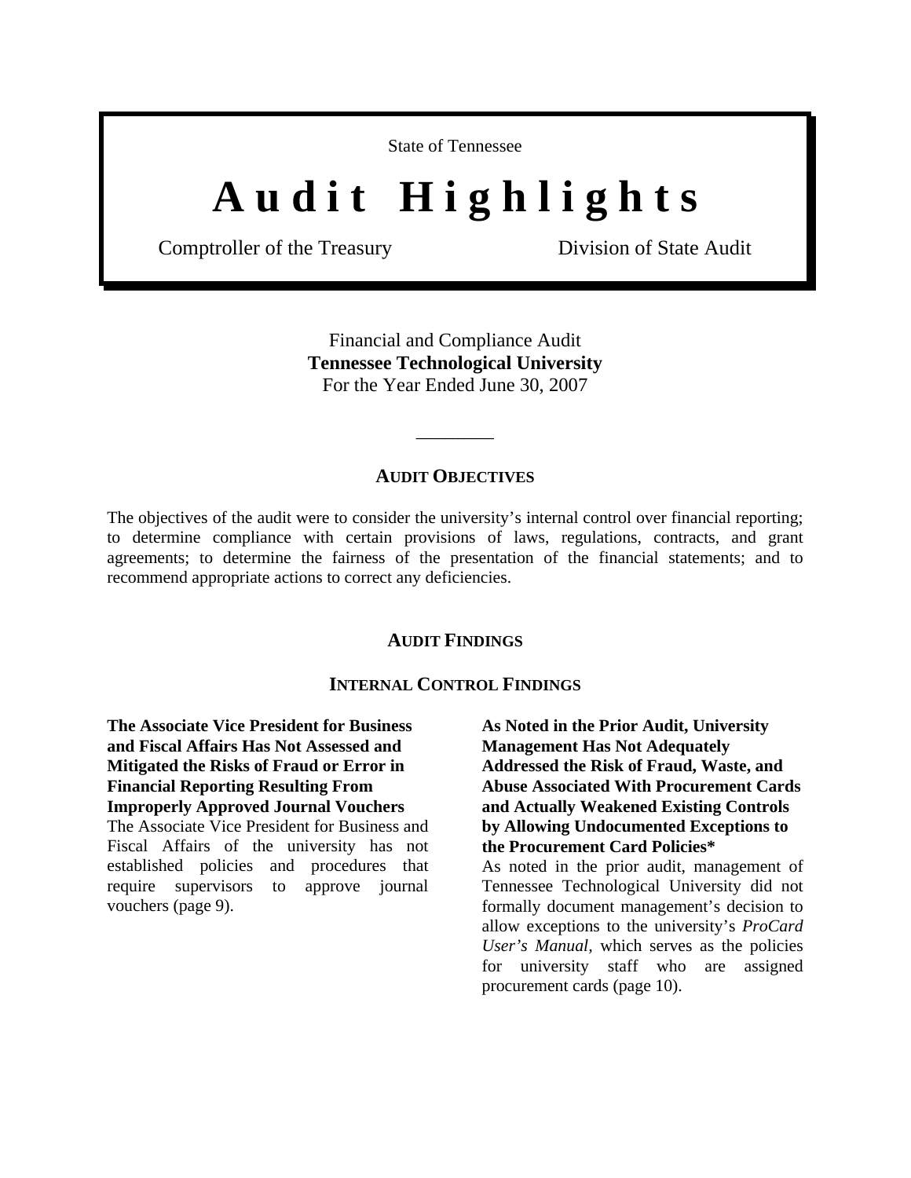State of Tennessee

# Audit Highlights

Comptroller of the Treasury    Division of State Audit

Financial and Compliance Audit
**Tennessee Technological University**
For the Year Ended June 30, 2007

---

## AUDIT OBJECTIVES

The objectives of the audit were to consider the university's internal control over financial reporting; to determine compliance with certain provisions of laws, regulations, contracts, and grant agreements; to determine the fairness of the presentation of the financial statements; and to recommend appropriate actions to correct any deficiencies.

## AUDIT FINDINGS

### INTERNAL CONTROL FINDINGS

**The Associate Vice President for Business and Fiscal Affairs Has Not Assessed and Mitigated the Risks of Fraud or Error in Financial Reporting Resulting From Improperly Approved Journal Vouchers**
The Associate Vice President for Business and Fiscal Affairs of the university has not established policies and procedures that require supervisors to approve journal vouchers (page 9).

**As Noted in the Prior Audit, University Management Has Not Adequately Addressed the Risk of Fraud, Waste, and Abuse Associated With Procurement Cards and Actually Weakened Existing Controls by Allowing Undocumented Exceptions to the Procurement Card Policies***
As noted in the prior audit, management of Tennessee Technological University did not formally document management's decision to allow exceptions to the university's *ProCard User's Manual*, which serves as the policies for university staff who are assigned procurement cards (page 10).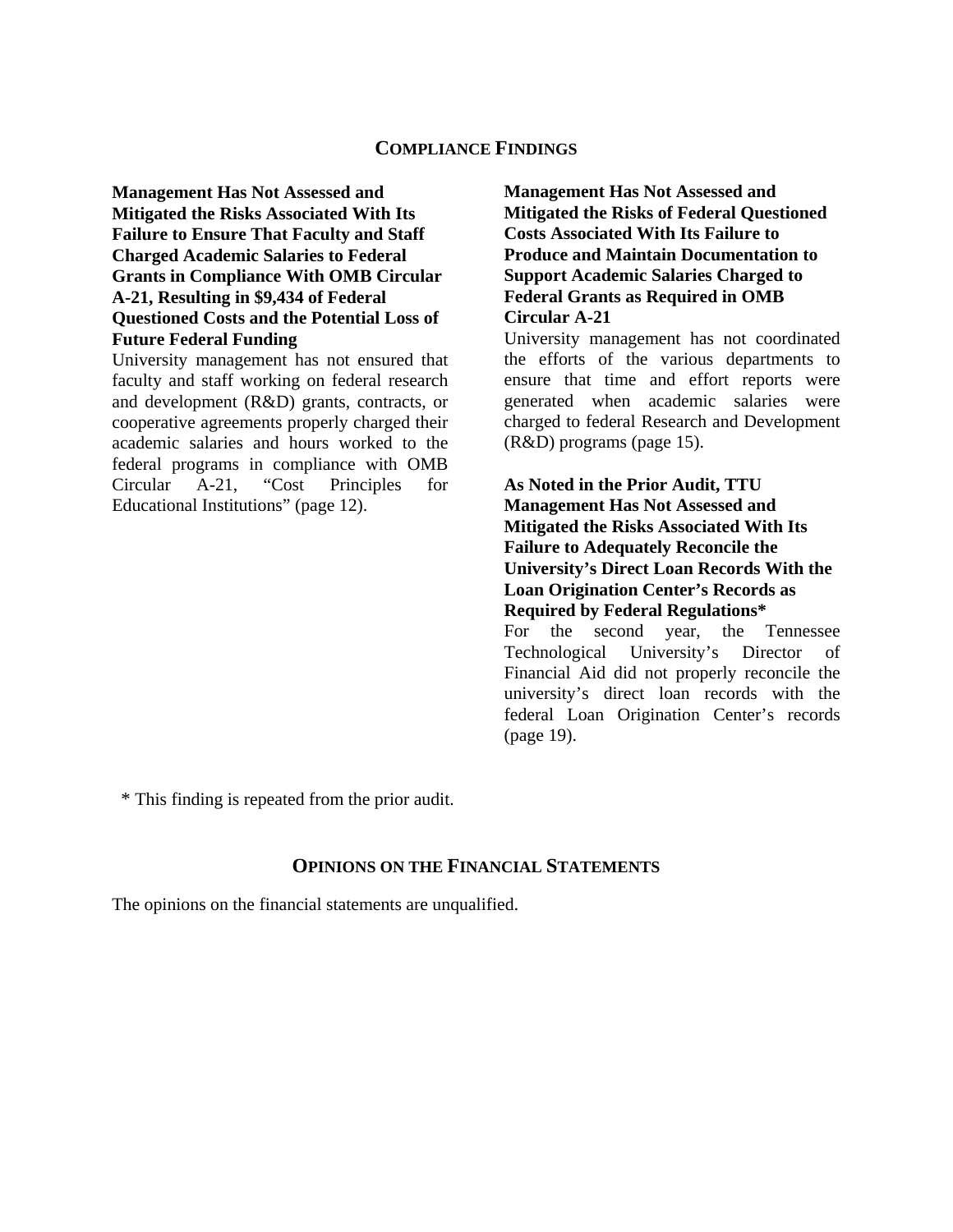## COMPLIANCE FINDINGS

**Management Has Not Assessed and Mitigated the Risks Associated With Its Failure to Ensure That Faculty and Staff Charged Academic Salaries to Federal Grants in Compliance With OMB Circular A-21, Resulting in $9,434 of Federal Questioned Costs and the Potential Loss of Future Federal Funding**

University management has not ensured that faculty and staff working on federal research and development (R&D) grants, contracts, or cooperative agreements properly charged their academic salaries and hours worked to the federal programs in compliance with OMB Circular A-21, "Cost Principles for Educational Institutions" (page 12).

**Management Has Not Assessed and Mitigated the Risks of Federal Questioned Costs Associated With Its Failure to Produce and Maintain Documentation to Support Academic Salaries Charged to Federal Grants as Required in OMB Circular A-21**

University management has not coordinated the efforts of the various departments to ensure that time and effort reports were generated when academic salaries were charged to federal Research and Development (R&D) programs (page 15).

**As Noted in the Prior Audit, TTU Management Has Not Assessed and Mitigated the Risks Associated With Its Failure to Adequately Reconcile the University's Direct Loan Records With the Loan Origination Center's Records as Required by Federal Regulations***

For the second year, the Tennessee Technological University's Director of Financial Aid did not properly reconcile the university's direct loan records with the federal Loan Origination Center's records (page 19).

* This finding is repeated from the prior audit.

## OPINIONS ON THE FINANCIAL STATEMENTS

The opinions on the financial statements are unqualified.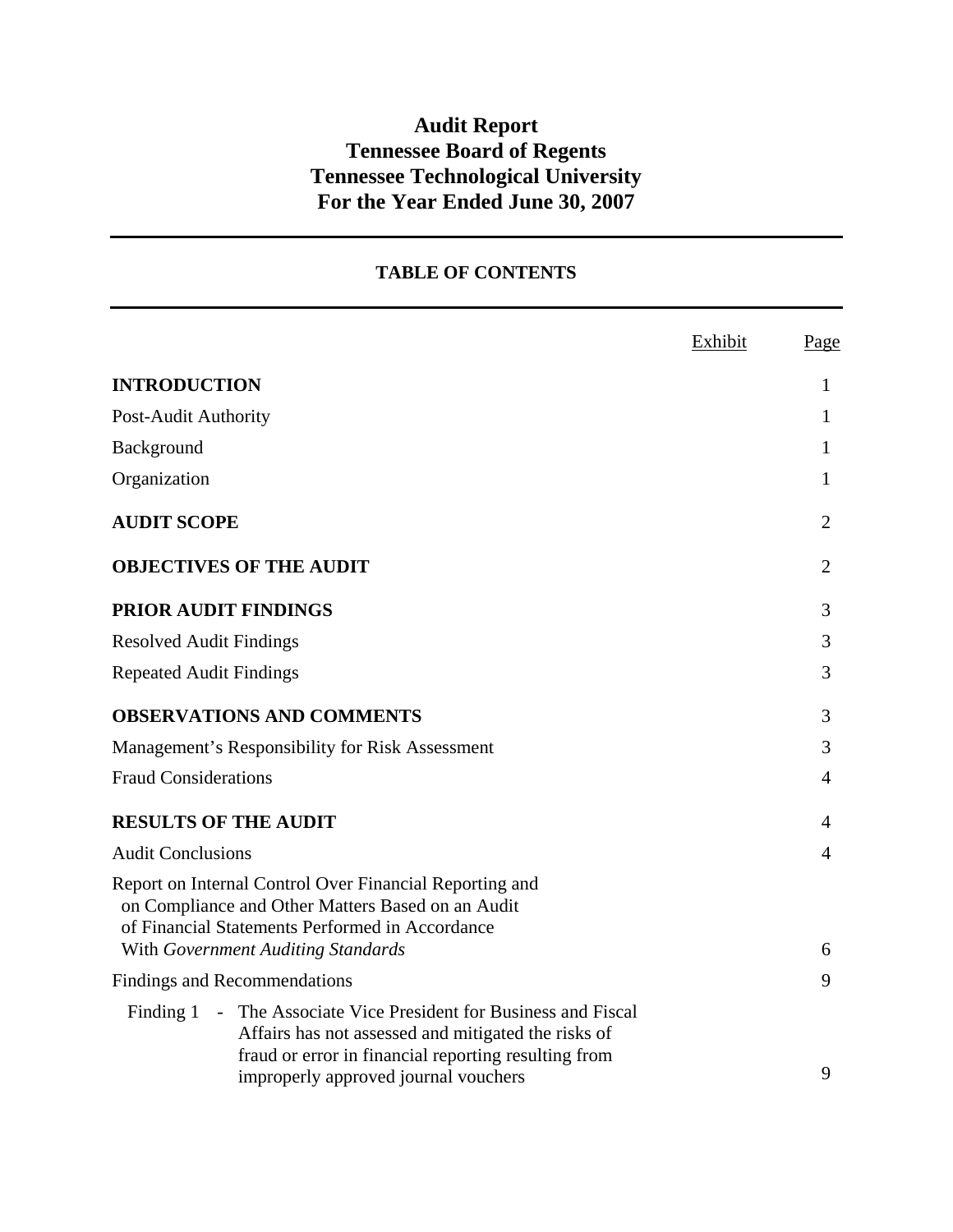# Audit Report
# Tennessee Board of Regents
# Tennessee Technological University
# For the Year Ended June 30, 2007

## TABLE OF CONTENTS

| | Exhibit | Page |
|---|---|---|
| **INTRODUCTION** | | 1 |
| Post-Audit Authority | | 1 |
| Background | | 1 |
| Organization | | 1 |
| **AUDIT SCOPE** | | 2 |
| **OBJECTIVES OF THE AUDIT** | | 2 |
| **PRIOR AUDIT FINDINGS** | | 3 |
| Resolved Audit Findings | | 3 |
| Repeated Audit Findings | | 3 |
| **OBSERVATIONS AND COMMENTS** | | 3 |
| Management's Responsibility for Risk Assessment | | 3 |
| Fraud Considerations | | 4 |
| **RESULTS OF THE AUDIT** | | 4 |
| Audit Conclusions | | 4 |
| Report on Internal Control Over Financial Reporting and on Compliance and Other Matters Based on an Audit of Financial Statements Performed in Accordance With *Government Auditing Standards* | | 6 |
| Findings and Recommendations | | 9 |
| Finding 1 - The Associate Vice President for Business and Fiscal Affairs has not assessed and mitigated the risks of fraud or error in financial reporting resulting from improperly approved journal vouchers | | 9 |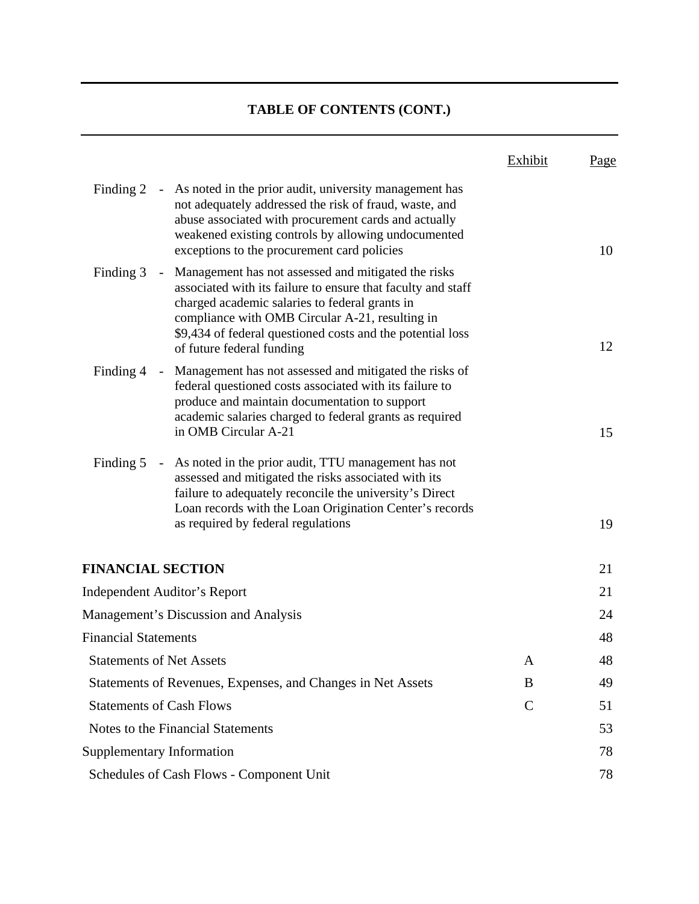## TABLE OF CONTENTS (CONT.)

| | Exhibit | Page |
|---|---|---|
| Finding 2 - As noted in the prior audit, university management has not adequately addressed the risk of fraud, waste, and abuse associated with procurement cards and actually weakened existing controls by allowing undocumented exceptions to the procurement card policies | | 10 |
| Finding 3 - Management has not assessed and mitigated the risks associated with its failure to ensure that faculty and staff charged academic salaries to federal grants in compliance with OMB Circular A-21, resulting in $9,434 of federal questioned costs and the potential loss of future federal funding | | 12 |
| Finding 4 - Management has not assessed and mitigated the risks of federal questioned costs associated with its failure to produce and maintain documentation to support academic salaries charged to federal grants as required in OMB Circular A-21 | | 15 |
| Finding 5 - As noted in the prior audit, TTU management has not assessed and mitigated the risks associated with its failure to adequately reconcile the university's Direct Loan records with the Loan Origination Center's records as required by federal regulations | | 19 |
| **FINANCIAL SECTION** | | 21 |
| Independent Auditor's Report | | 21 |
| Management's Discussion and Analysis | | 24 |
| Financial Statements | | 48 |
| Statements of Net Assets | A | 48 |
| Statements of Revenues, Expenses, and Changes in Net Assets | B | 49 |
| Statements of Cash Flows | C | 51 |
| Notes to the Financial Statements | | 53 |
| Supplementary Information | | 78 |
| Schedules of Cash Flows - Component Unit | | 78 |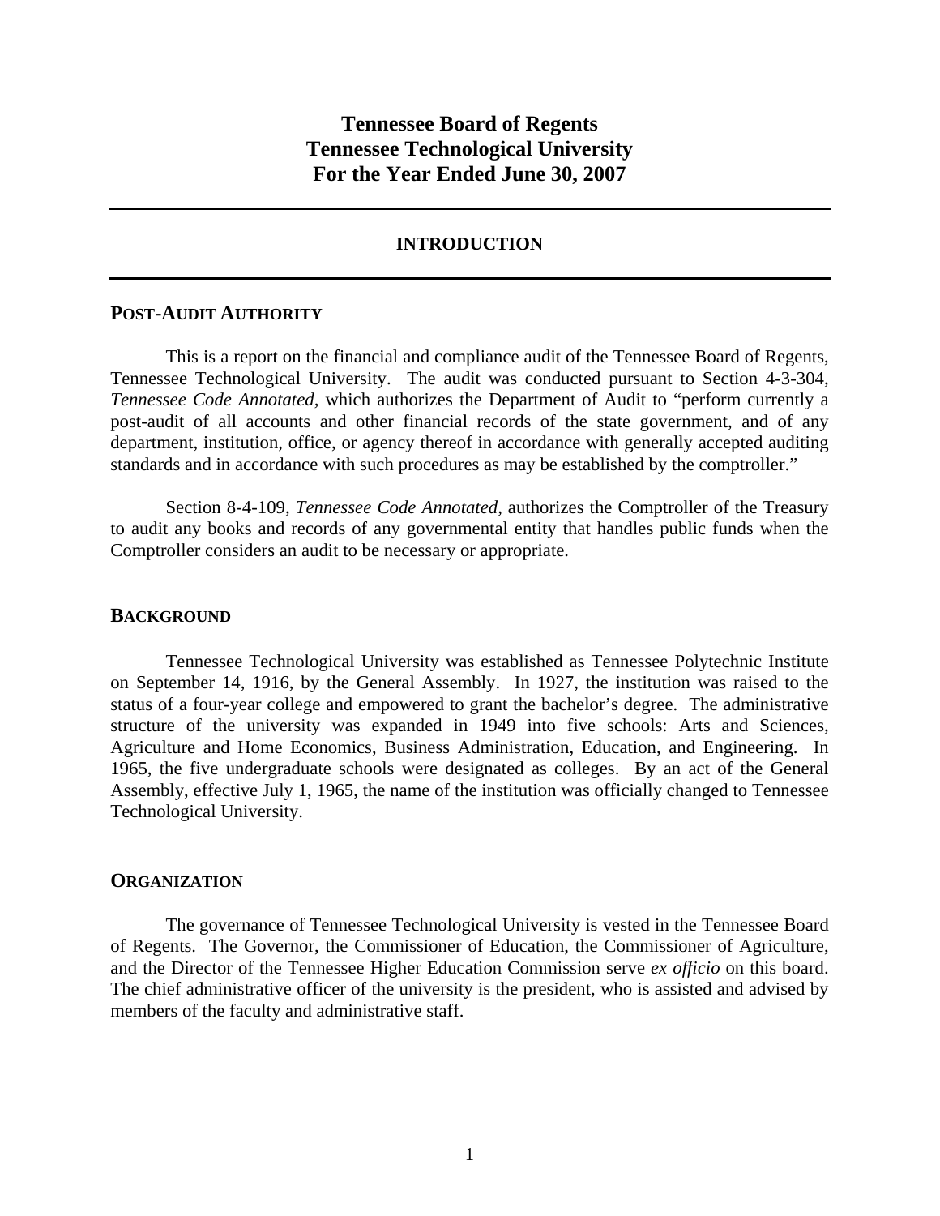# Tennessee Board of Regents
# Tennessee Technological University
# For the Year Ended June 30, 2007

## INTRODUCTION

### POST-AUDIT AUTHORITY

This is a report on the financial and compliance audit of the Tennessee Board of Regents, Tennessee Technological University. The audit was conducted pursuant to Section 4-3-304, *Tennessee Code Annotated,* which authorizes the Department of Audit to "perform currently a post-audit of all accounts and other financial records of the state government, and of any department, institution, office, or agency thereof in accordance with generally accepted auditing standards and in accordance with such procedures as may be established by the comptroller."

Section 8-4-109, *Tennessee Code Annotated,* authorizes the Comptroller of the Treasury to audit any books and records of any governmental entity that handles public funds when the Comptroller considers an audit to be necessary or appropriate.

### BACKGROUND

Tennessee Technological University was established as Tennessee Polytechnic Institute on September 14, 1916, by the General Assembly. In 1927, the institution was raised to the status of a four-year college and empowered to grant the bachelor's degree. The administrative structure of the university was expanded in 1949 into five schools: Arts and Sciences, Agriculture and Home Economics, Business Administration, Education, and Engineering. In 1965, the five undergraduate schools were designated as colleges. By an act of the General Assembly, effective July 1, 1965, the name of the institution was officially changed to Tennessee Technological University.

### ORGANIZATION

The governance of Tennessee Technological University is vested in the Tennessee Board of Regents. The Governor, the Commissioner of Education, the Commissioner of Agriculture, and the Director of the Tennessee Higher Education Commission serve *ex officio* on this board. The chief administrative officer of the university is the president, who is assisted and advised by members of the faculty and administrative staff.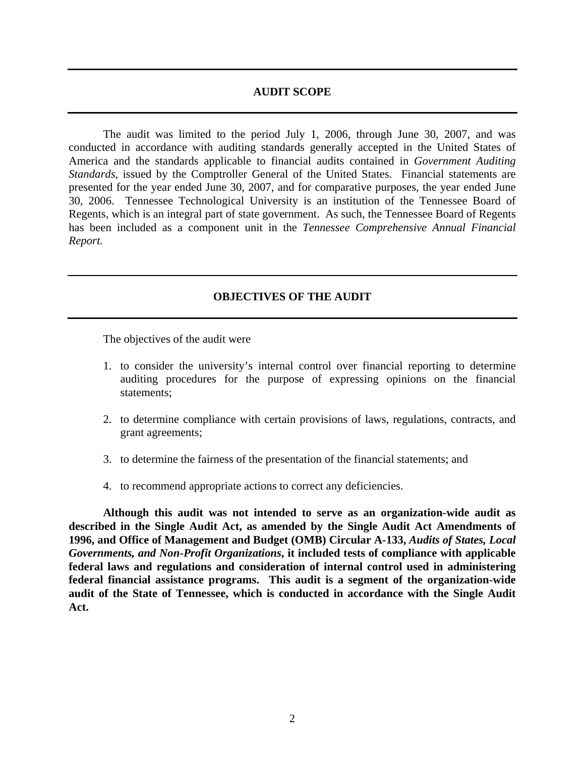## AUDIT SCOPE

The audit was limited to the period July 1, 2006, through June 30, 2007, and was conducted in accordance with auditing standards generally accepted in the United States of America and the standards applicable to financial audits contained in *Government Auditing Standards*, issued by the Comptroller General of the United States. Financial statements are presented for the year ended June 30, 2007, and for comparative purposes, the year ended June 30, 2006. Tennessee Technological University is an institution of the Tennessee Board of Regents, which is an integral part of state government. As such, the Tennessee Board of Regents has been included as a component unit in the *Tennessee Comprehensive Annual Financial Report.*

## OBJECTIVES OF THE AUDIT

The objectives of the audit were

1. to consider the university's internal control over financial reporting to determine auditing procedures for the purpose of expressing opinions on the financial statements;

2. to determine compliance with certain provisions of laws, regulations, contracts, and grant agreements;

3. to determine the fairness of the presentation of the financial statements; and

4. to recommend appropriate actions to correct any deficiencies.

**Although this audit was not intended to serve as an organization-wide audit as described in the Single Audit Act, as amended by the Single Audit Act Amendments of 1996, and Office of Management and Budget (OMB) Circular A-133, *Audits of States, Local Governments, and Non-Profit Organizations*, it included tests of compliance with applicable federal laws and regulations and consideration of internal control used in administering federal financial assistance programs. This audit is a segment of the organization-wide audit of the State of Tennessee, which is conducted in accordance with the Single Audit Act.**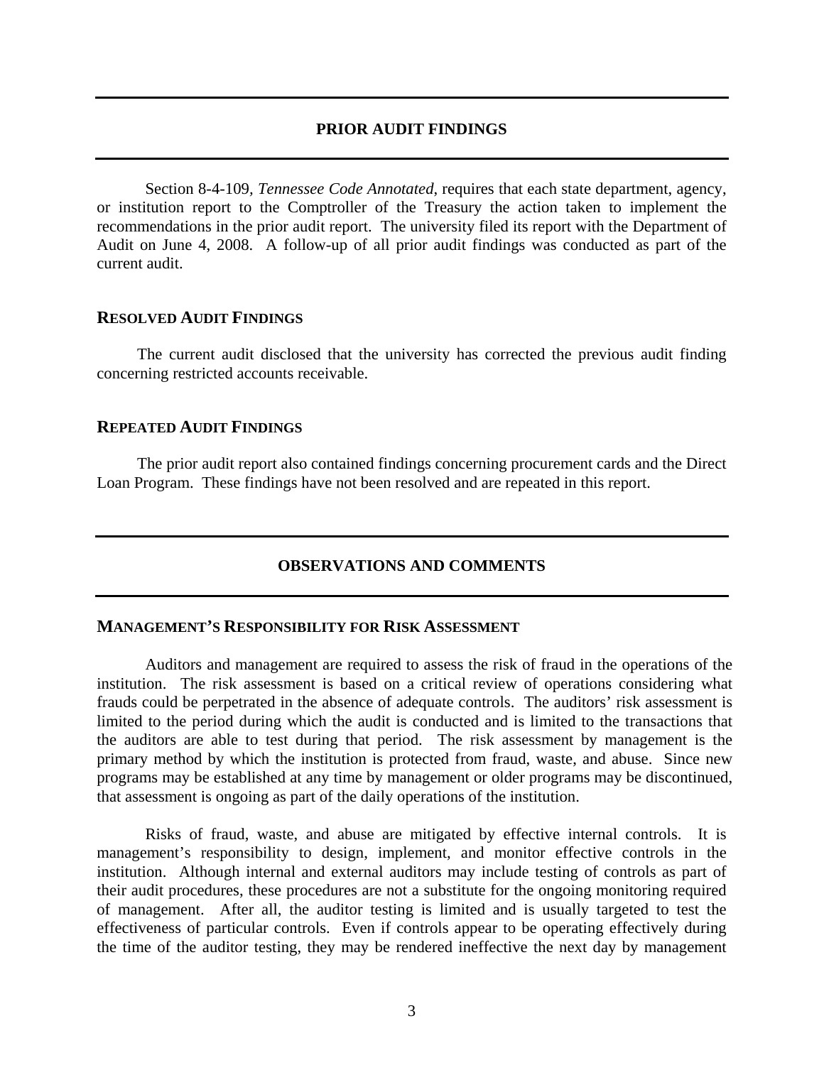## PRIOR AUDIT FINDINGS

Section 8-4-109, *Tennessee Code Annotated*, requires that each state department, agency, or institution report to the Comptroller of the Treasury the action taken to implement the recommendations in the prior audit report. The university filed its report with the Department of Audit on June 4, 2008. A follow-up of all prior audit findings was conducted as part of the current audit.

### RESOLVED AUDIT FINDINGS

The current audit disclosed that the university has corrected the previous audit finding concerning restricted accounts receivable.

### REPEATED AUDIT FINDINGS

The prior audit report also contained findings concerning procurement cards and the Direct Loan Program. These findings have not been resolved and are repeated in this report.

## OBSERVATIONS AND COMMENTS

### MANAGEMENT'S RESPONSIBILITY FOR RISK ASSESSMENT

Auditors and management are required to assess the risk of fraud in the operations of the institution. The risk assessment is based on a critical review of operations considering what frauds could be perpetrated in the absence of adequate controls. The auditors' risk assessment is limited to the period during which the audit is conducted and is limited to the transactions that the auditors are able to test during that period. The risk assessment by management is the primary method by which the institution is protected from fraud, waste, and abuse. Since new programs may be established at any time by management or older programs may be discontinued, that assessment is ongoing as part of the daily operations of the institution.

Risks of fraud, waste, and abuse are mitigated by effective internal controls. It is management's responsibility to design, implement, and monitor effective controls in the institution. Although internal and external auditors may include testing of controls as part of their audit procedures, these procedures are not a substitute for the ongoing monitoring required of management. After all, the auditor testing is limited and is usually targeted to test the effectiveness of particular controls. Even if controls appear to be operating effectively during the time of the auditor testing, they may be rendered ineffective the next day by management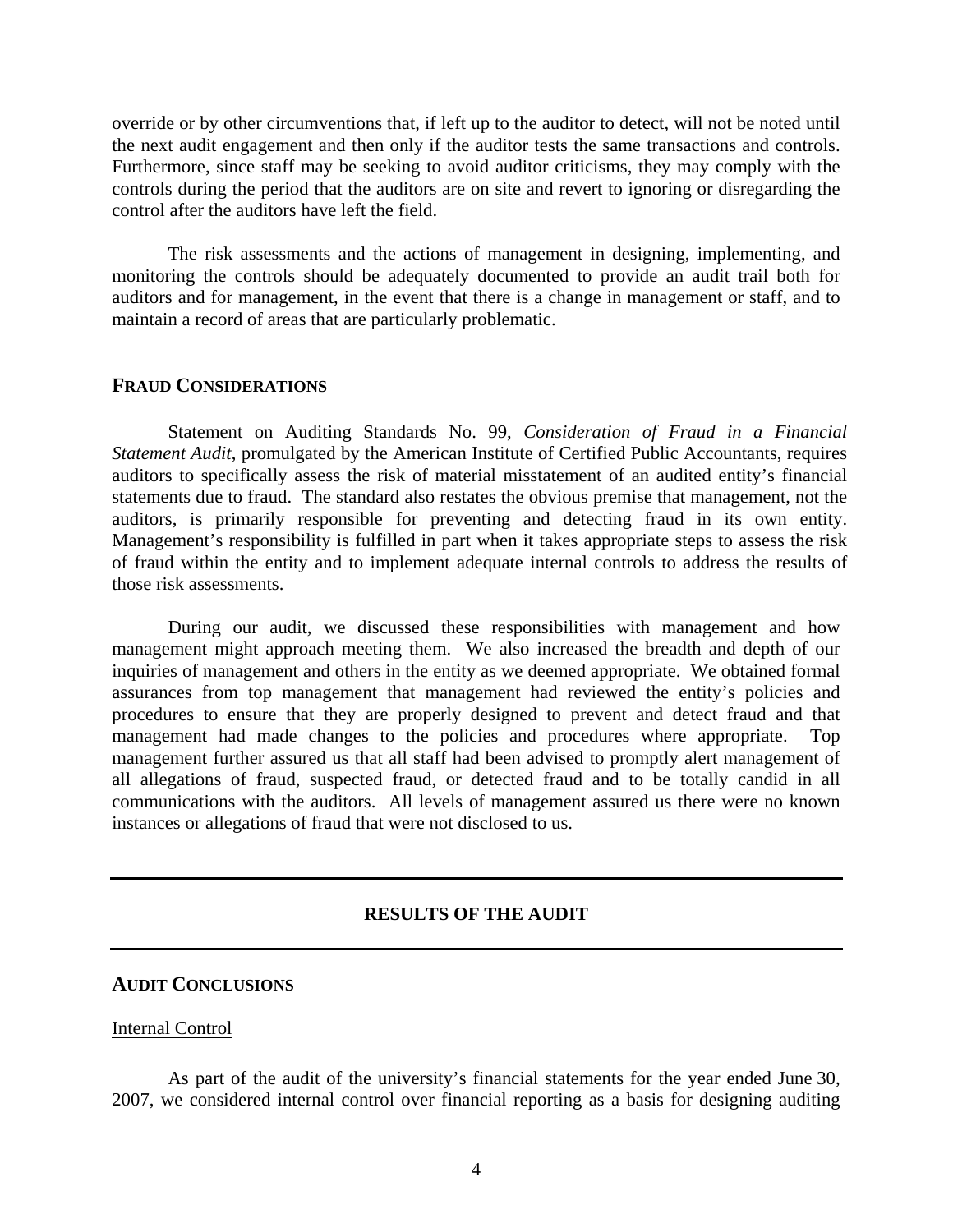override or by other circumventions that, if left up to the auditor to detect, will not be noted until the next audit engagement and then only if the auditor tests the same transactions and controls. Furthermore, since staff may be seeking to avoid auditor criticisms, they may comply with the controls during the period that the auditors are on site and revert to ignoring or disregarding the control after the auditors have left the field.

The risk assessments and the actions of management in designing, implementing, and monitoring the controls should be adequately documented to provide an audit trail both for auditors and for management, in the event that there is a change in management or staff, and to maintain a record of areas that are particularly problematic.

## FRAUD CONSIDERATIONS

Statement on Auditing Standards No. 99, *Consideration of Fraud in a Financial Statement Audit*, promulgated by the American Institute of Certified Public Accountants, requires auditors to specifically assess the risk of material misstatement of an audited entity's financial statements due to fraud. The standard also restates the obvious premise that management, not the auditors, is primarily responsible for preventing and detecting fraud in its own entity. Management's responsibility is fulfilled in part when it takes appropriate steps to assess the risk of fraud within the entity and to implement adequate internal controls to address the results of those risk assessments.

During our audit, we discussed these responsibilities with management and how management might approach meeting them. We also increased the breadth and depth of our inquiries of management and others in the entity as we deemed appropriate. We obtained formal assurances from top management that management had reviewed the entity's policies and procedures to ensure that they are properly designed to prevent and detect fraud and that management had made changes to the policies and procedures where appropriate. Top management further assured us that all staff had been advised to promptly alert management of all allegations of fraud, suspected fraud, or detected fraud and to be totally candid in all communications with the auditors. All levels of management assured us there were no known instances or allegations of fraud that were not disclosed to us.

# RESULTS OF THE AUDIT

## AUDIT CONCLUSIONS

### Internal Control

As part of the audit of the university's financial statements for the year ended June 30, 2007, we considered internal control over financial reporting as a basis for designing auditing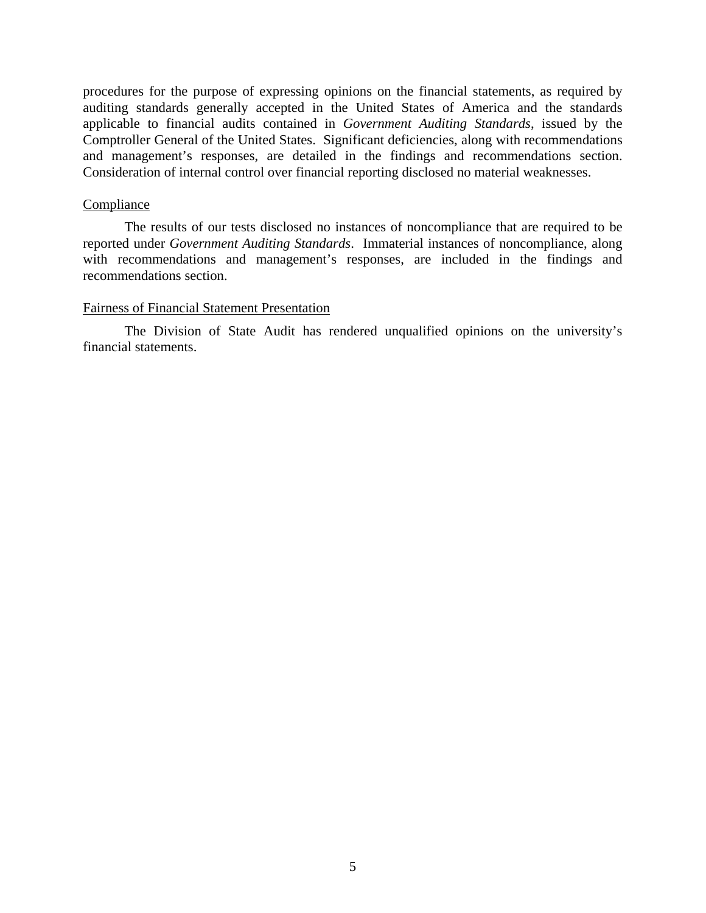procedures for the purpose of expressing opinions on the financial statements, as required by auditing standards generally accepted in the United States of America and the standards applicable to financial audits contained in *Government Auditing Standards*, issued by the Comptroller General of the United States. Significant deficiencies, along with recommendations and management's responses, are detailed in the findings and recommendations section. Consideration of internal control over financial reporting disclosed no material weaknesses.

<u>Compliance</u>

The results of our tests disclosed no instances of noncompliance that are required to be reported under *Government Auditing Standards*. Immaterial instances of noncompliance, along with recommendations and management's responses, are included in the findings and recommendations section.

<u>Fairness of Financial Statement Presentation</u>

The Division of State Audit has rendered unqualified opinions on the university's financial statements.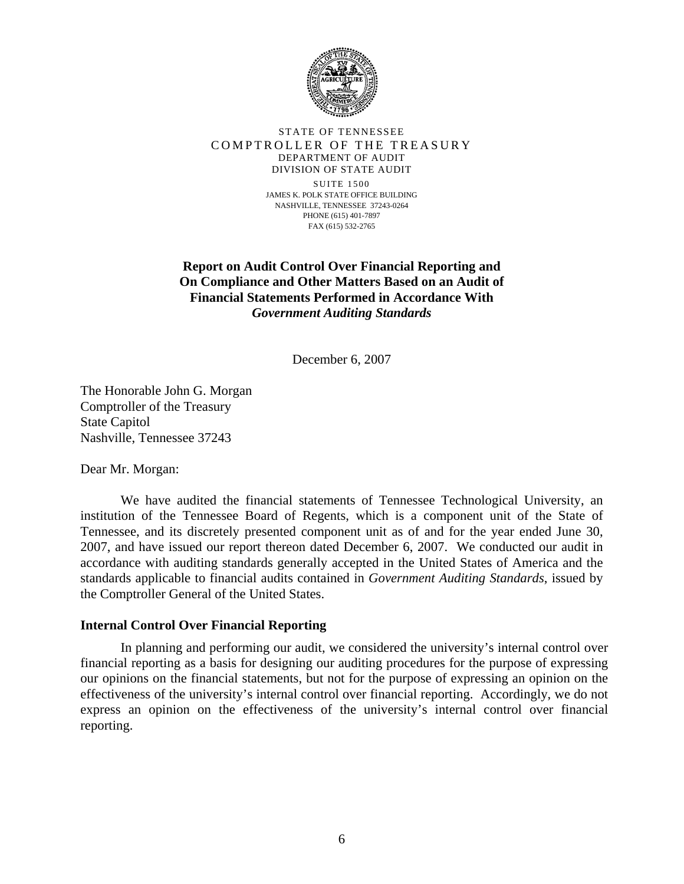STATE OF TENNESSEE
COMPTROLLER OF THE TREASURY
DEPARTMENT OF AUDIT
DIVISION OF STATE AUDIT

SUITE 1500
JAMES K. POLK STATE OFFICE BUILDING
NASHVILLE, TENNESSEE 37243-0264
PHONE (615) 401-7897
FAX (615) 532-2765

**Report on Audit Control Over Financial Reporting and On Compliance and Other Matters Based on an Audit of Financial Statements Performed in Accordance With *Government Auditing Standards***

December 6, 2007

The Honorable John G. Morgan
Comptroller of the Treasury
State Capitol
Nashville, Tennessee 37243

Dear Mr. Morgan:

We have audited the financial statements of Tennessee Technological University, an institution of the Tennessee Board of Regents, which is a component unit of the State of Tennessee, and its discretely presented component unit as of and for the year ended June 30, 2007, and have issued our report thereon dated December 6, 2007. We conducted our audit in accordance with auditing standards generally accepted in the United States of America and the standards applicable to financial audits contained in *Government Auditing Standards*, issued by the Comptroller General of the United States.

**Internal Control Over Financial Reporting**

In planning and performing our audit, we considered the university's internal control over financial reporting as a basis for designing our auditing procedures for the purpose of expressing our opinions on the financial statements, but not for the purpose of expressing an opinion on the effectiveness of the university's internal control over financial reporting. Accordingly, we do not express an opinion on the effectiveness of the university's internal control over financial reporting.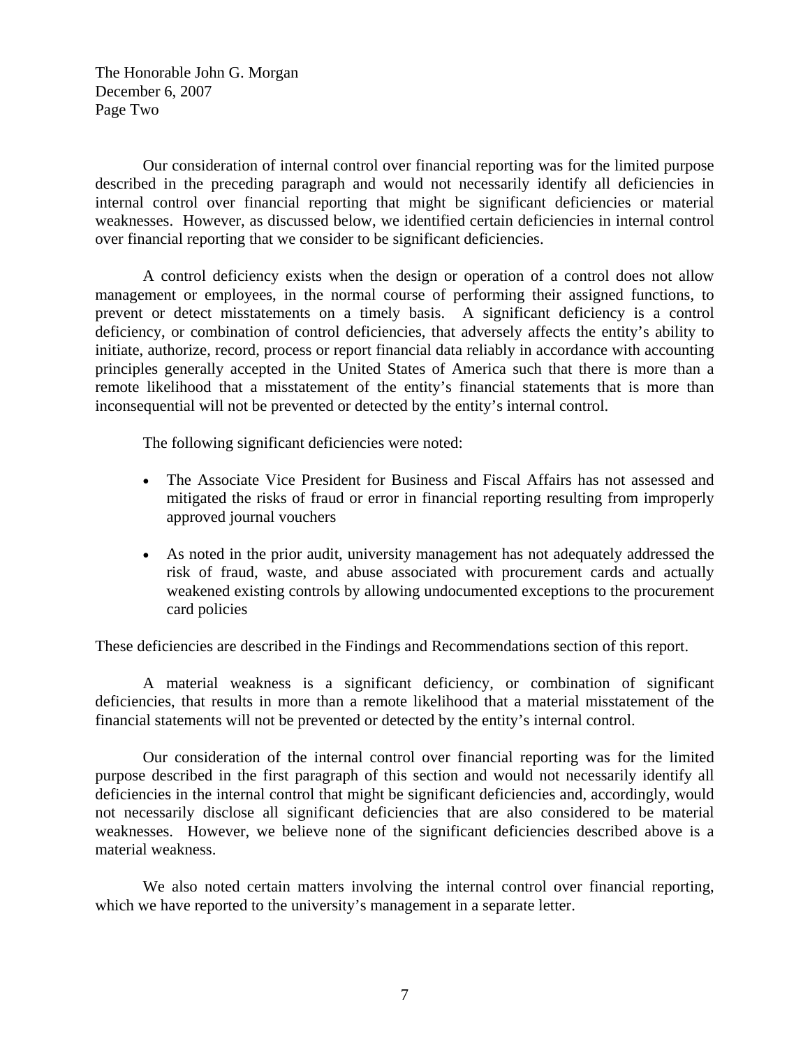The Honorable John G. Morgan
December 6, 2007
Page Two

Our consideration of internal control over financial reporting was for the limited purpose described in the preceding paragraph and would not necessarily identify all deficiencies in internal control over financial reporting that might be significant deficiencies or material weaknesses. However, as discussed below, we identified certain deficiencies in internal control over financial reporting that we consider to be significant deficiencies.

A control deficiency exists when the design or operation of a control does not allow management or employees, in the normal course of performing their assigned functions, to prevent or detect misstatements on a timely basis. A significant deficiency is a control deficiency, or combination of control deficiencies, that adversely affects the entity's ability to initiate, authorize, record, process or report financial data reliably in accordance with accounting principles generally accepted in the United States of America such that there is more than a remote likelihood that a misstatement of the entity's financial statements that is more than inconsequential will not be prevented or detected by the entity's internal control.

The following significant deficiencies were noted:

- The Associate Vice President for Business and Fiscal Affairs has not assessed and mitigated the risks of fraud or error in financial reporting resulting from improperly approved journal vouchers
- As noted in the prior audit, university management has not adequately addressed the risk of fraud, waste, and abuse associated with procurement cards and actually weakened existing controls by allowing undocumented exceptions to the procurement card policies

These deficiencies are described in the Findings and Recommendations section of this report.

A material weakness is a significant deficiency, or combination of significant deficiencies, that results in more than a remote likelihood that a material misstatement of the financial statements will not be prevented or detected by the entity's internal control.

Our consideration of the internal control over financial reporting was for the limited purpose described in the first paragraph of this section and would not necessarily identify all deficiencies in the internal control that might be significant deficiencies and, accordingly, would not necessarily disclose all significant deficiencies that are also considered to be material weaknesses. However, we believe none of the significant deficiencies described above is a material weakness.

We also noted certain matters involving the internal control over financial reporting, which we have reported to the university's management in a separate letter.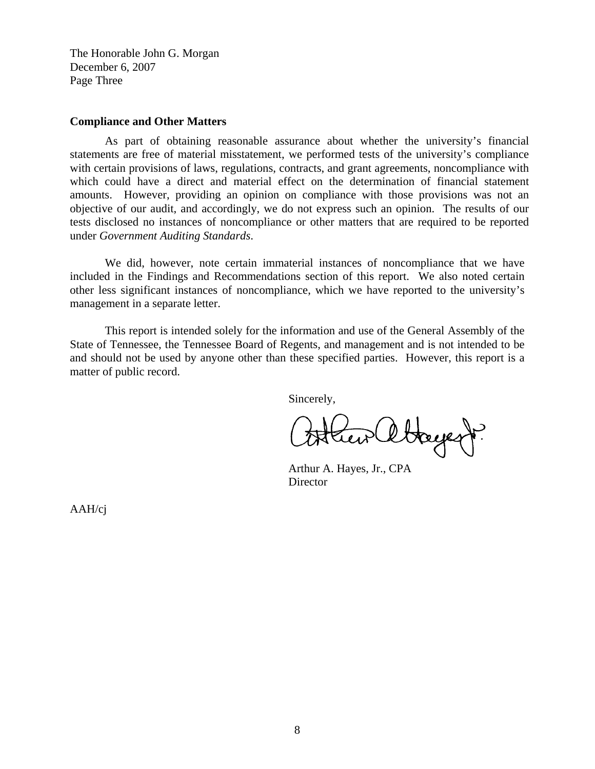The Honorable John G. Morgan
December 6, 2007
Page Three

**Compliance and Other Matters**

As part of obtaining reasonable assurance about whether the university's financial statements are free of material misstatement, we performed tests of the university's compliance with certain provisions of laws, regulations, contracts, and grant agreements, noncompliance with which could have a direct and material effect on the determination of financial statement amounts. However, providing an opinion on compliance with those provisions was not an objective of our audit, and accordingly, we do not express such an opinion. The results of our tests disclosed no instances of noncompliance or other matters that are required to be reported under *Government Auditing Standards*.

We did, however, note certain immaterial instances of noncompliance that we have included in the Findings and Recommendations section of this report. We also noted certain other less significant instances of noncompliance, which we have reported to the university's management in a separate letter.

This report is intended solely for the information and use of the General Assembly of the State of Tennessee, the Tennessee Board of Regents, and management and is not intended to be and should not be used by anyone other than these specified parties. However, this report is a matter of public record.

Sincerely,

Arthur A. Hayes, Jr., CPA
Director

AAH/cj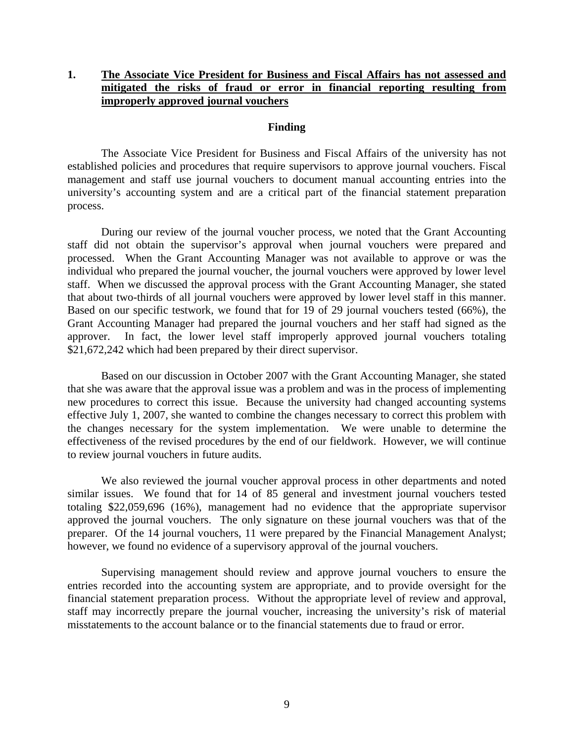## 1. **The Associate Vice President for Business and Fiscal Affairs has not assessed and mitigated the risks of fraud or error in financial reporting resulting from improperly approved journal vouchers**

### Finding

The Associate Vice President for Business and Fiscal Affairs of the university has not established policies and procedures that require supervisors to approve journal vouchers. Fiscal management and staff use journal vouchers to document manual accounting entries into the university's accounting system and are a critical part of the financial statement preparation process.

During our review of the journal voucher process, we noted that the Grant Accounting staff did not obtain the supervisor's approval when journal vouchers were prepared and processed. When the Grant Accounting Manager was not available to approve or was the individual who prepared the journal voucher, the journal vouchers were approved by lower level staff. When we discussed the approval process with the Grant Accounting Manager, she stated that about two-thirds of all journal vouchers were approved by lower level staff in this manner. Based on our specific testwork, we found that for 19 of 29 journal vouchers tested (66%), the Grant Accounting Manager had prepared the journal vouchers and her staff had signed as the approver. In fact, the lower level staff improperly approved journal vouchers totaling $21,672,242 which had been prepared by their direct supervisor.

Based on our discussion in October 2007 with the Grant Accounting Manager, she stated that she was aware that the approval issue was a problem and was in the process of implementing new procedures to correct this issue. Because the university had changed accounting systems effective July 1, 2007, she wanted to combine the changes necessary to correct this problem with the changes necessary for the system implementation. We were unable to determine the effectiveness of the revised procedures by the end of our fieldwork. However, we will continue to review journal vouchers in future audits.

We also reviewed the journal voucher approval process in other departments and noted similar issues. We found that for 14 of 85 general and investment journal vouchers tested totaling $22,059,696 (16%), management had no evidence that the appropriate supervisor approved the journal vouchers. The only signature on these journal vouchers was that of the preparer. Of the 14 journal vouchers, 11 were prepared by the Financial Management Analyst; however, we found no evidence of a supervisory approval of the journal vouchers.

Supervising management should review and approve journal vouchers to ensure the entries recorded into the accounting system are appropriate, and to provide oversight for the financial statement preparation process. Without the appropriate level of review and approval, staff may incorrectly prepare the journal voucher, increasing the university's risk of material misstatements to the account balance or to the financial statements due to fraud or error.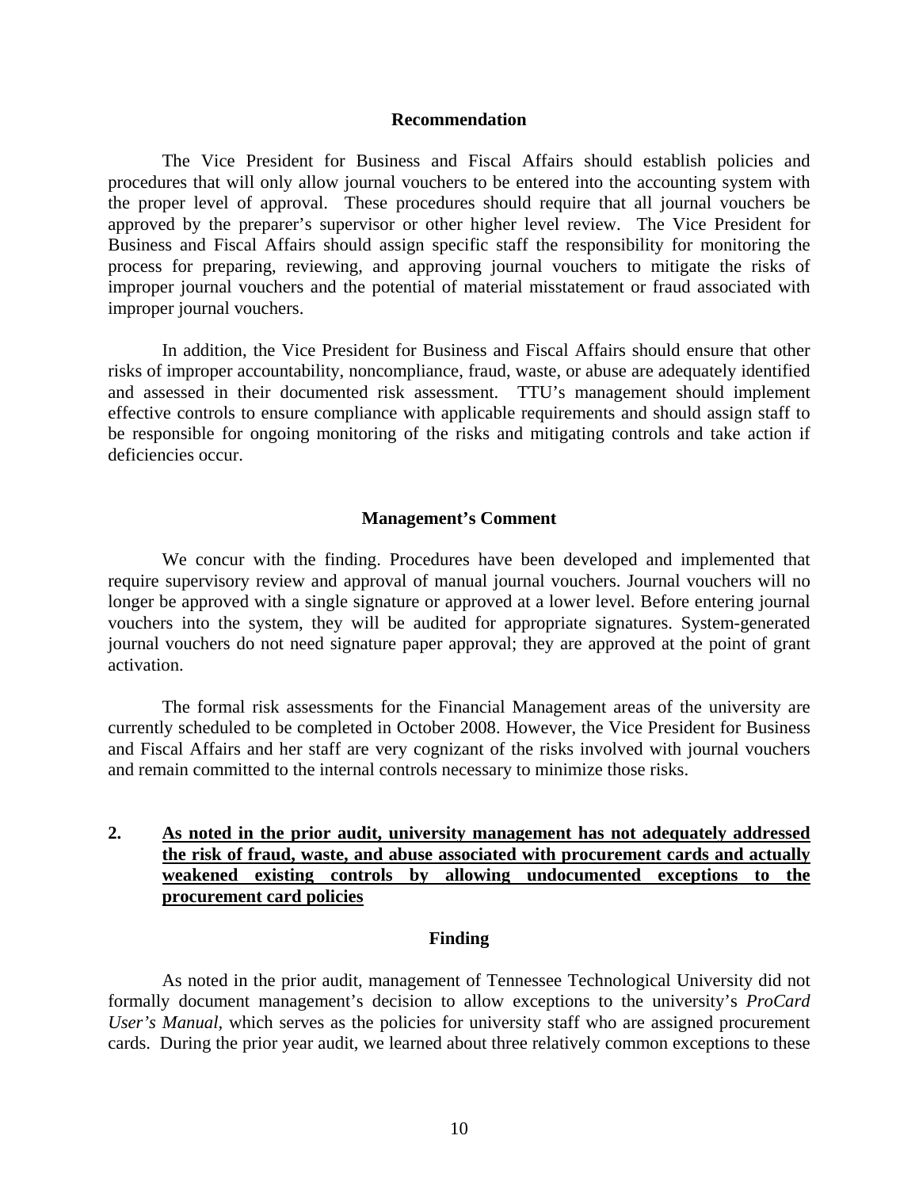### Recommendation

The Vice President for Business and Fiscal Affairs should establish policies and procedures that will only allow journal vouchers to be entered into the accounting system with the proper level of approval. These procedures should require that all journal vouchers be approved by the preparer's supervisor or other higher level review. The Vice President for Business and Fiscal Affairs should assign specific staff the responsibility for monitoring the process for preparing, reviewing, and approving journal vouchers to mitigate the risks of improper journal vouchers and the potential of material misstatement or fraud associated with improper journal vouchers.

In addition, the Vice President for Business and Fiscal Affairs should ensure that other risks of improper accountability, noncompliance, fraud, waste, or abuse are adequately identified and assessed in their documented risk assessment. TTU's management should implement effective controls to ensure compliance with applicable requirements and should assign staff to be responsible for ongoing monitoring of the risks and mitigating controls and take action if deficiencies occur.

### Management's Comment

We concur with the finding. Procedures have been developed and implemented that require supervisory review and approval of manual journal vouchers. Journal vouchers will no longer be approved with a single signature or approved at a lower level. Before entering journal vouchers into the system, they will be audited for appropriate signatures. System-generated journal vouchers do not need signature paper approval; they are approved at the point of grant activation.

The formal risk assessments for the Financial Management areas of the university are currently scheduled to be completed in October 2008. However, the Vice President for Business and Fiscal Affairs and her staff are very cognizant of the risks involved with journal vouchers and remain committed to the internal controls necessary to minimize those risks.

## 2. As noted in the prior audit, university management has not adequately addressed the risk of fraud, waste, and abuse associated with procurement cards and actually weakened existing controls by allowing undocumented exceptions to the procurement card policies

### Finding

As noted in the prior audit, management of Tennessee Technological University did not formally document management's decision to allow exceptions to the university's *ProCard User's Manual,* which serves as the policies for university staff who are assigned procurement cards. During the prior year audit, we learned about three relatively common exceptions to these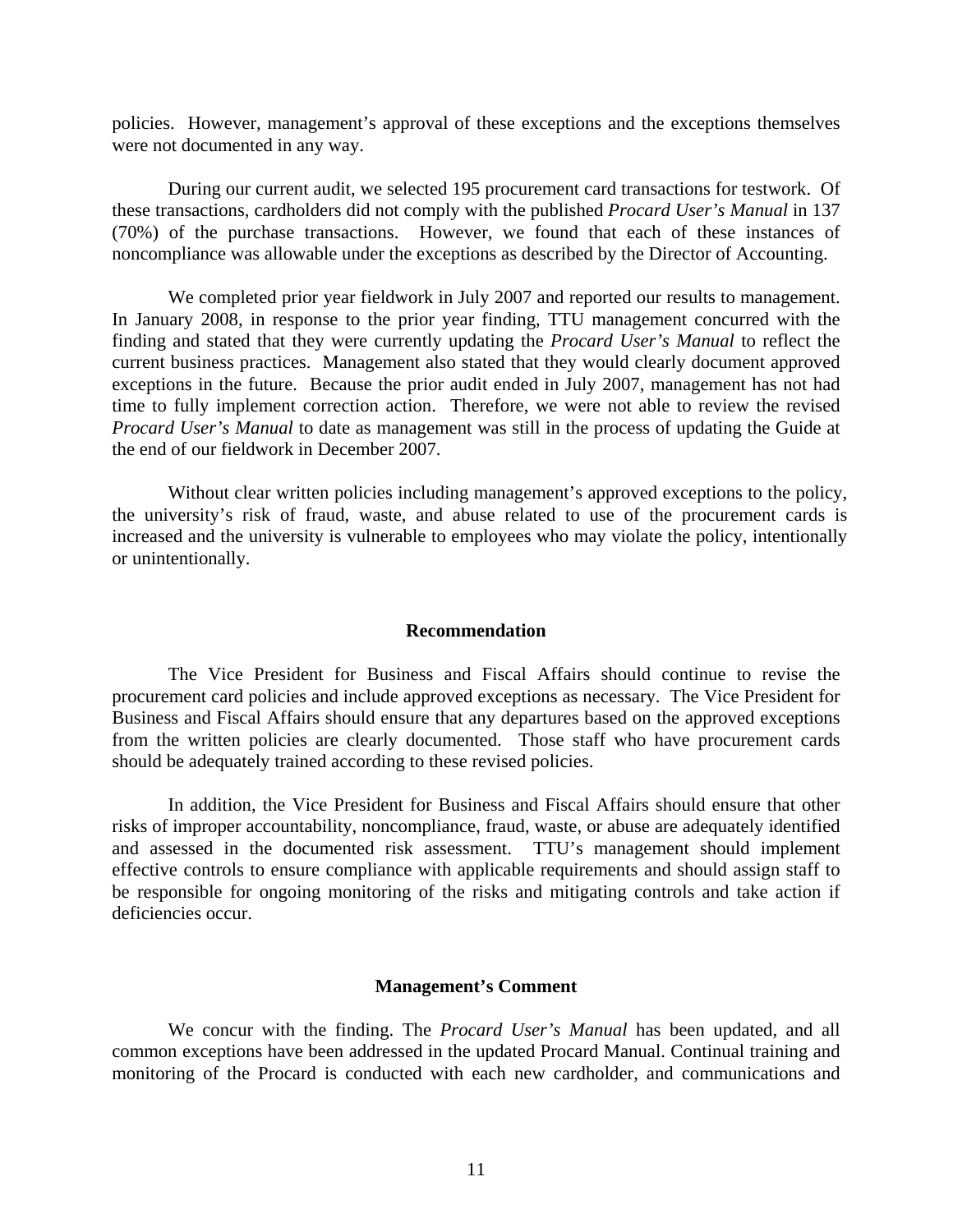policies. However, management's approval of these exceptions and the exceptions themselves were not documented in any way.

During our current audit, we selected 195 procurement card transactions for testwork. Of these transactions, cardholders did not comply with the published *Procard User's Manual* in 137 (70%) of the purchase transactions. However, we found that each of these instances of noncompliance was allowable under the exceptions as described by the Director of Accounting.

We completed prior year fieldwork in July 2007 and reported our results to management. In January 2008, in response to the prior year finding, TTU management concurred with the finding and stated that they were currently updating the *Procard User's Manual* to reflect the current business practices. Management also stated that they would clearly document approved exceptions in the future. Because the prior audit ended in July 2007, management has not had time to fully implement correction action. Therefore, we were not able to review the revised *Procard User's Manual* to date as management was still in the process of updating the Guide at the end of our fieldwork in December 2007.

Without clear written policies including management's approved exceptions to the policy, the university's risk of fraud, waste, and abuse related to use of the procurement cards is increased and the university is vulnerable to employees who may violate the policy, intentionally or unintentionally.

**Recommendation**

The Vice President for Business and Fiscal Affairs should continue to revise the procurement card policies and include approved exceptions as necessary. The Vice President for Business and Fiscal Affairs should ensure that any departures based on the approved exceptions from the written policies are clearly documented. Those staff who have procurement cards should be adequately trained according to these revised policies.

In addition, the Vice President for Business and Fiscal Affairs should ensure that other risks of improper accountability, noncompliance, fraud, waste, or abuse are adequately identified and assessed in the documented risk assessment. TTU's management should implement effective controls to ensure compliance with applicable requirements and should assign staff to be responsible for ongoing monitoring of the risks and mitigating controls and take action if deficiencies occur.

**Management's Comment**

We concur with the finding. The *Procard User's Manual* has been updated, and all common exceptions have been addressed in the updated Procard Manual. Continual training and monitoring of the Procard is conducted with each new cardholder, and communications and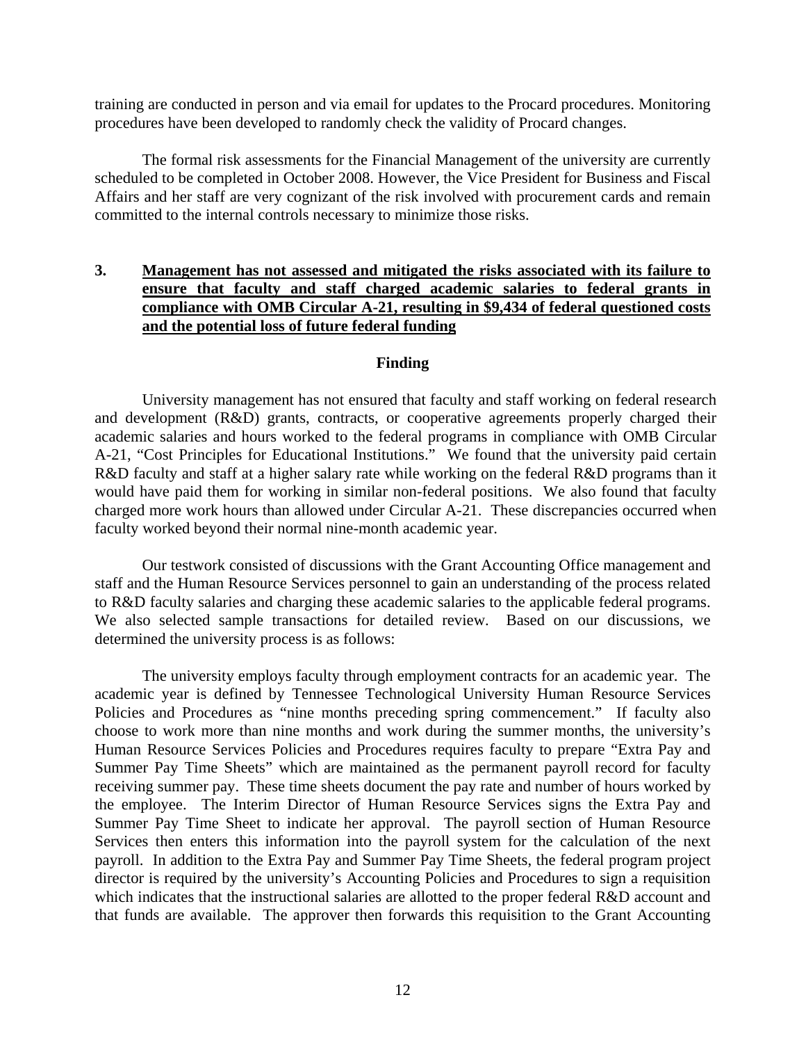training are conducted in person and via email for updates to the Procard procedures. Monitoring procedures have been developed to randomly check the validity of Procard changes.

The formal risk assessments for the Financial Management of the university are currently scheduled to be completed in October 2008. However, the Vice President for Business and Fiscal Affairs and her staff are very cognizant of the risk involved with procurement cards and remain committed to the internal controls necessary to minimize those risks.

### 3. **Management has not assessed and mitigated the risks associated with its failure to ensure that faculty and staff charged academic salaries to federal grants in compliance with OMB Circular A-21, resulting in $9,434 of federal questioned costs and the potential loss of future federal funding**

#### Finding

University management has not ensured that faculty and staff working on federal research and development (R&D) grants, contracts, or cooperative agreements properly charged their academic salaries and hours worked to the federal programs in compliance with OMB Circular A-21, "Cost Principles for Educational Institutions." We found that the university paid certain R&D faculty and staff at a higher salary rate while working on the federal R&D programs than it would have paid them for working in similar non-federal positions. We also found that faculty charged more work hours than allowed under Circular A-21. These discrepancies occurred when faculty worked beyond their normal nine-month academic year.

Our testwork consisted of discussions with the Grant Accounting Office management and staff and the Human Resource Services personnel to gain an understanding of the process related to R&D faculty salaries and charging these academic salaries to the applicable federal programs. We also selected sample transactions for detailed review. Based on our discussions, we determined the university process is as follows:

The university employs faculty through employment contracts for an academic year. The academic year is defined by Tennessee Technological University Human Resource Services Policies and Procedures as "nine months preceding spring commencement." If faculty also choose to work more than nine months and work during the summer months, the university's Human Resource Services Policies and Procedures requires faculty to prepare "Extra Pay and Summer Pay Time Sheets" which are maintained as the permanent payroll record for faculty receiving summer pay. These time sheets document the pay rate and number of hours worked by the employee. The Interim Director of Human Resource Services signs the Extra Pay and Summer Pay Time Sheet to indicate her approval. The payroll section of Human Resource Services then enters this information into the payroll system for the calculation of the next payroll. In addition to the Extra Pay and Summer Pay Time Sheets, the federal program project director is required by the university's Accounting Policies and Procedures to sign a requisition which indicates that the instructional salaries are allotted to the proper federal R&D account and that funds are available. The approver then forwards this requisition to the Grant Accounting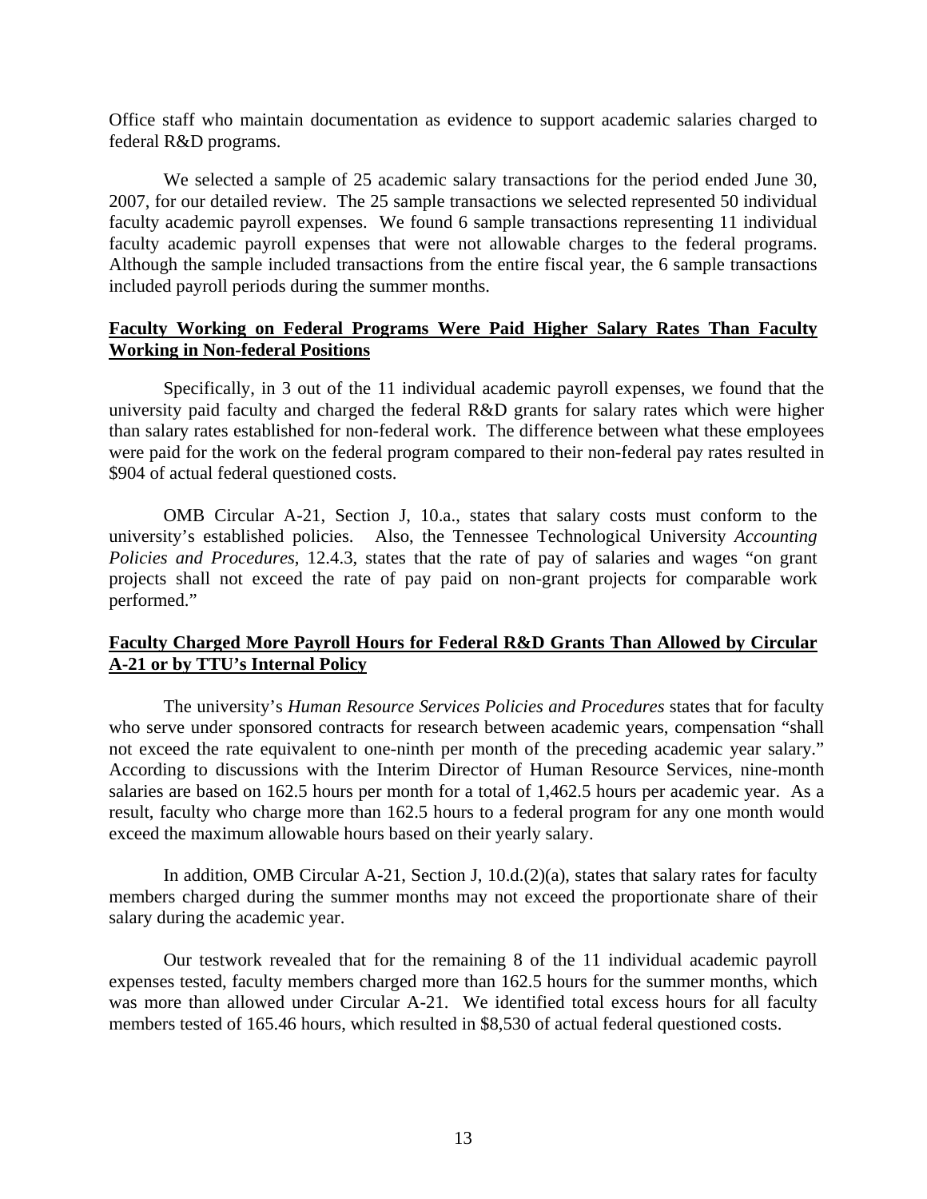Office staff who maintain documentation as evidence to support academic salaries charged to federal R&D programs.

We selected a sample of 25 academic salary transactions for the period ended June 30, 2007, for our detailed review. The 25 sample transactions we selected represented 50 individual faculty academic payroll expenses. We found 6 sample transactions representing 11 individual faculty academic payroll expenses that were not allowable charges to the federal programs. Although the sample included transactions from the entire fiscal year, the 6 sample transactions included payroll periods during the summer months.

**Faculty Working on Federal Programs Were Paid Higher Salary Rates Than Faculty Working in Non-federal Positions**

Specifically, in 3 out of the 11 individual academic payroll expenses, we found that the university paid faculty and charged the federal R&D grants for salary rates which were higher than salary rates established for non-federal work. The difference between what these employees were paid for the work on the federal program compared to their non-federal pay rates resulted in $904 of actual federal questioned costs.

OMB Circular A-21, Section J, 10.a., states that salary costs must conform to the university's established policies. Also, the Tennessee Technological University *Accounting Policies and Procedures*, 12.4.3, states that the rate of pay of salaries and wages "on grant projects shall not exceed the rate of pay paid on non-grant projects for comparable work performed."

**Faculty Charged More Payroll Hours for Federal R&D Grants Than Allowed by Circular A-21 or by TTU's Internal Policy**

The university's *Human Resource Services Policies and Procedures* states that for faculty who serve under sponsored contracts for research between academic years, compensation "shall not exceed the rate equivalent to one-ninth per month of the preceding academic year salary." According to discussions with the Interim Director of Human Resource Services, nine-month salaries are based on 162.5 hours per month for a total of 1,462.5 hours per academic year. As a result, faculty who charge more than 162.5 hours to a federal program for any one month would exceed the maximum allowable hours based on their yearly salary.

In addition, OMB Circular A-21, Section J, 10.d.(2)(a), states that salary rates for faculty members charged during the summer months may not exceed the proportionate share of their salary during the academic year.

Our testwork revealed that for the remaining 8 of the 11 individual academic payroll expenses tested, faculty members charged more than 162.5 hours for the summer months, which was more than allowed under Circular A-21. We identified total excess hours for all faculty members tested of 165.46 hours, which resulted in $8,530 of actual federal questioned costs.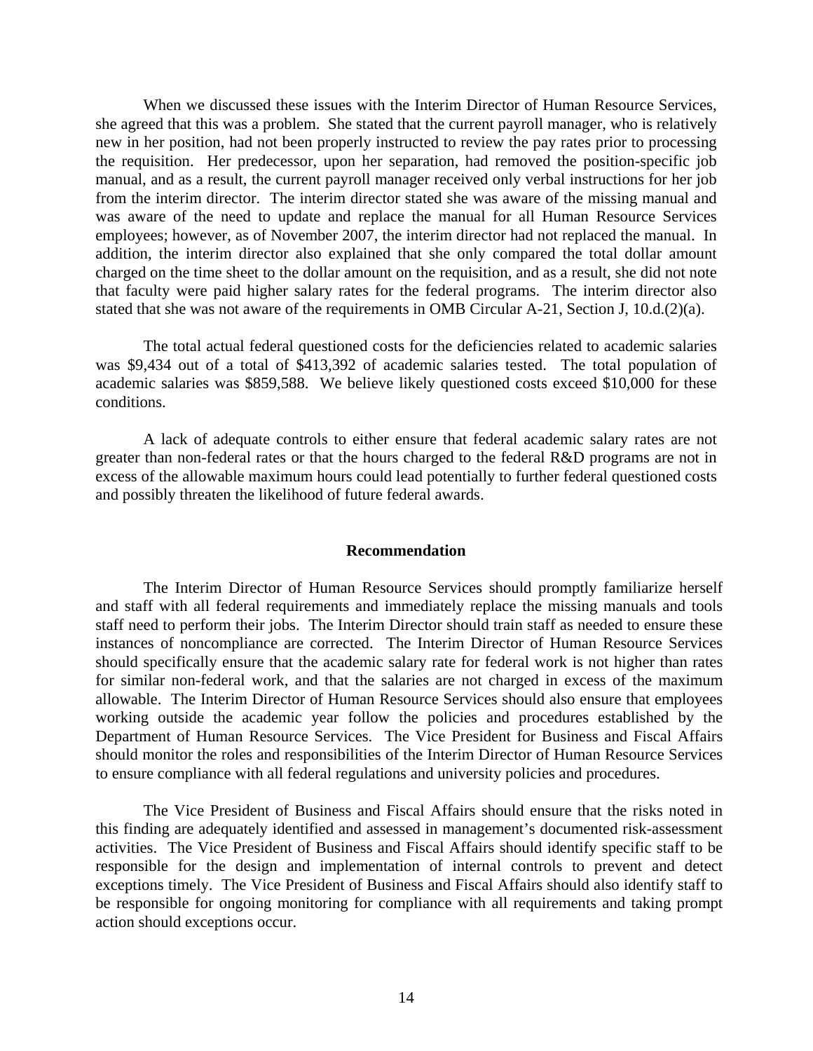When we discussed these issues with the Interim Director of Human Resource Services, she agreed that this was a problem. She stated that the current payroll manager, who is relatively new in her position, had not been properly instructed to review the pay rates prior to processing the requisition. Her predecessor, upon her separation, had removed the position-specific job manual, and as a result, the current payroll manager received only verbal instructions for her job from the interim director. The interim director stated she was aware of the missing manual and was aware of the need to update and replace the manual for all Human Resource Services employees; however, as of November 2007, the interim director had not replaced the manual. In addition, the interim director also explained that she only compared the total dollar amount charged on the time sheet to the dollar amount on the requisition, and as a result, she did not note that faculty were paid higher salary rates for the federal programs. The interim director also stated that she was not aware of the requirements in OMB Circular A-21, Section J, 10.d.(2)(a).

The total actual federal questioned costs for the deficiencies related to academic salaries was $9,434 out of a total of $413,392 of academic salaries tested. The total population of academic salaries was $859,588. We believe likely questioned costs exceed $10,000 for these conditions.

A lack of adequate controls to either ensure that federal academic salary rates are not greater than non-federal rates or that the hours charged to the federal R&D programs are not in excess of the allowable maximum hours could lead potentially to further federal questioned costs and possibly threaten the likelihood of future federal awards.

**Recommendation**

The Interim Director of Human Resource Services should promptly familiarize herself and staff with all federal requirements and immediately replace the missing manuals and tools staff need to perform their jobs. The Interim Director should train staff as needed to ensure these instances of noncompliance are corrected. The Interim Director of Human Resource Services should specifically ensure that the academic salary rate for federal work is not higher than rates for similar non-federal work, and that the salaries are not charged in excess of the maximum allowable. The Interim Director of Human Resource Services should also ensure that employees working outside the academic year follow the policies and procedures established by the Department of Human Resource Services. The Vice President for Business and Fiscal Affairs should monitor the roles and responsibilities of the Interim Director of Human Resource Services to ensure compliance with all federal regulations and university policies and procedures.

The Vice President of Business and Fiscal Affairs should ensure that the risks noted in this finding are adequately identified and assessed in management's documented risk-assessment activities. The Vice President of Business and Fiscal Affairs should identify specific staff to be responsible for the design and implementation of internal controls to prevent and detect exceptions timely. The Vice President of Business and Fiscal Affairs should also identify staff to be responsible for ongoing monitoring for compliance with all requirements and taking prompt action should exceptions occur.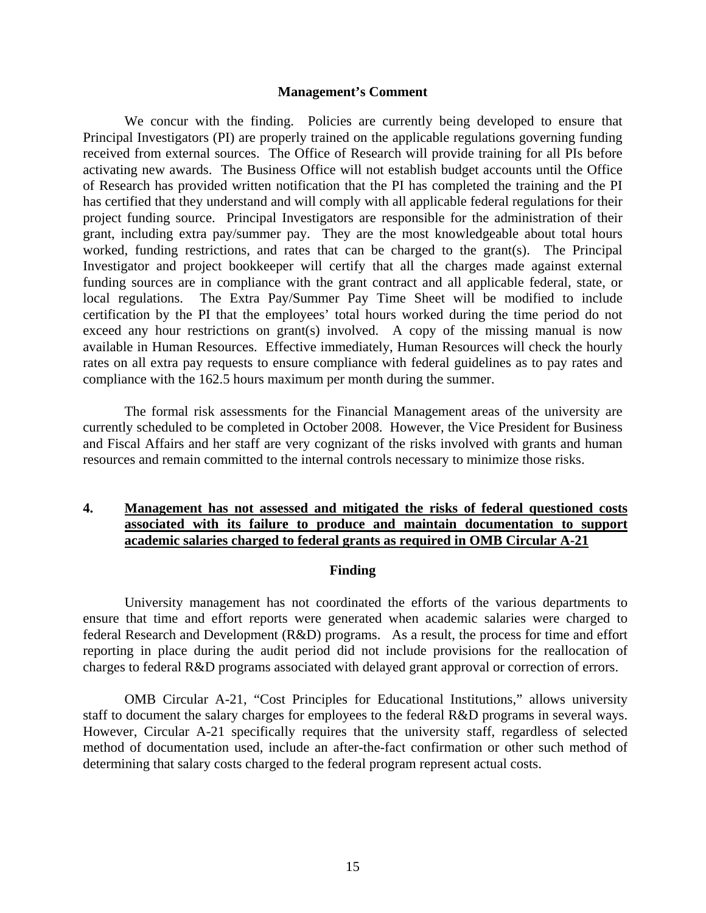### Management's Comment

We concur with the finding. Policies are currently being developed to ensure that Principal Investigators (PI) are properly trained on the applicable regulations governing funding received from external sources. The Office of Research will provide training for all PIs before activating new awards. The Business Office will not establish budget accounts until the Office of Research has provided written notification that the PI has completed the training and the PI has certified that they understand and will comply with all applicable federal regulations for their project funding source. Principal Investigators are responsible for the administration of their grant, including extra pay/summer pay. They are the most knowledgeable about total hours worked, funding restrictions, and rates that can be charged to the grant(s). The Principal Investigator and project bookkeeper will certify that all the charges made against external funding sources are in compliance with the grant contract and all applicable federal, state, or local regulations. The Extra Pay/Summer Pay Time Sheet will be modified to include certification by the PI that the employees' total hours worked during the time period do not exceed any hour restrictions on grant(s) involved. A copy of the missing manual is now available in Human Resources. Effective immediately, Human Resources will check the hourly rates on all extra pay requests to ensure compliance with federal guidelines as to pay rates and compliance with the 162.5 hours maximum per month during the summer.

The formal risk assessments for the Financial Management areas of the university are currently scheduled to be completed in October 2008. However, the Vice President for Business and Fiscal Affairs and her staff are very cognizant of the risks involved with grants and human resources and remain committed to the internal controls necessary to minimize those risks.

## 4. Management has not assessed and mitigated the risks of federal questioned costs associated with its failure to produce and maintain documentation to support academic salaries charged to federal grants as required in OMB Circular A-21

### Finding

University management has not coordinated the efforts of the various departments to ensure that time and effort reports were generated when academic salaries were charged to federal Research and Development (R&D) programs. As a result, the process for time and effort reporting in place during the audit period did not include provisions for the reallocation of charges to federal R&D programs associated with delayed grant approval or correction of errors.

OMB Circular A-21, "Cost Principles for Educational Institutions," allows university staff to document the salary charges for employees to the federal R&D programs in several ways. However, Circular A-21 specifically requires that the university staff, regardless of selected method of documentation used, include an after-the-fact confirmation or other such method of determining that salary costs charged to the federal program represent actual costs.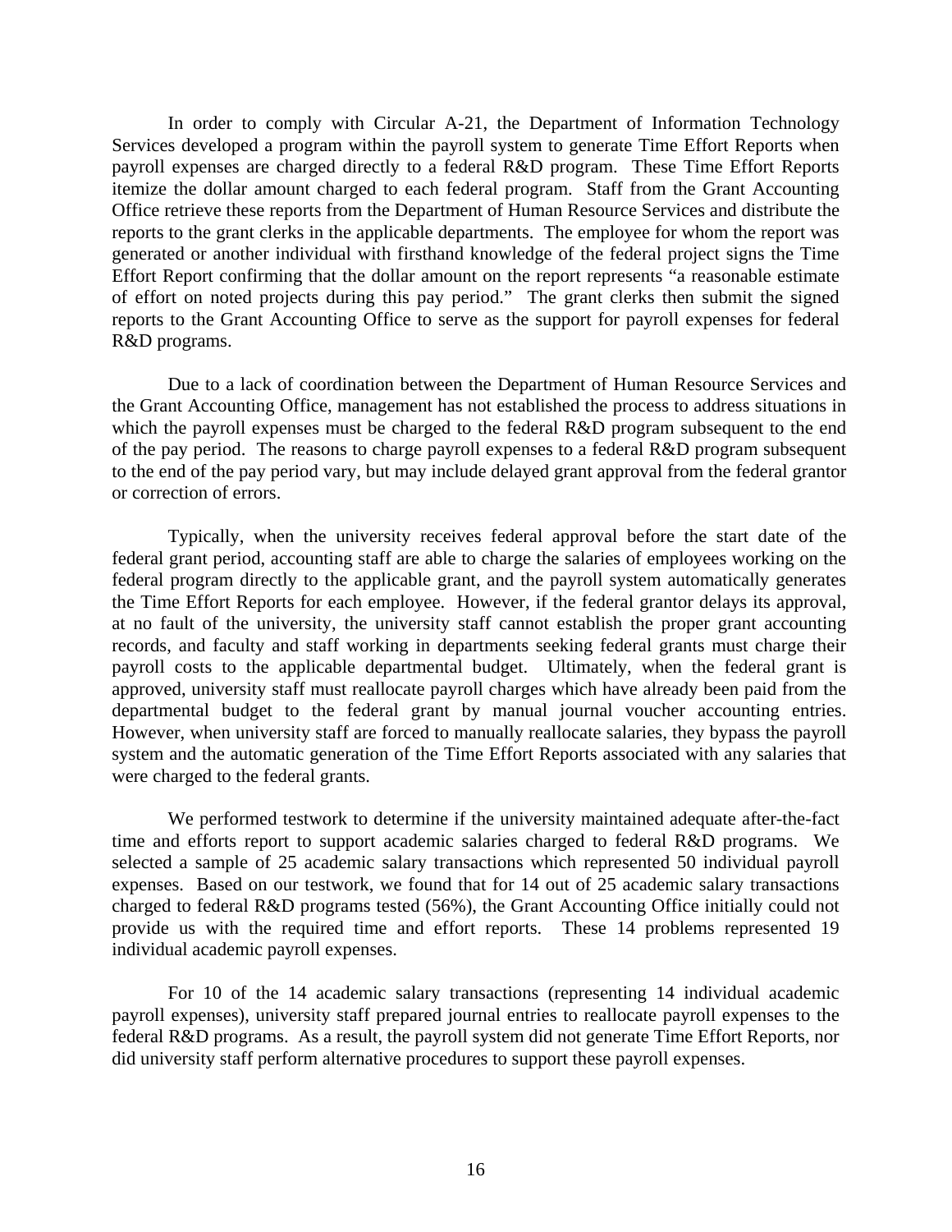In order to comply with Circular A-21, the Department of Information Technology Services developed a program within the payroll system to generate Time Effort Reports when payroll expenses are charged directly to a federal R&D program. These Time Effort Reports itemize the dollar amount charged to each federal program. Staff from the Grant Accounting Office retrieve these reports from the Department of Human Resource Services and distribute the reports to the grant clerks in the applicable departments. The employee for whom the report was generated or another individual with firsthand knowledge of the federal project signs the Time Effort Report confirming that the dollar amount on the report represents "a reasonable estimate of effort on noted projects during this pay period." The grant clerks then submit the signed reports to the Grant Accounting Office to serve as the support for payroll expenses for federal R&D programs.

Due to a lack of coordination between the Department of Human Resource Services and the Grant Accounting Office, management has not established the process to address situations in which the payroll expenses must be charged to the federal R&D program subsequent to the end of the pay period. The reasons to charge payroll expenses to a federal R&D program subsequent to the end of the pay period vary, but may include delayed grant approval from the federal grantor or correction of errors.

Typically, when the university receives federal approval before the start date of the federal grant period, accounting staff are able to charge the salaries of employees working on the federal program directly to the applicable grant, and the payroll system automatically generates the Time Effort Reports for each employee. However, if the federal grantor delays its approval, at no fault of the university, the university staff cannot establish the proper grant accounting records, and faculty and staff working in departments seeking federal grants must charge their payroll costs to the applicable departmental budget. Ultimately, when the federal grant is approved, university staff must reallocate payroll charges which have already been paid from the departmental budget to the federal grant by manual journal voucher accounting entries. However, when university staff are forced to manually reallocate salaries, they bypass the payroll system and the automatic generation of the Time Effort Reports associated with any salaries that were charged to the federal grants.

We performed testwork to determine if the university maintained adequate after-the-fact time and efforts report to support academic salaries charged to federal R&D programs. We selected a sample of 25 academic salary transactions which represented 50 individual payroll expenses. Based on our testwork, we found that for 14 out of 25 academic salary transactions charged to federal R&D programs tested (56%), the Grant Accounting Office initially could not provide us with the required time and effort reports. These 14 problems represented 19 individual academic payroll expenses.

For 10 of the 14 academic salary transactions (representing 14 individual academic payroll expenses), university staff prepared journal entries to reallocate payroll expenses to the federal R&D programs. As a result, the payroll system did not generate Time Effort Reports, nor did university staff perform alternative procedures to support these payroll expenses.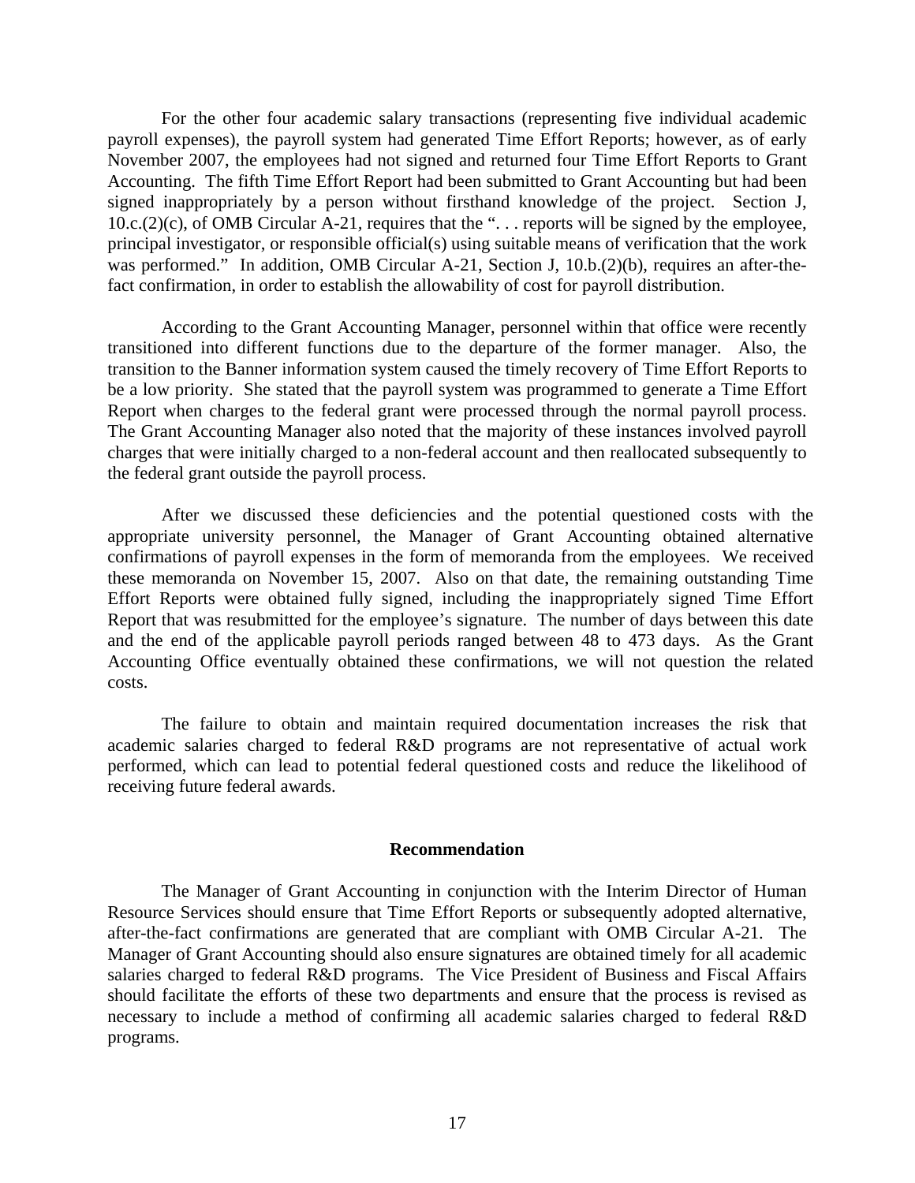For the other four academic salary transactions (representing five individual academic payroll expenses), the payroll system had generated Time Effort Reports; however, as of early November 2007, the employees had not signed and returned four Time Effort Reports to Grant Accounting. The fifth Time Effort Report had been submitted to Grant Accounting but had been signed inappropriately by a person without firsthand knowledge of the project. Section J, 10.c.(2)(c), of OMB Circular A-21, requires that the ". . . reports will be signed by the employee, principal investigator, or responsible official(s) using suitable means of verification that the work was performed." In addition, OMB Circular A-21, Section J, 10.b.(2)(b), requires an after-the-fact confirmation, in order to establish the allowability of cost for payroll distribution.

According to the Grant Accounting Manager, personnel within that office were recently transitioned into different functions due to the departure of the former manager. Also, the transition to the Banner information system caused the timely recovery of Time Effort Reports to be a low priority. She stated that the payroll system was programmed to generate a Time Effort Report when charges to the federal grant were processed through the normal payroll process. The Grant Accounting Manager also noted that the majority of these instances involved payroll charges that were initially charged to a non-federal account and then reallocated subsequently to the federal grant outside the payroll process.

After we discussed these deficiencies and the potential questioned costs with the appropriate university personnel, the Manager of Grant Accounting obtained alternative confirmations of payroll expenses in the form of memoranda from the employees. We received these memoranda on November 15, 2007. Also on that date, the remaining outstanding Time Effort Reports were obtained fully signed, including the inappropriately signed Time Effort Report that was resubmitted for the employee's signature. The number of days between this date and the end of the applicable payroll periods ranged between 48 to 473 days. As the Grant Accounting Office eventually obtained these confirmations, we will not question the related costs.

The failure to obtain and maintain required documentation increases the risk that academic salaries charged to federal R&D programs are not representative of actual work performed, which can lead to potential federal questioned costs and reduce the likelihood of receiving future federal awards.

**Recommendation**

The Manager of Grant Accounting in conjunction with the Interim Director of Human Resource Services should ensure that Time Effort Reports or subsequently adopted alternative, after-the-fact confirmations are generated that are compliant with OMB Circular A-21. The Manager of Grant Accounting should also ensure signatures are obtained timely for all academic salaries charged to federal R&D programs. The Vice President of Business and Fiscal Affairs should facilitate the efforts of these two departments and ensure that the process is revised as necessary to include a method of confirming all academic salaries charged to federal R&D programs.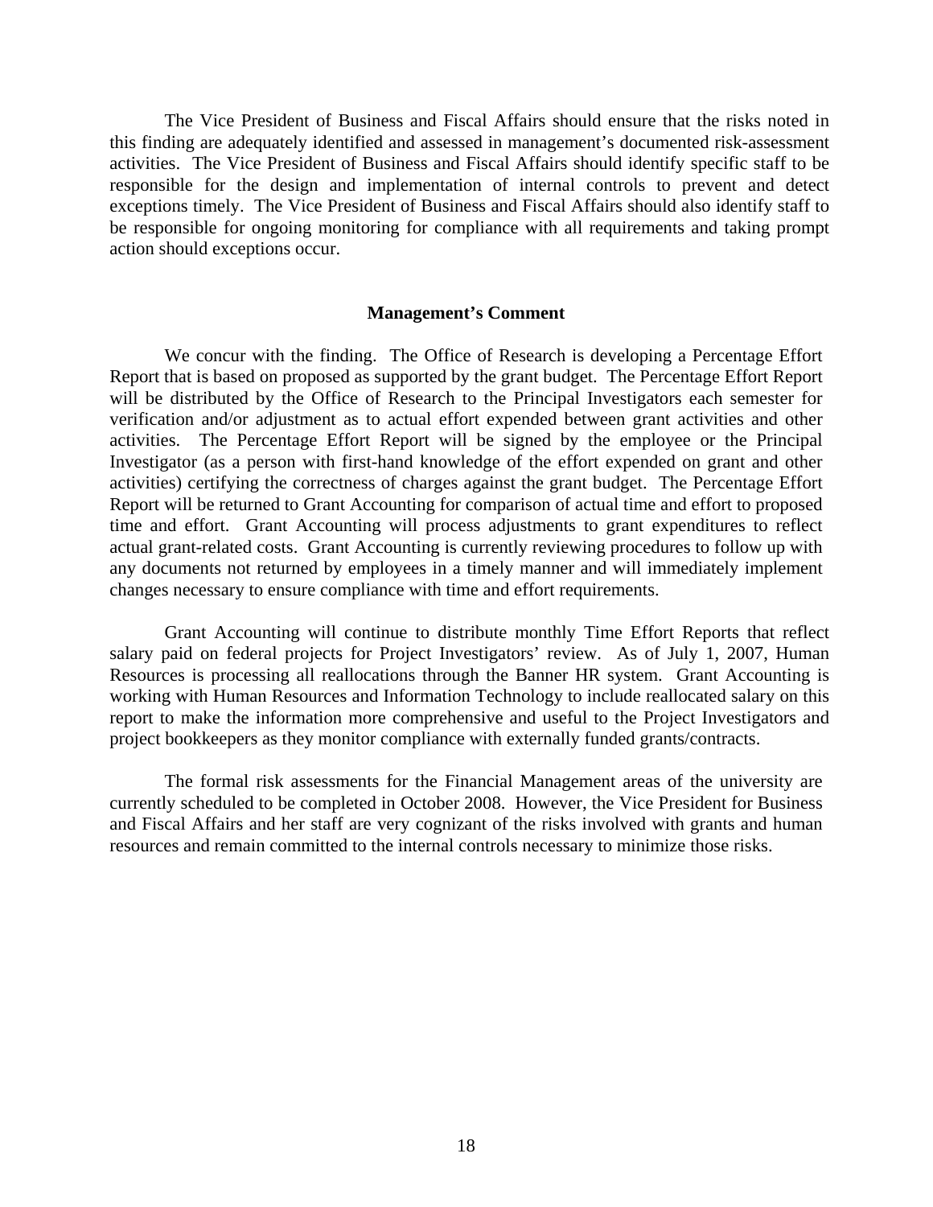The Vice President of Business and Fiscal Affairs should ensure that the risks noted in this finding are adequately identified and assessed in management's documented risk-assessment activities. The Vice President of Business and Fiscal Affairs should identify specific staff to be responsible for the design and implementation of internal controls to prevent and detect exceptions timely. The Vice President of Business and Fiscal Affairs should also identify staff to be responsible for ongoing monitoring for compliance with all requirements and taking prompt action should exceptions occur.

**Management's Comment**

We concur with the finding. The Office of Research is developing a Percentage Effort Report that is based on proposed as supported by the grant budget. The Percentage Effort Report will be distributed by the Office of Research to the Principal Investigators each semester for verification and/or adjustment as to actual effort expended between grant activities and other activities. The Percentage Effort Report will be signed by the employee or the Principal Investigator (as a person with first-hand knowledge of the effort expended on grant and other activities) certifying the correctness of charges against the grant budget. The Percentage Effort Report will be returned to Grant Accounting for comparison of actual time and effort to proposed time and effort. Grant Accounting will process adjustments to grant expenditures to reflect actual grant-related costs. Grant Accounting is currently reviewing procedures to follow up with any documents not returned by employees in a timely manner and will immediately implement changes necessary to ensure compliance with time and effort requirements.

Grant Accounting will continue to distribute monthly Time Effort Reports that reflect salary paid on federal projects for Project Investigators' review. As of July 1, 2007, Human Resources is processing all reallocations through the Banner HR system. Grant Accounting is working with Human Resources and Information Technology to include reallocated salary on this report to make the information more comprehensive and useful to the Project Investigators and project bookkeepers as they monitor compliance with externally funded grants/contracts.

The formal risk assessments for the Financial Management areas of the university are currently scheduled to be completed in October 2008. However, the Vice President for Business and Fiscal Affairs and her staff are very cognizant of the risks involved with grants and human resources and remain committed to the internal controls necessary to minimize those risks.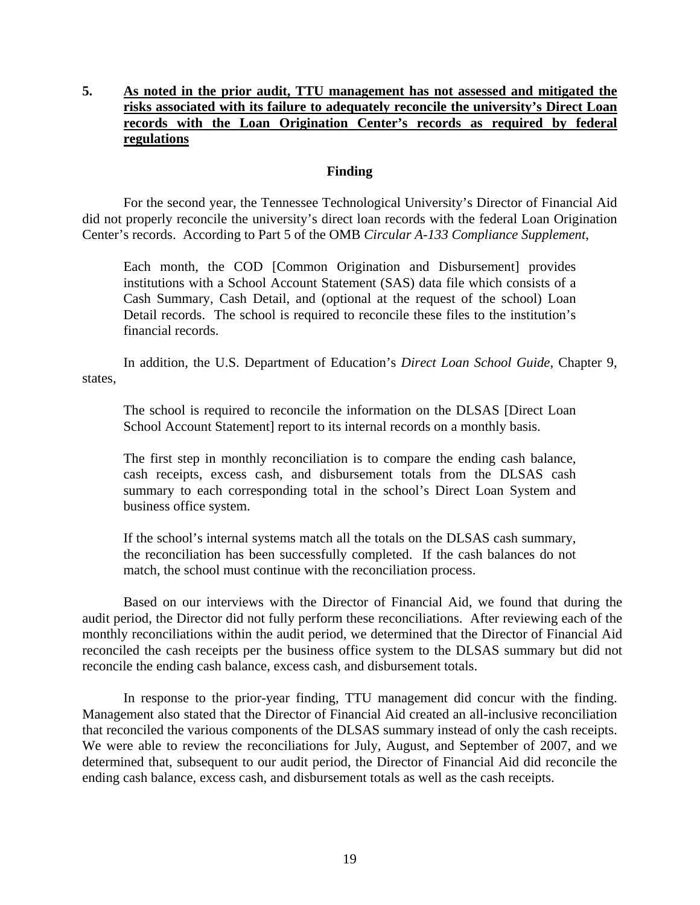**5. <u>As noted in the prior audit, TTU management has not assessed and mitigated the risks associated with its failure to adequately reconcile the university's Direct Loan records with the Loan Origination Center's records as required by federal regulations</u>**

**Finding**

For the second year, the Tennessee Technological University's Director of Financial Aid did not properly reconcile the university's direct loan records with the federal Loan Origination Center's records. According to Part 5 of the OMB *Circular A-133 Compliance Supplement*,

> Each month, the COD [Common Origination and Disbursement] provides institutions with a School Account Statement (SAS) data file which consists of a Cash Summary, Cash Detail, and (optional at the request of the school) Loan Detail records. The school is required to reconcile these files to the institution's financial records.

In addition, the U.S. Department of Education's *Direct Loan School Guide*, Chapter 9, states,

> The school is required to reconcile the information on the DLSAS [Direct Loan School Account Statement] report to its internal records on a monthly basis.
>
> The first step in monthly reconciliation is to compare the ending cash balance, cash receipts, excess cash, and disbursement totals from the DLSAS cash summary to each corresponding total in the school's Direct Loan System and business office system.
>
> If the school's internal systems match all the totals on the DLSAS cash summary, the reconciliation has been successfully completed. If the cash balances do not match, the school must continue with the reconciliation process.

Based on our interviews with the Director of Financial Aid, we found that during the audit period, the Director did not fully perform these reconciliations. After reviewing each of the monthly reconciliations within the audit period, we determined that the Director of Financial Aid reconciled the cash receipts per the business office system to the DLSAS summary but did not reconcile the ending cash balance, excess cash, and disbursement totals.

In response to the prior-year finding, TTU management did concur with the finding. Management also stated that the Director of Financial Aid created an all-inclusive reconciliation that reconciled the various components of the DLSAS summary instead of only the cash receipts. We were able to review the reconciliations for July, August, and September of 2007, and we determined that, subsequent to our audit period, the Director of Financial Aid did reconcile the ending cash balance, excess cash, and disbursement totals as well as the cash receipts.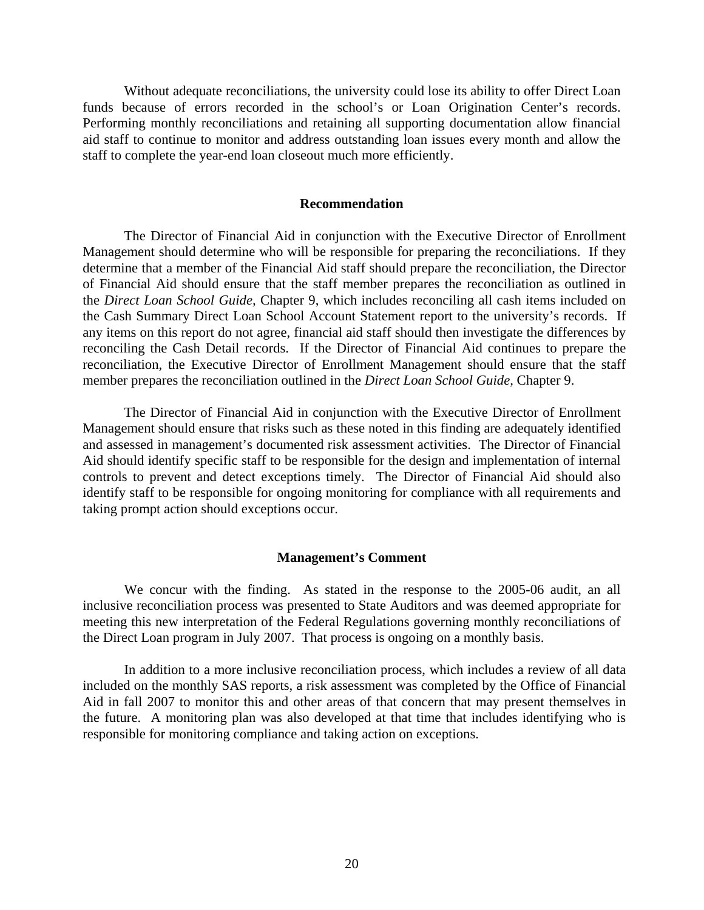Without adequate reconciliations, the university could lose its ability to offer Direct Loan funds because of errors recorded in the school's or Loan Origination Center's records. Performing monthly reconciliations and retaining all supporting documentation allow financial aid staff to continue to monitor and address outstanding loan issues every month and allow the staff to complete the year-end loan closeout much more efficiently.

### Recommendation

The Director of Financial Aid in conjunction with the Executive Director of Enrollment Management should determine who will be responsible for preparing the reconciliations. If they determine that a member of the Financial Aid staff should prepare the reconciliation, the Director of Financial Aid should ensure that the staff member prepares the reconciliation as outlined in the *Direct Loan School Guide,* Chapter 9, which includes reconciling all cash items included on the Cash Summary Direct Loan School Account Statement report to the university's records. If any items on this report do not agree, financial aid staff should then investigate the differences by reconciling the Cash Detail records. If the Director of Financial Aid continues to prepare the reconciliation, the Executive Director of Enrollment Management should ensure that the staff member prepares the reconciliation outlined in the *Direct Loan School Guide,* Chapter 9.

The Director of Financial Aid in conjunction with the Executive Director of Enrollment Management should ensure that risks such as these noted in this finding are adequately identified and assessed in management's documented risk assessment activities. The Director of Financial Aid should identify specific staff to be responsible for the design and implementation of internal controls to prevent and detect exceptions timely. The Director of Financial Aid should also identify staff to be responsible for ongoing monitoring for compliance with all requirements and taking prompt action should exceptions occur.

### Management's Comment

We concur with the finding. As stated in the response to the 2005-06 audit, an all inclusive reconciliation process was presented to State Auditors and was deemed appropriate for meeting this new interpretation of the Federal Regulations governing monthly reconciliations of the Direct Loan program in July 2007. That process is ongoing on a monthly basis.

In addition to a more inclusive reconciliation process, which includes a review of all data included on the monthly SAS reports, a risk assessment was completed by the Office of Financial Aid in fall 2007 to monitor this and other areas of that concern that may present themselves in the future. A monitoring plan was also developed at that time that includes identifying who is responsible for monitoring compliance and taking action on exceptions.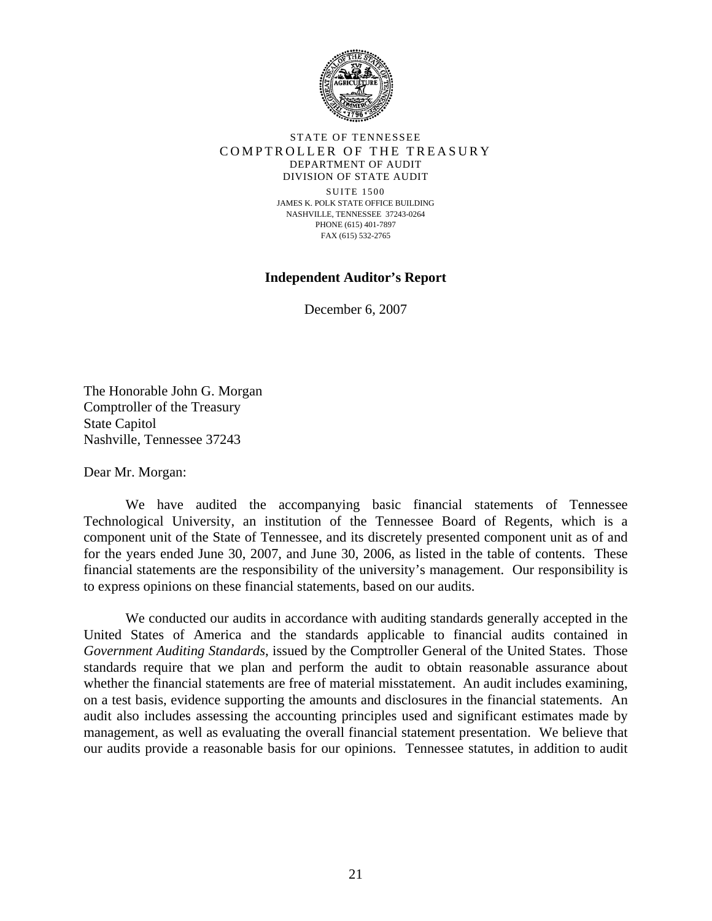STATE OF TENNESSEE
COMPTROLLER OF THE TREASURY
DEPARTMENT OF AUDIT
DIVISION OF STATE AUDIT

SUITE 1500
JAMES K. POLK STATE OFFICE BUILDING
NASHVILLE, TENNESSEE 37243-0264
PHONE (615) 401-7897
FAX (615) 532-2765

**Independent Auditor's Report**

December 6, 2007

The Honorable John G. Morgan
Comptroller of the Treasury
State Capitol
Nashville, Tennessee 37243

Dear Mr. Morgan:

We have audited the accompanying basic financial statements of Tennessee Technological University, an institution of the Tennessee Board of Regents, which is a component unit of the State of Tennessee, and its discretely presented component unit as of and for the years ended June 30, 2007, and June 30, 2006, as listed in the table of contents. These financial statements are the responsibility of the university's management. Our responsibility is to express opinions on these financial statements, based on our audits.

We conducted our audits in accordance with auditing standards generally accepted in the United States of America and the standards applicable to financial audits contained in *Government Auditing Standards*, issued by the Comptroller General of the United States. Those standards require that we plan and perform the audit to obtain reasonable assurance about whether the financial statements are free of material misstatement. An audit includes examining, on a test basis, evidence supporting the amounts and disclosures in the financial statements. An audit also includes assessing the accounting principles used and significant estimates made by management, as well as evaluating the overall financial statement presentation. We believe that our audits provide a reasonable basis for our opinions. Tennessee statutes, in addition to audit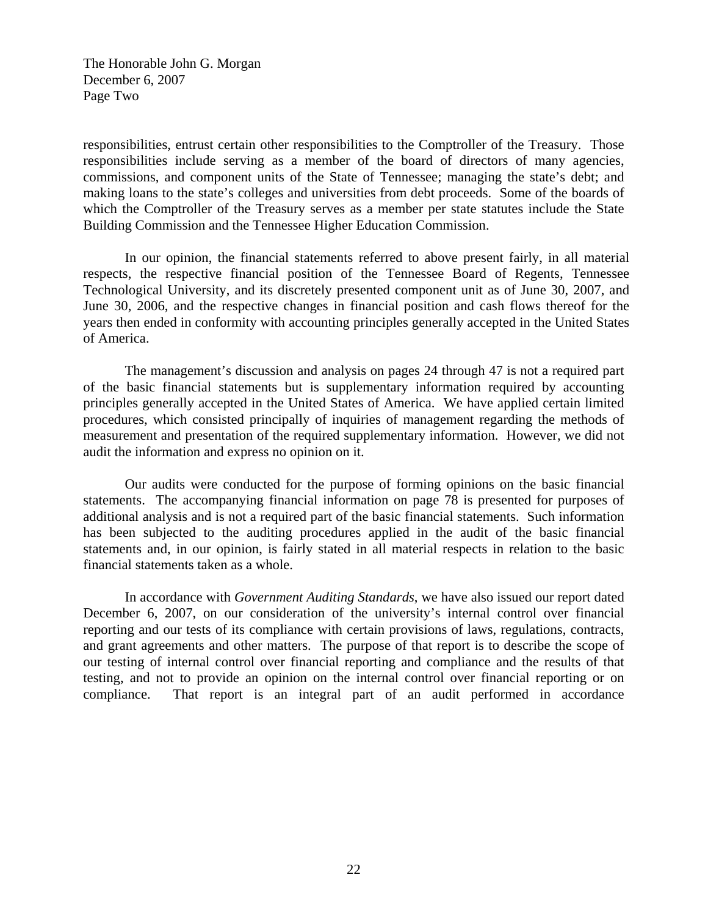The Honorable John G. Morgan
December 6, 2007
Page Two

responsibilities, entrust certain other responsibilities to the Comptroller of the Treasury. Those responsibilities include serving as a member of the board of directors of many agencies, commissions, and component units of the State of Tennessee; managing the state's debt; and making loans to the state's colleges and universities from debt proceeds. Some of the boards of which the Comptroller of the Treasury serves as a member per state statutes include the State Building Commission and the Tennessee Higher Education Commission.

In our opinion, the financial statements referred to above present fairly, in all material respects, the respective financial position of the Tennessee Board of Regents, Tennessee Technological University, and its discretely presented component unit as of June 30, 2007, and June 30, 2006, and the respective changes in financial position and cash flows thereof for the years then ended in conformity with accounting principles generally accepted in the United States of America.

The management's discussion and analysis on pages 24 through 47 is not a required part of the basic financial statements but is supplementary information required by accounting principles generally accepted in the United States of America. We have applied certain limited procedures, which consisted principally of inquiries of management regarding the methods of measurement and presentation of the required supplementary information. However, we did not audit the information and express no opinion on it.

Our audits were conducted for the purpose of forming opinions on the basic financial statements. The accompanying financial information on page 78 is presented for purposes of additional analysis and is not a required part of the basic financial statements. Such information has been subjected to the auditing procedures applied in the audit of the basic financial statements and, in our opinion, is fairly stated in all material respects in relation to the basic financial statements taken as a whole.

In accordance with *Government Auditing Standards*, we have also issued our report dated December 6, 2007, on our consideration of the university's internal control over financial reporting and our tests of its compliance with certain provisions of laws, regulations, contracts, and grant agreements and other matters. The purpose of that report is to describe the scope of our testing of internal control over financial reporting and compliance and the results of that testing, and not to provide an opinion on the internal control over financial reporting or on compliance. That report is an integral part of an audit performed in accordance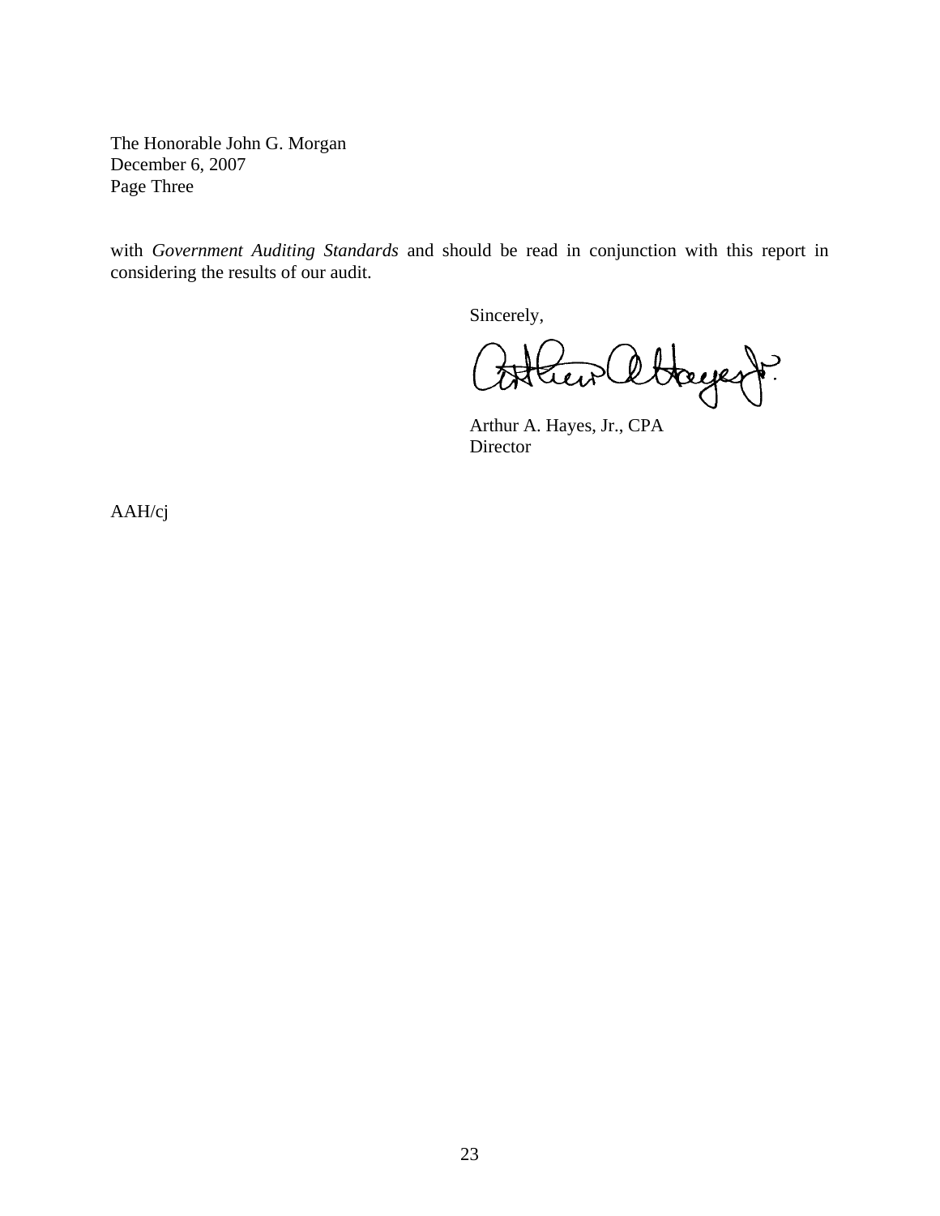The Honorable John G. Morgan
December 6, 2007
Page Three

with *Government Auditing Standards* and should be read in conjunction with this report in considering the results of our audit.

Sincerely,

Arthur A. Hayes, Jr., CPA
Director

AAH/cj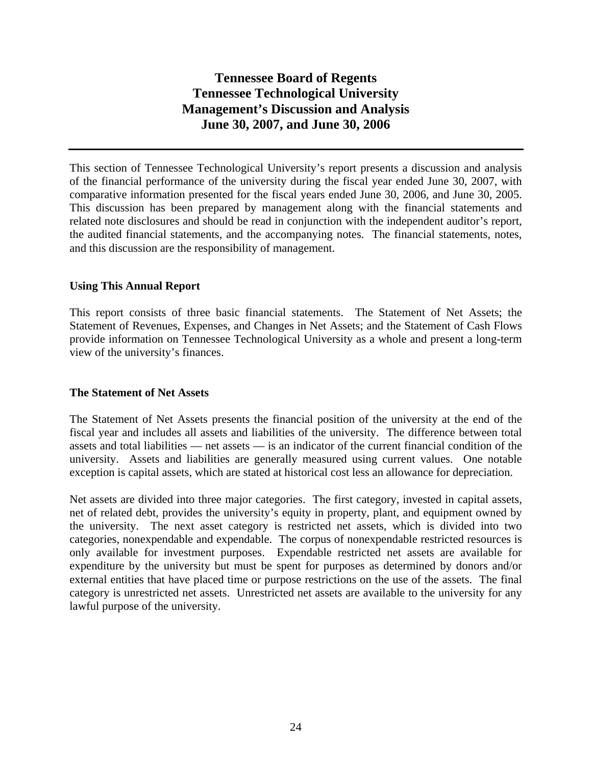# Tennessee Board of Regents
# Tennessee Technological University
# Management's Discussion and Analysis
# June 30, 2007, and June 30, 2006

---

This section of Tennessee Technological University's report presents a discussion and analysis of the financial performance of the university during the fiscal year ended June 30, 2007, with comparative information presented for the fiscal years ended June 30, 2006, and June 30, 2005. This discussion has been prepared by management along with the financial statements and related note disclosures and should be read in conjunction with the independent auditor's report, the audited financial statements, and the accompanying notes. The financial statements, notes, and this discussion are the responsibility of management.

## Using This Annual Report

This report consists of three basic financial statements. The Statement of Net Assets; the Statement of Revenues, Expenses, and Changes in Net Assets; and the Statement of Cash Flows provide information on Tennessee Technological University as a whole and present a long-term view of the university's finances.

## The Statement of Net Assets

The Statement of Net Assets presents the financial position of the university at the end of the fiscal year and includes all assets and liabilities of the university. The difference between total assets and total liabilities — net assets — is an indicator of the current financial condition of the university. Assets and liabilities are generally measured using current values. One notable exception is capital assets, which are stated at historical cost less an allowance for depreciation.

Net assets are divided into three major categories. The first category, invested in capital assets, net of related debt, provides the university's equity in property, plant, and equipment owned by the university. The next asset category is restricted net assets, which is divided into two categories, nonexpendable and expendable. The corpus of nonexpendable restricted resources is only available for investment purposes. Expendable restricted net assets are available for expenditure by the university but must be spent for purposes as determined by donors and/or external entities that have placed time or purpose restrictions on the use of the assets. The final category is unrestricted net assets. Unrestricted net assets are available to the university for any lawful purpose of the university.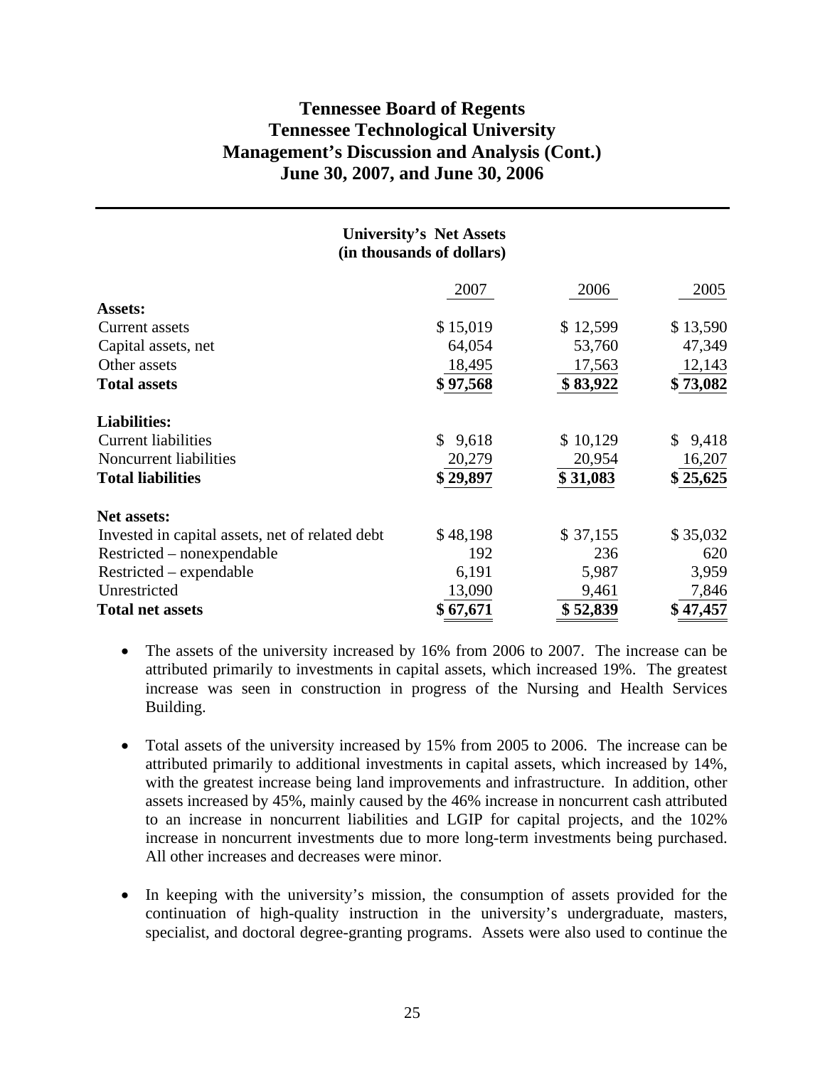# Tennessee Board of Regents
# Tennessee Technological University
# Management's Discussion and Analysis (Cont.)
# June 30, 2007, and June 30, 2006

**University's Net Assets**
**(in thousands of dollars)**

| | 2007 | 2006 | 2005 |
|---|---|---|---|
| **Assets:** | | | |
| Current assets | $ 15,019 | $ 12,599 | $ 13,590 |
| Capital assets, net | 64,054 | 53,760 | 47,349 |
| Other assets | 18,495 | 17,563 | 12,143 |
| **Total assets** | **$ 97,568** | **$ 83,922** | **$ 73,082** |
| **Liabilities:** | | | |
| Current liabilities | $ 9,618 | $ 10,129 | $ 9,418 |
| Noncurrent liabilities | 20,279 | 20,954 | 16,207 |
| **Total liabilities** | **$ 29,897** | **$ 31,083** | **$ 25,625** |
| **Net assets:** | | | |
| Invested in capital assets, net of related debt | $ 48,198 | $ 37,155 | $ 35,032 |
| Restricted – nonexpendable | 192 | 236 | 620 |
| Restricted – expendable | 6,191 | 5,987 | 3,959 |
| Unrestricted | 13,090 | 9,461 | 7,846 |
| **Total net assets** | **$ 67,671** | **$ 52,839** | **$ 47,457** |

- The assets of the university increased by 16% from 2006 to 2007. The increase can be attributed primarily to investments in capital assets, which increased 19%. The greatest increase was seen in construction in progress of the Nursing and Health Services Building.

- Total assets of the university increased by 15% from 2005 to 2006. The increase can be attributed primarily to additional investments in capital assets, which increased by 14%, with the greatest increase being land improvements and infrastructure. In addition, other assets increased by 45%, mainly caused by the 46% increase in noncurrent cash attributed to an increase in noncurrent liabilities and LGIP for capital projects, and the 102% increase in noncurrent investments due to more long-term investments being purchased. All other increases and decreases were minor.

- In keeping with the university's mission, the consumption of assets provided for the continuation of high-quality instruction in the university's undergraduate, masters, specialist, and doctoral degree-granting programs. Assets were also used to continue the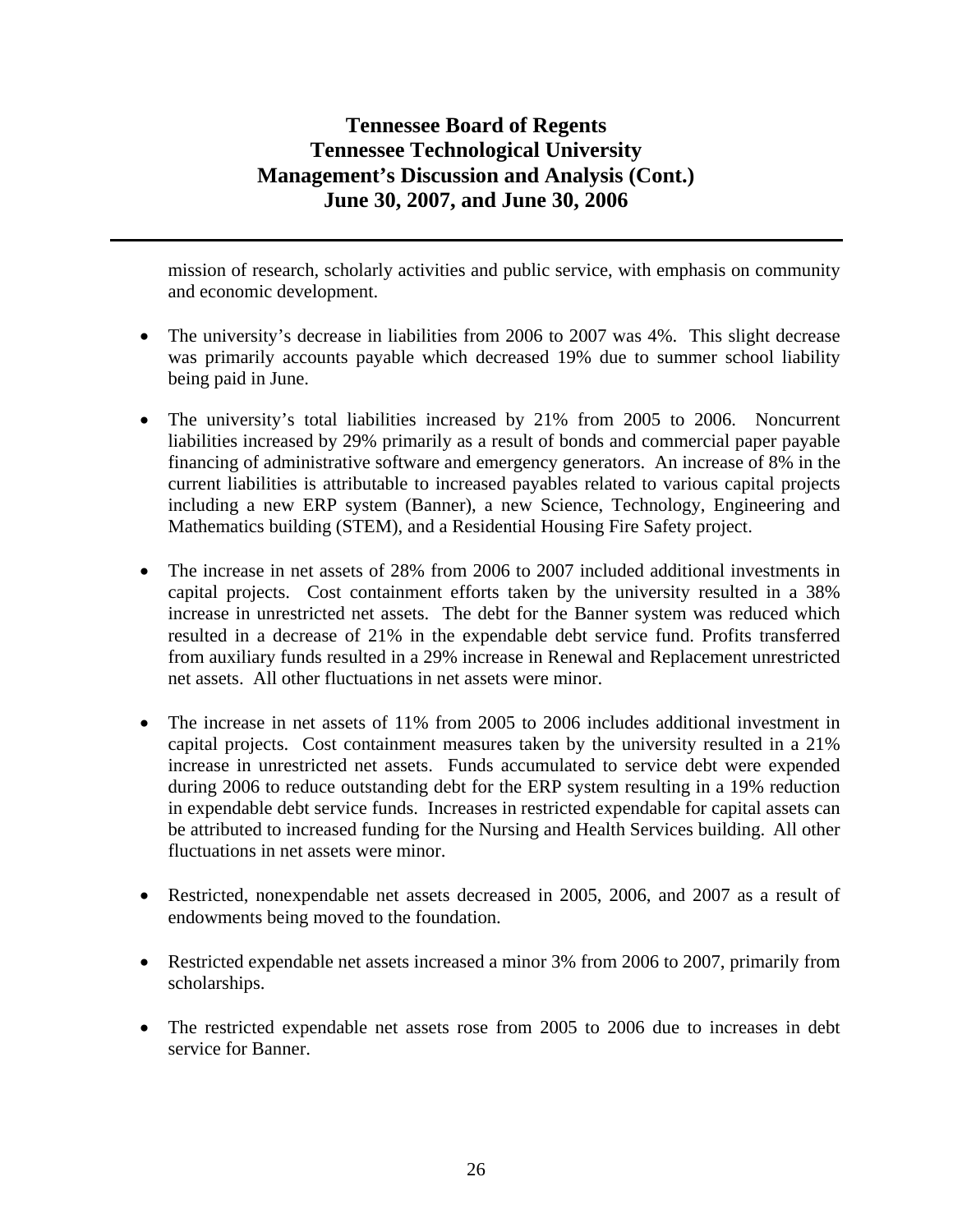mission of research, scholarly activities and public service, with emphasis on community and economic development.

- The university's decrease in liabilities from 2006 to 2007 was 4%. This slight decrease was primarily accounts payable which decreased 19% due to summer school liability being paid in June.

- The university's total liabilities increased by 21% from 2005 to 2006. Noncurrent liabilities increased by 29% primarily as a result of bonds and commercial paper payable financing of administrative software and emergency generators. An increase of 8% in the current liabilities is attributable to increased payables related to various capital projects including a new ERP system (Banner), a new Science, Technology, Engineering and Mathematics building (STEM), and a Residential Housing Fire Safety project.

- The increase in net assets of 28% from 2006 to 2007 included additional investments in capital projects. Cost containment efforts taken by the university resulted in a 38% increase in unrestricted net assets. The debt for the Banner system was reduced which resulted in a decrease of 21% in the expendable debt service fund. Profits transferred from auxiliary funds resulted in a 29% increase in Renewal and Replacement unrestricted net assets. All other fluctuations in net assets were minor.

- The increase in net assets of 11% from 2005 to 2006 includes additional investment in capital projects. Cost containment measures taken by the university resulted in a 21% increase in unrestricted net assets. Funds accumulated to service debt were expended during 2006 to reduce outstanding debt for the ERP system resulting in a 19% reduction in expendable debt service funds. Increases in restricted expendable for capital assets can be attributed to increased funding for the Nursing and Health Services building. All other fluctuations in net assets were minor.

- Restricted, nonexpendable net assets decreased in 2005, 2006, and 2007 as a result of endowments being moved to the foundation.

- Restricted expendable net assets increased a minor 3% from 2006 to 2007, primarily from scholarships.

- The restricted expendable net assets rose from 2005 to 2006 due to increases in debt service for Banner.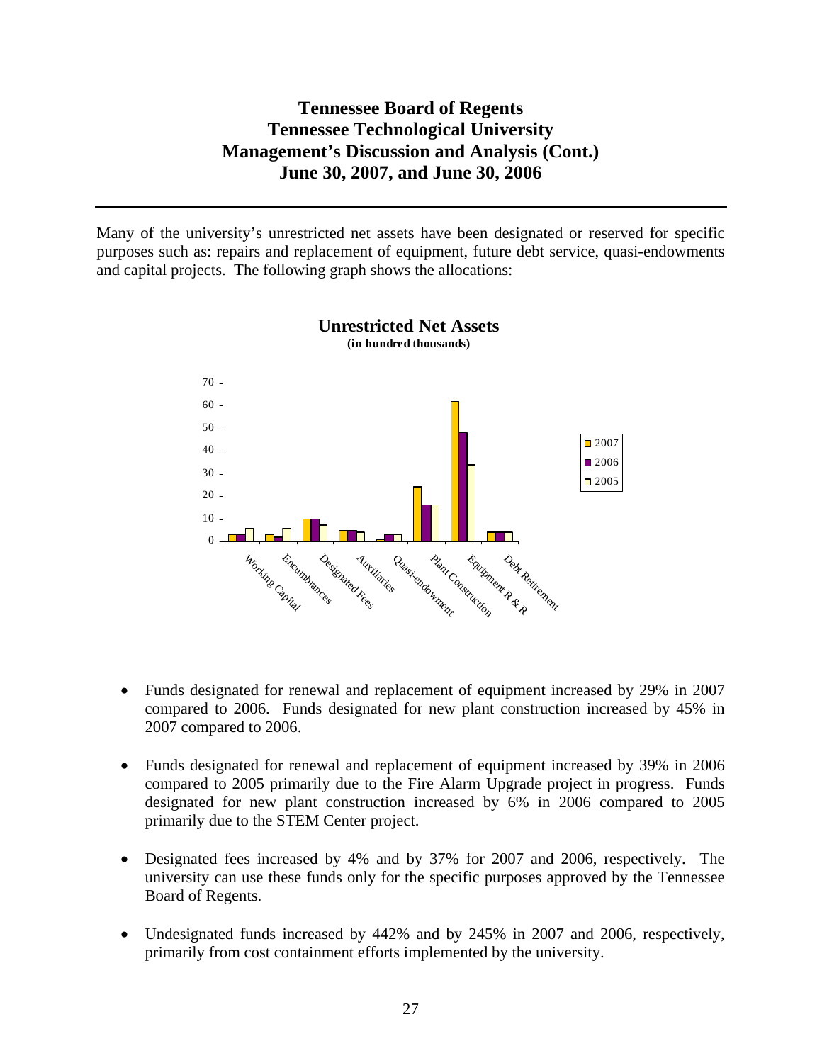# Tennessee Board of Regents
# Tennessee Technological University
# Management's Discussion and Analysis (Cont.)
# June 30, 2007, and June 30, 2006

Many of the university's unrestricted net assets have been designated or reserved for specific purposes such as: repairs and replacement of equipment, future debt service, quasi-endowments and capital projects. The following graph shows the allocations:

**Unrestricted Net Assets**
**(in hundred thousands)**

- Funds designated for renewal and replacement of equipment increased by 29% in 2007 compared to 2006. Funds designated for new plant construction increased by 45% in 2007 compared to 2006.

- Funds designated for renewal and replacement of equipment increased by 39% in 2006 compared to 2005 primarily due to the Fire Alarm Upgrade project in progress. Funds designated for new plant construction increased by 6% in 2006 compared to 2005 primarily due to the STEM Center project.

- Designated fees increased by 4% and by 37% for 2007 and 2006, respectively. The university can use these funds only for the specific purposes approved by the Tennessee Board of Regents.

- Undesignated funds increased by 442% and by 245% in 2007 and 2006, respectively, primarily from cost containment efforts implemented by the university.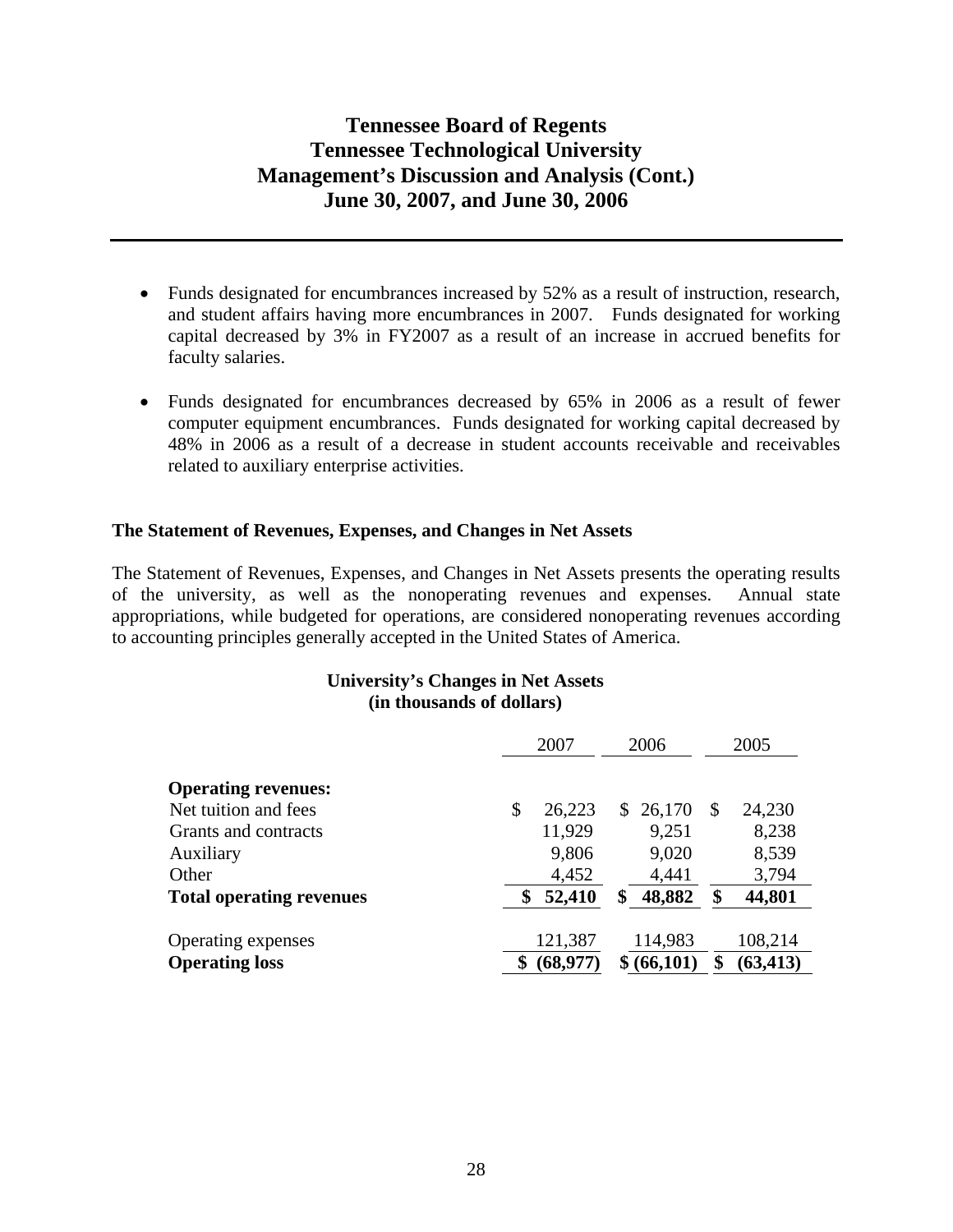- Funds designated for encumbrances increased by 52% as a result of instruction, research, and student affairs having more encumbrances in 2007. Funds designated for working capital decreased by 3% in FY2007 as a result of an increase in accrued benefits for faculty salaries.

- Funds designated for encumbrances decreased by 65% in 2006 as a result of fewer computer equipment encumbrances. Funds designated for working capital decreased by 48% in 2006 as a result of a decrease in student accounts receivable and receivables related to auxiliary enterprise activities.

**The Statement of Revenues, Expenses, and Changes in Net Assets**

The Statement of Revenues, Expenses, and Changes in Net Assets presents the operating results of the university, as well as the nonoperating revenues and expenses. Annual state appropriations, while budgeted for operations, are considered nonoperating revenues according to accounting principles generally accepted in the United States of America.

**University's Changes in Net Assets**
**(in thousands of dollars)**

| | 2007 | 2006 | 2005 |
|---|---|---|---|
| **Operating revenues:** | | | |
| Net tuition and fees | $ 26,223 | $ 26,170 | $ 24,230 |
| Grants and contracts | 11,929 | 9,251 | 8,238 |
| Auxiliary | 9,806 | 9,020 | 8,539 |
| Other | 4,452 | 4,441 | 3,794 |
| **Total operating revenues** | **$ 52,410** | **$ 48,882** | **$ 44,801** |
| Operating expenses | 121,387 | 114,983 | 108,214 |
| **Operating loss** | **$ (68,977)** | **$ (66,101)** | **$ (63,413)** |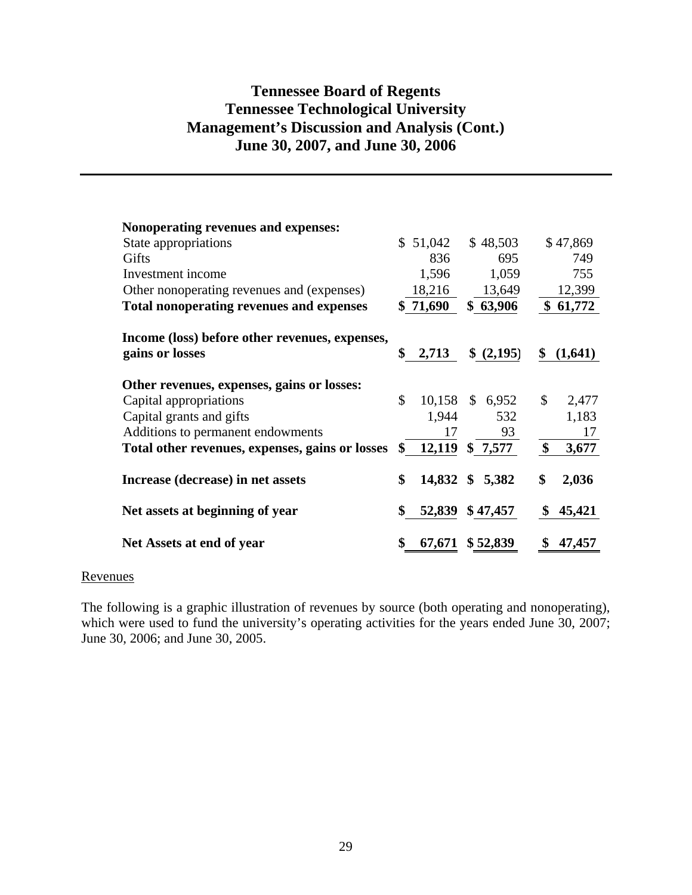# Tennessee Board of Regents
# Tennessee Technological University
# Management's Discussion and Analysis (Cont.)
# June 30, 2007, and June 30, 2006

| | | | |
|---|---|---|---|
| **Nonoperating revenues and expenses:** | | | |
| State appropriations | $ 51,042 | $ 48,503 | $ 47,869 |
| Gifts | 836 | 695 | 749 |
| Investment income | 1,596 | 1,059 | 755 |
| Other nonoperating revenues and (expenses) | 18,216 | 13,649 | 12,399 |
| **Total nonoperating revenues and expenses** | **$ 71,690** | **$ 63,906** | **$ 61,772** |
| **Income (loss) before other revenues, expenses, gains or losses** | **$ 2,713** | **$ (2,195)** | **$ (1,641)** |
| **Other revenues, expenses, gains or losses:** | | | |
| Capital appropriations | $ 10,158 | $ 6,952 | $ 2,477 |
| Capital grants and gifts | 1,944 | 532 | 1,183 |
| Additions to permanent endowments | 17 | 93 | 17 |
| **Total other revenues, expenses, gains or losses** | **$ 12,119** | **$ 7,577** | **$ 3,677** |
| **Increase (decrease) in net assets** | **$ 14,832** | **$ 5,382** | **$ 2,036** |
| **Net assets at beginning of year** | **$ 52,839** | **$ 47,457** | **$ 45,421** |
| **Net Assets at end of year** | **$ 67,671** | **$ 52,839** | **$ 47,457** |

Revenues

The following is a graphic illustration of revenues by source (both operating and nonoperating), which were used to fund the university's operating activities for the years ended June 30, 2007; June 30, 2006; and June 30, 2005.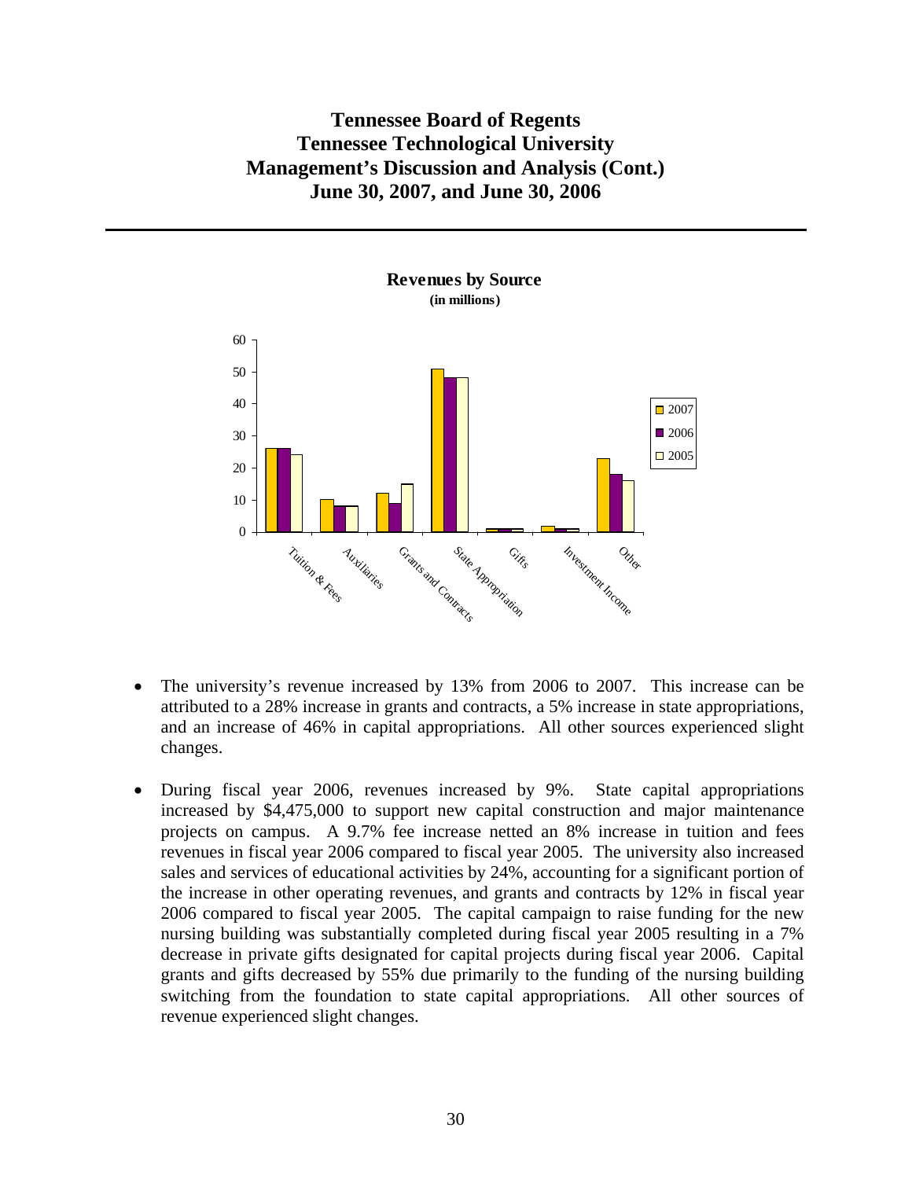**Revenues by Source**
**(in millions)**

- The university's revenue increased by 13% from 2006 to 2007. This increase can be attributed to a 28% increase in grants and contracts, a 5% increase in state appropriations, and an increase of 46% in capital appropriations. All other sources experienced slight changes.

- During fiscal year 2006, revenues increased by 9%. State capital appropriations increased by $4,475,000 to support new capital construction and major maintenance projects on campus. A 9.7% fee increase netted an 8% increase in tuition and fees revenues in fiscal year 2006 compared to fiscal year 2005. The university also increased sales and services of educational activities by 24%, accounting for a significant portion of the increase in other operating revenues, and grants and contracts by 12% in fiscal year 2006 compared to fiscal year 2005. The capital campaign to raise funding for the new nursing building was substantially completed during fiscal year 2005 resulting in a 7% decrease in private gifts designated for capital projects during fiscal year 2006. Capital grants and gifts decreased by 55% due primarily to the funding of the nursing building switching from the foundation to state capital appropriations. All other sources of revenue experienced slight changes.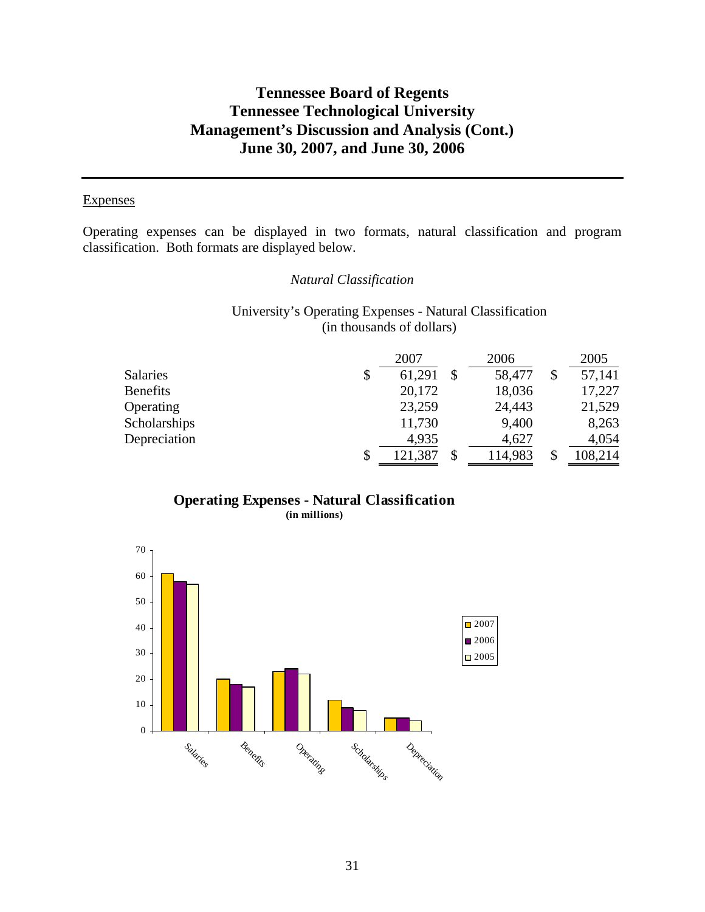# Tennessee Board of Regents
# Tennessee Technological University
# Management's Discussion and Analysis (Cont.)
# June 30, 2007, and June 30, 2006

## Expenses

Operating expenses can be displayed in two formats, natural classification and program classification. Both formats are displayed below.

### *Natural Classification*

University's Operating Expenses - Natural Classification
(in thousands of dollars)

| | 2007 | 2006 | 2005 |
|---|---|---|---|
| Salaries | $ 61,291 | $ 58,477 | $ 57,141 |
| Benefits | 20,172 | 18,036 | 17,227 |
| Operating | 23,259 | 24,443 | 21,529 |
| Scholarships | 11,730 | 9,400 | 8,263 |
| Depreciation | 4,935 | 4,627 | 4,054 |
| | $ 121,387 | $ 114,983 | $ 108,214 |

**Operating Expenses - Natural Classification**
**(in millions)**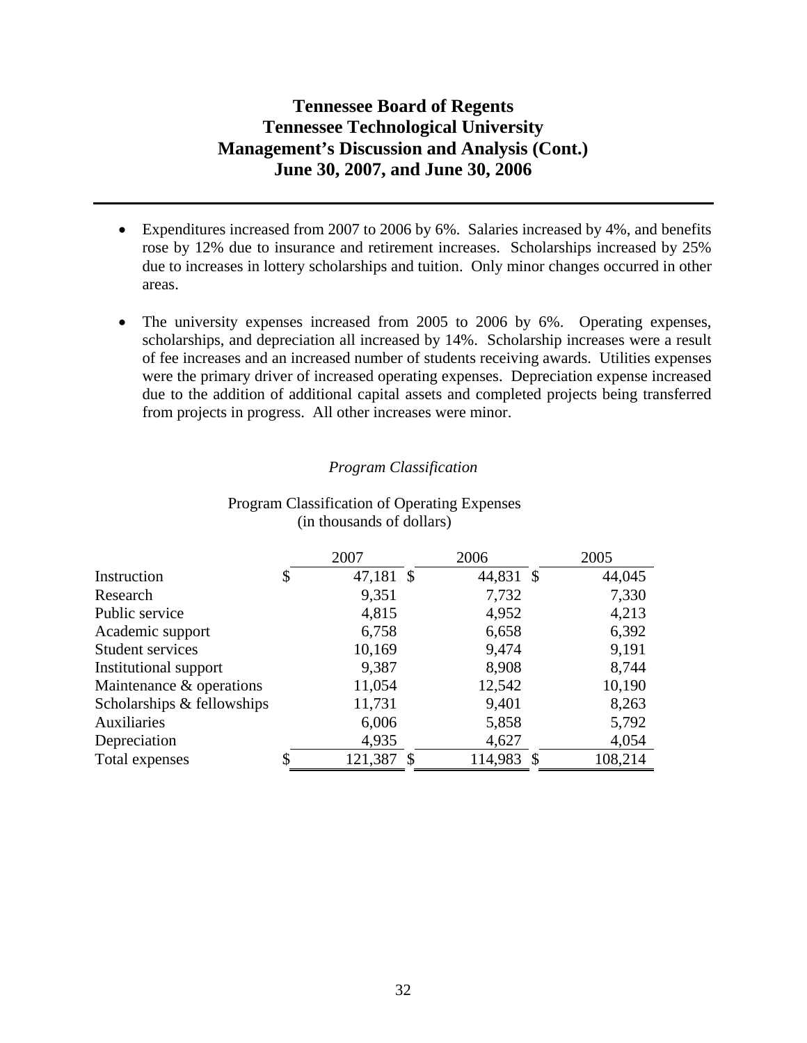- Expenditures increased from 2007 to 2006 by 6%. Salaries increased by 4%, and benefits rose by 12% due to insurance and retirement increases. Scholarships increased by 25% due to increases in lottery scholarships and tuition. Only minor changes occurred in other areas.

- The university expenses increased from 2005 to 2006 by 6%. Operating expenses, scholarships, and depreciation all increased by 14%. Scholarship increases were a result of fee increases and an increased number of students receiving awards. Utilities expenses were the primary driver of increased operating expenses. Depreciation expense increased due to the addition of additional capital assets and completed projects being transferred from projects in progress. All other increases were minor.

*Program Classification*

Program Classification of Operating Expenses
(in thousands of dollars)

| | 2007 | 2006 | 2005 |
|---|---|---|---|
| Instruction | $ 47,181 | $ 44,831 | $ 44,045 |
| Research | 9,351 | 7,732 | 7,330 |
| Public service | 4,815 | 4,952 | 4,213 |
| Academic support | 6,758 | 6,658 | 6,392 |
| Student services | 10,169 | 9,474 | 9,191 |
| Institutional support | 9,387 | 8,908 | 8,744 |
| Maintenance & operations | 11,054 | 12,542 | 10,190 |
| Scholarships & fellowships | 11,731 | 9,401 | 8,263 |
| Auxiliaries | 6,006 | 5,858 | 5,792 |
| Depreciation | 4,935 | 4,627 | 4,054 |
| Total expenses | $ 121,387 | $ 114,983 | $ 108,214 |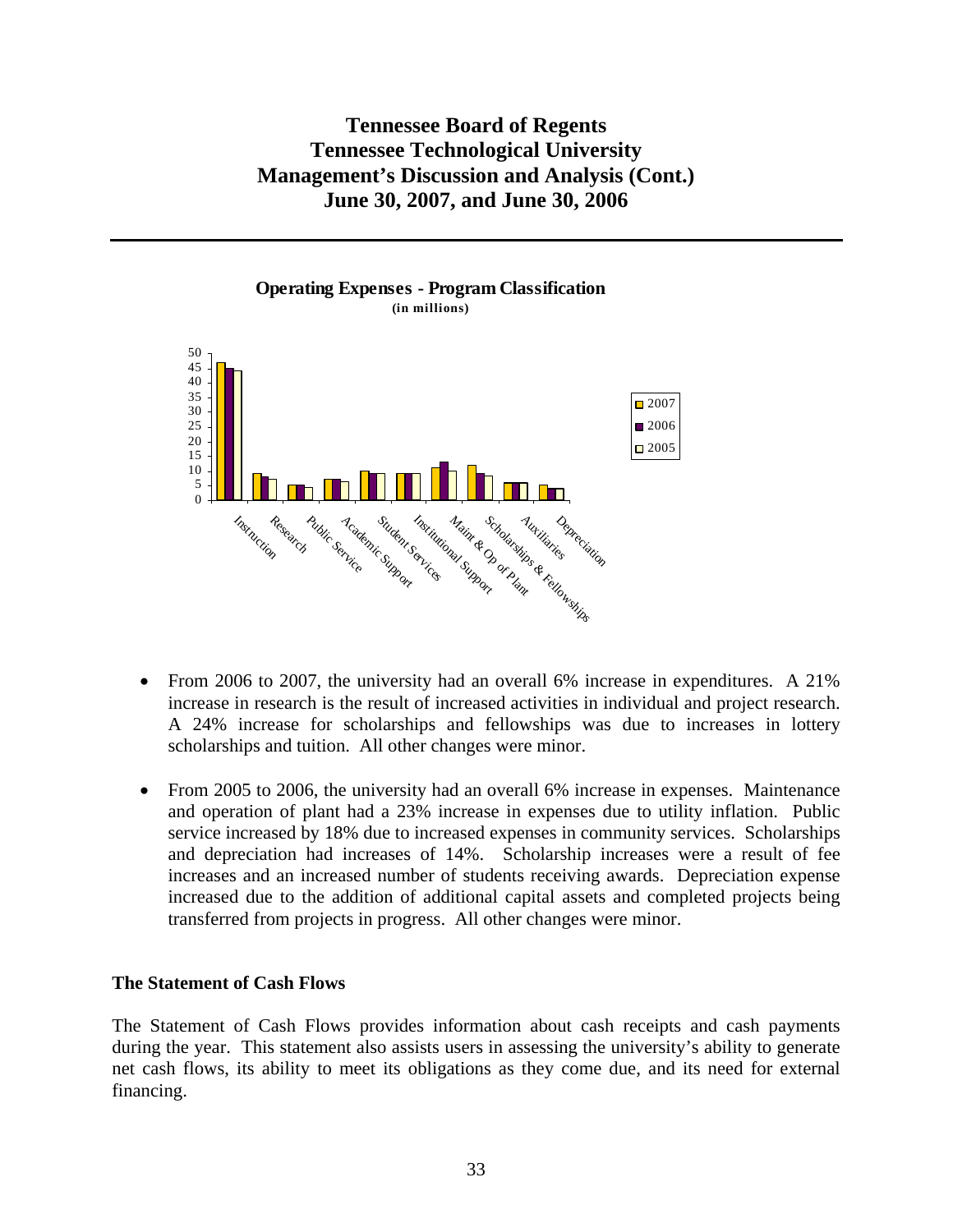**Operating Expenses - Program Classification**
**(in millions)**

- From 2006 to 2007, the university had an overall 6% increase in expenditures. A 21% increase in research is the result of increased activities in individual and project research. A 24% increase for scholarships and fellowships was due to increases in lottery scholarships and tuition. All other changes were minor.

- From 2005 to 2006, the university had an overall 6% increase in expenses. Maintenance and operation of plant had a 23% increase in expenses due to utility inflation. Public service increased by 18% due to increased expenses in community services. Scholarships and depreciation had increases of 14%. Scholarship increases were a result of fee increases and an increased number of students receiving awards. Depreciation expense increased due to the addition of additional capital assets and completed projects being transferred from projects in progress. All other changes were minor.

### The Statement of Cash Flows

The Statement of Cash Flows provides information about cash receipts and cash payments during the year. This statement also assists users in assessing the university's ability to generate net cash flows, its ability to meet its obligations as they come due, and its need for external financing.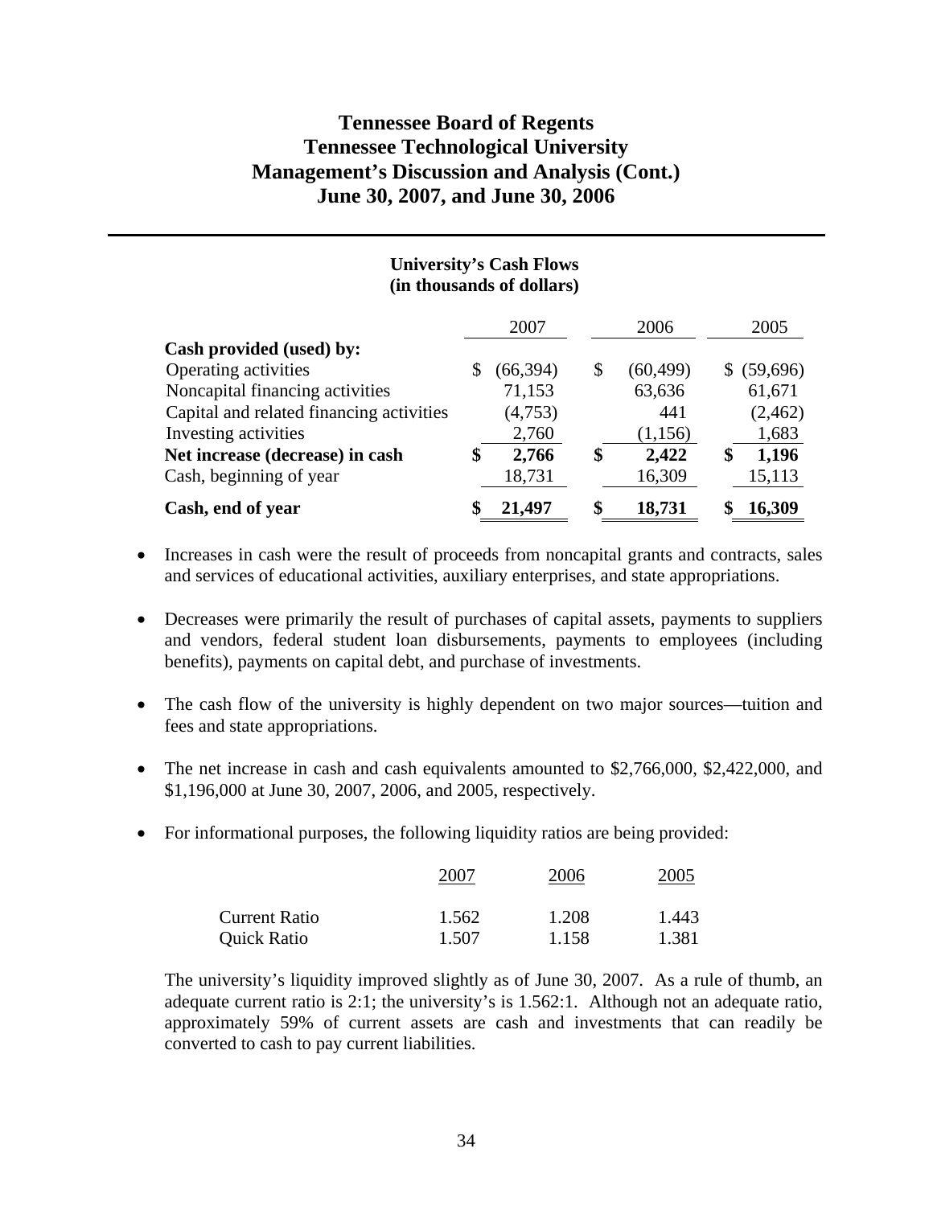# Tennessee Board of Regents
# Tennessee Technological University
# Management's Discussion and Analysis (Cont.)
# June 30, 2007, and June 30, 2006

### University's Cash Flows
### (in thousands of dollars)

| | 2007 | 2006 | 2005 |
|---|---|---|---|
| **Cash provided (used) by:** | | | |
| Operating activities | $ (66,394) | $ (60,499) | $ (59,696) |
| Noncapital financing activities | 71,153 | 63,636 | 61,671 |
| Capital and related financing activities | (4,753) | 441 | (2,462) |
| Investing activities | 2,760 | (1,156) | 1,683 |
| **Net increase (decrease) in cash** | **$ 2,766** | **$ 2,422** | **$ 1,196** |
| Cash, beginning of year | 18,731 | 16,309 | 15,113 |
| **Cash, end of year** | **$ 21,497** | **$ 18,731** | **$ 16,309** |

- Increases in cash were the result of proceeds from noncapital grants and contracts, sales and services of educational activities, auxiliary enterprises, and state appropriations.

- Decreases were primarily the result of purchases of capital assets, payments to suppliers and vendors, federal student loan disbursements, payments to employees (including benefits), payments on capital debt, and purchase of investments.

- The cash flow of the university is highly dependent on two major sources—tuition and fees and state appropriations.

- The net increase in cash and cash equivalents amounted to $2,766,000, $2,422,000, and $1,196,000 at June 30, 2007, 2006, and 2005, respectively.

- For informational purposes, the following liquidity ratios are being provided:

| | 2007 | 2006 | 2005 |
|---|---|---|---|
| Current Ratio | 1.562 | 1.208 | 1.443 |
| Quick Ratio | 1.507 | 1.158 | 1.381 |

The university's liquidity improved slightly as of June 30, 2007. As a rule of thumb, an adequate current ratio is 2:1; the university's is 1.562:1. Although not an adequate ratio, approximately 59% of current assets are cash and investments that can readily be converted to cash to pay current liabilities.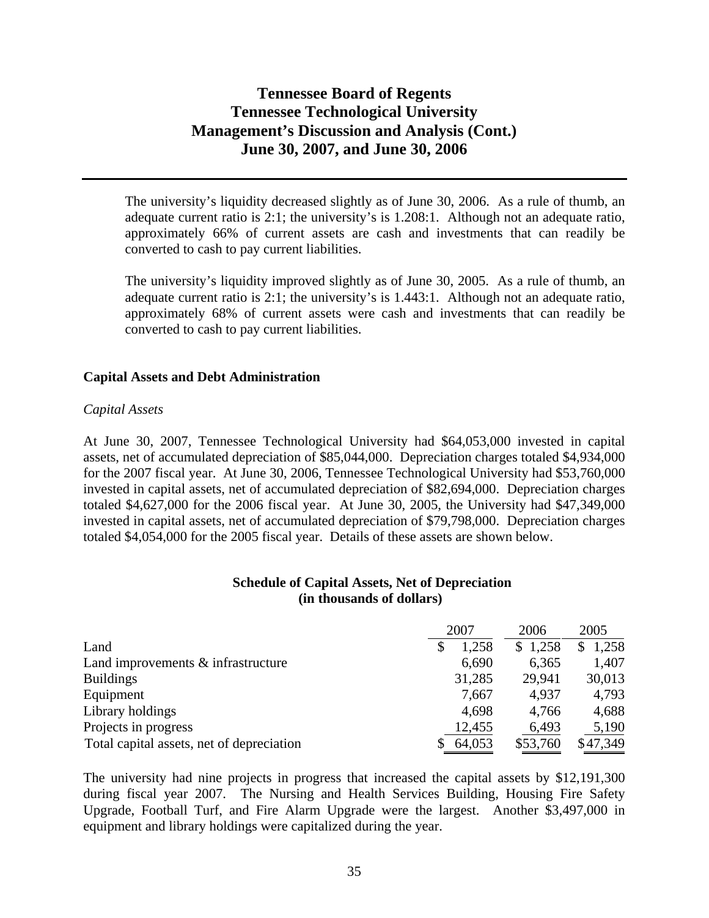The university's liquidity decreased slightly as of June 30, 2006. As a rule of thumb, an adequate current ratio is 2:1; the university's is 1.208:1. Although not an adequate ratio, approximately 66% of current assets are cash and investments that can readily be converted to cash to pay current liabilities.

The university's liquidity improved slightly as of June 30, 2005. As a rule of thumb, an adequate current ratio is 2:1; the university's is 1.443:1. Although not an adequate ratio, approximately 68% of current assets were cash and investments that can readily be converted to cash to pay current liabilities.

## Capital Assets and Debt Administration

*Capital Assets*

At June 30, 2007, Tennessee Technological University had $64,053,000 invested in capital assets, net of accumulated depreciation of $85,044,000. Depreciation charges totaled $4,934,000 for the 2007 fiscal year. At June 30, 2006, Tennessee Technological University had $53,760,000 invested in capital assets, net of accumulated depreciation of $82,694,000. Depreciation charges totaled $4,627,000 for the 2006 fiscal year. At June 30, 2005, the University had $47,349,000 invested in capital assets, net of accumulated depreciation of $79,798,000. Depreciation charges totaled $4,054,000 for the 2005 fiscal year. Details of these assets are shown below.

**Schedule of Capital Assets, Net of Depreciation**
**(in thousands of dollars)**

| | 2007 | 2006 | 2005 |
|---|---|---|---|
| Land | $ 1,258 | $ 1,258 | $ 1,258 |
| Land improvements & infrastructure | 6,690 | 6,365 | 1,407 |
| Buildings | 31,285 | 29,941 | 30,013 |
| Equipment | 7,667 | 4,937 | 4,793 |
| Library holdings | 4,698 | 4,766 | 4,688 |
| Projects in progress | 12,455 | 6,493 | 5,190 |
| Total capital assets, net of depreciation | $ 64,053 | $53,760 | $47,349 |

The university had nine projects in progress that increased the capital assets by $12,191,300 during fiscal year 2007. The Nursing and Health Services Building, Housing Fire Safety Upgrade, Football Turf, and Fire Alarm Upgrade were the largest. Another $3,497,000 in equipment and library holdings were capitalized during the year.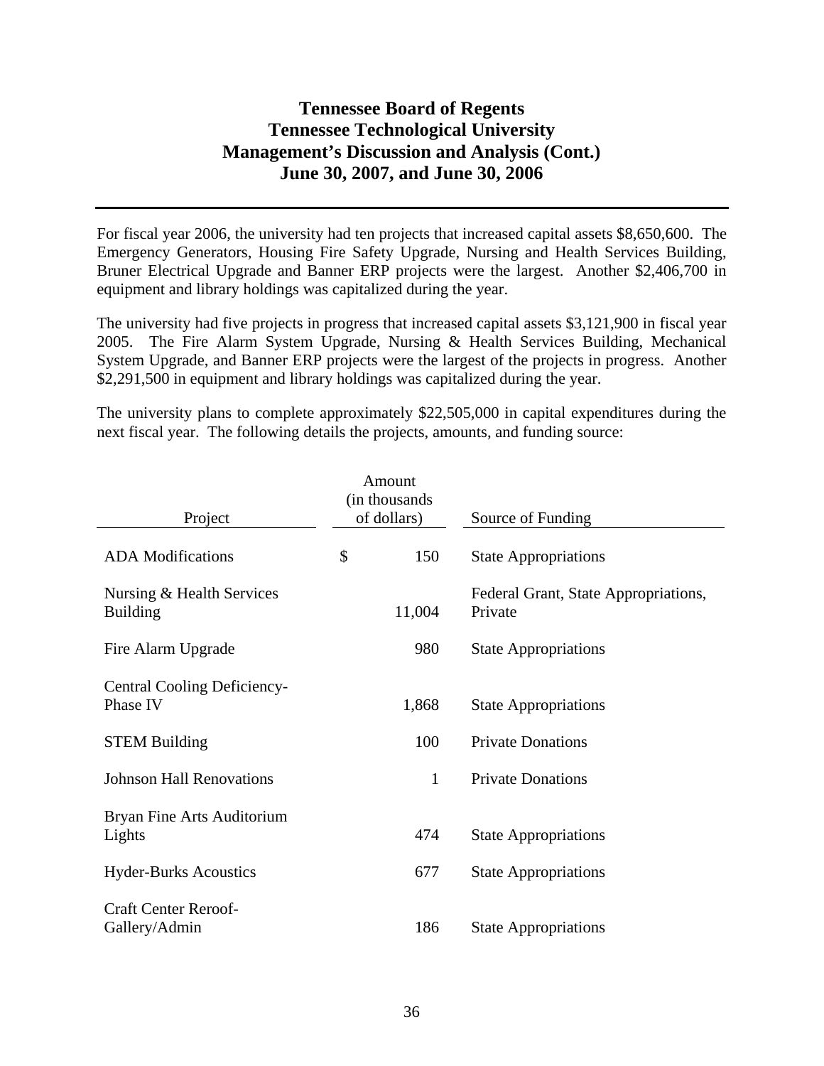# Tennessee Board of Regents
# Tennessee Technological University
# Management's Discussion and Analysis (Cont.)
# June 30, 2007, and June 30, 2006

For fiscal year 2006, the university had ten projects that increased capital assets \$8,650,600. The Emergency Generators, Housing Fire Safety Upgrade, Nursing and Health Services Building, Bruner Electrical Upgrade and Banner ERP projects were the largest. Another \$2,406,700 in equipment and library holdings was capitalized during the year.

The university had five projects in progress that increased capital assets \$3,121,900 in fiscal year 2005. The Fire Alarm System Upgrade, Nursing & Health Services Building, Mechanical System Upgrade, and Banner ERP projects were the largest of the projects in progress. Another \$2,291,500 in equipment and library holdings was capitalized during the year.

The university plans to complete approximately \$22,505,000 in capital expenditures during the next fiscal year. The following details the projects, amounts, and funding source:

| Project | Amount (in thousands of dollars) | Source of Funding |
|---|---|---|
| ADA Modifications | $ 150 | State Appropriations |
| Nursing & Health Services Building | 11,004 | Federal Grant, State Appropriations, Private |
| Fire Alarm Upgrade | 980 | State Appropriations |
| Central Cooling Deficiency-Phase IV | 1,868 | State Appropriations |
| STEM Building | 100 | Private Donations |
| Johnson Hall Renovations | 1 | Private Donations |
| Bryan Fine Arts Auditorium Lights | 474 | State Appropriations |
| Hyder-Burks Acoustics | 677 | State Appropriations |
| Craft Center Reroof-Gallery/Admin | 186 | State Appropriations |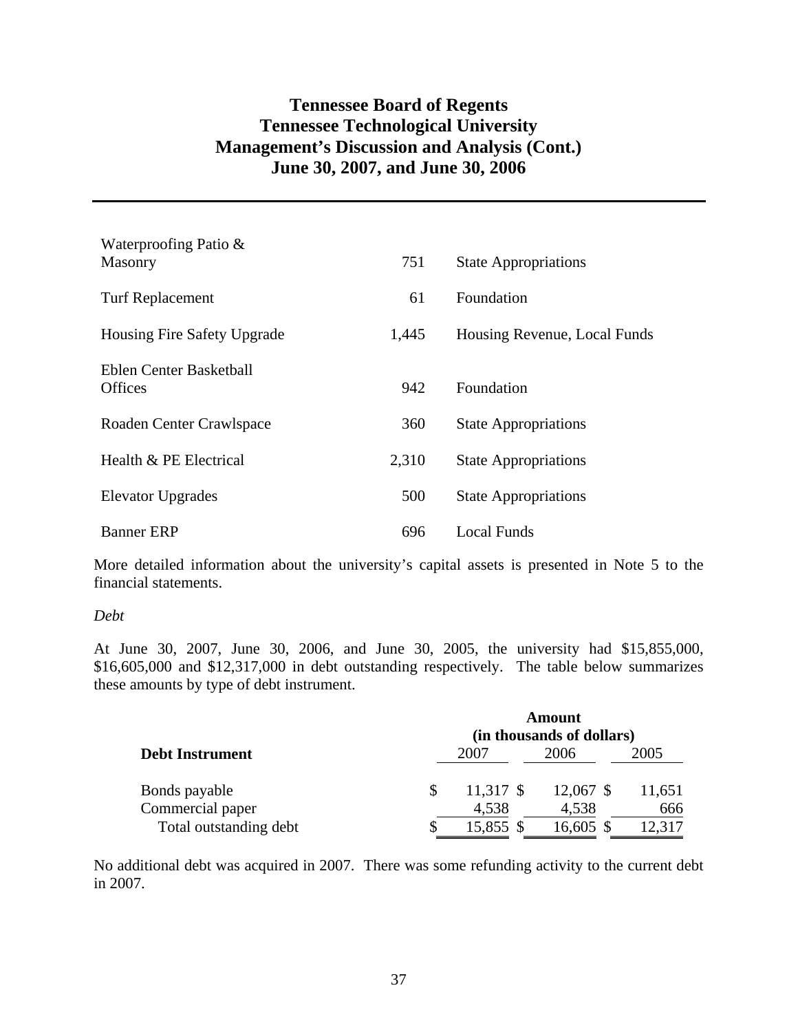| | | |
|---|---|---|
| Waterproofing Patio & Masonry | 751 | State Appropriations |
| Turf Replacement | 61 | Foundation |
| Housing Fire Safety Upgrade | 1,445 | Housing Revenue, Local Funds |
| Eblen Center Basketball Offices | 942 | Foundation |
| Roaden Center Crawlspace | 360 | State Appropriations |
| Health & PE Electrical | 2,310 | State Appropriations |
| Elevator Upgrades | 500 | State Appropriations |
| Banner ERP | 696 | Local Funds |

More detailed information about the university's capital assets is presented in Note 5 to the financial statements.

*Debt*

At June 30, 2007, June 30, 2006, and June 30, 2005, the university had $15,855,000, $16,605,000 and $12,317,000 in debt outstanding respectively. The table below summarizes these amounts by type of debt instrument.

| | Amount (in thousands of dollars) | | |
|---|---|---|---|
| **Debt Instrument** | 2007 | 2006 | 2005 |
| Bonds payable | $ 11,317 | $ 12,067 | $ 11,651 |
| Commercial paper | 4,538 | 4,538 | 666 |
| Total outstanding debt | $ 15,855 | $ 16,605 | $ 12,317 |

No additional debt was acquired in 2007. There was some refunding activity to the current debt in 2007.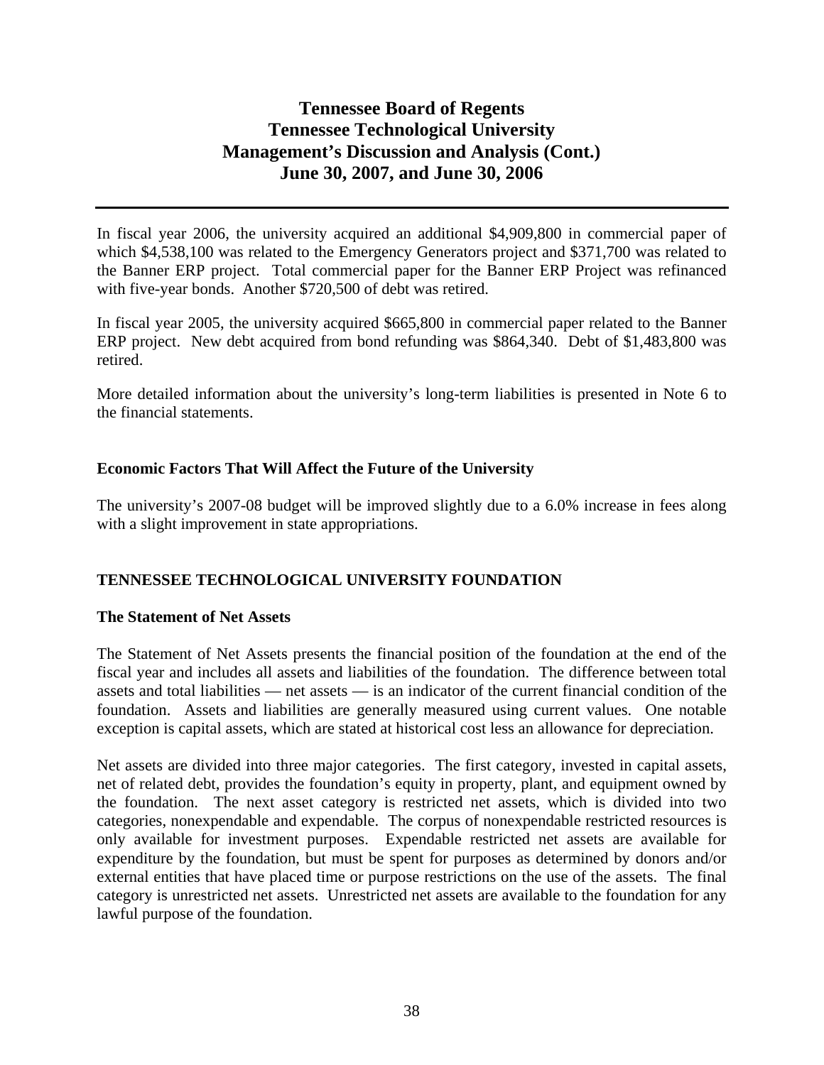In fiscal year 2006, the university acquired an additional $4,909,800 in commercial paper of which $4,538,100 was related to the Emergency Generators project and $371,700 was related to the Banner ERP project. Total commercial paper for the Banner ERP Project was refinanced with five-year bonds. Another $720,500 of debt was retired.

In fiscal year 2005, the university acquired $665,800 in commercial paper related to the Banner ERP project. New debt acquired from bond refunding was $864,340. Debt of $1,483,800 was retired.

More detailed information about the university's long-term liabilities is presented in Note 6 to the financial statements.

### Economic Factors That Will Affect the Future of the University

The university's 2007-08 budget will be improved slightly due to a 6.0% increase in fees along with a slight improvement in state appropriations.

## TENNESSEE TECHNOLOGICAL UNIVERSITY FOUNDATION

### The Statement of Net Assets

The Statement of Net Assets presents the financial position of the foundation at the end of the fiscal year and includes all assets and liabilities of the foundation. The difference between total assets and total liabilities — net assets — is an indicator of the current financial condition of the foundation. Assets and liabilities are generally measured using current values. One notable exception is capital assets, which are stated at historical cost less an allowance for depreciation.

Net assets are divided into three major categories. The first category, invested in capital assets, net of related debt, provides the foundation's equity in property, plant, and equipment owned by the foundation. The next asset category is restricted net assets, which is divided into two categories, nonexpendable and expendable. The corpus of nonexpendable restricted resources is only available for investment purposes. Expendable restricted net assets are available for expenditure by the foundation, but must be spent for purposes as determined by donors and/or external entities that have placed time or purpose restrictions on the use of the assets. The final category is unrestricted net assets. Unrestricted net assets are available to the foundation for any lawful purpose of the foundation.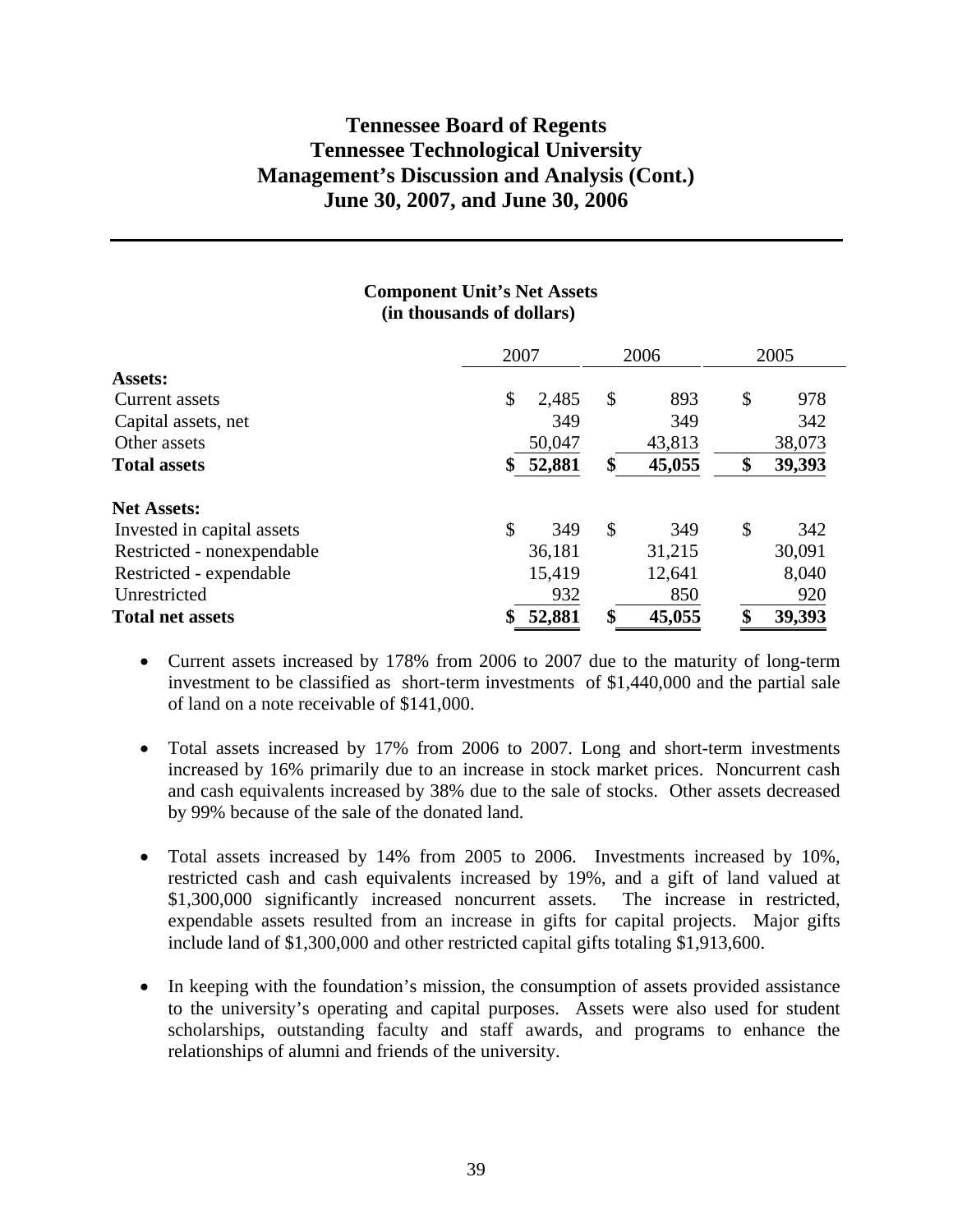# Tennessee Board of Regents
# Tennessee Technological University
# Management's Discussion and Analysis (Cont.)
# June 30, 2007, and June 30, 2006

### Component Unit's Net Assets
### (in thousands of dollars)

| | 2007 | 2006 | 2005 |
|---|---|---|---|
| **Assets:** | | | |
| Current assets | $ 2,485 | $ 893 | $ 978 |
| Capital assets, net | 349 | 349 | 342 |
| Other assets | 50,047 | 43,813 | 38,073 |
| **Total assets** | **$ 52,881** | **$ 45,055** | **$ 39,393** |
| **Net Assets:** | | | |
| Invested in capital assets | $ 349 | $ 349 | $ 342 |
| Restricted - nonexpendable | 36,181 | 31,215 | 30,091 |
| Restricted - expendable | 15,419 | 12,641 | 8,040 |
| Unrestricted | 932 | 850 | 920 |
| **Total net assets** | **$ 52,881** | **$ 45,055** | **$ 39,393** |

- Current assets increased by 178% from 2006 to 2007 due to the maturity of long-term investment to be classified as short-term investments of $1,440,000 and the partial sale of land on a note receivable of $141,000.

- Total assets increased by 17% from 2006 to 2007. Long and short-term investments increased by 16% primarily due to an increase in stock market prices. Noncurrent cash and cash equivalents increased by 38% due to the sale of stocks. Other assets decreased by 99% because of the sale of the donated land.

- Total assets increased by 14% from 2005 to 2006. Investments increased by 10%, restricted cash and cash equivalents increased by 19%, and a gift of land valued at $1,300,000 significantly increased noncurrent assets. The increase in restricted, expendable assets resulted from an increase in gifts for capital projects. Major gifts include land of $1,300,000 and other restricted capital gifts totaling $1,913,600.

- In keeping with the foundation's mission, the consumption of assets provided assistance to the university's operating and capital purposes. Assets were also used for student scholarships, outstanding faculty and staff awards, and programs to enhance the relationships of alumni and friends of the university.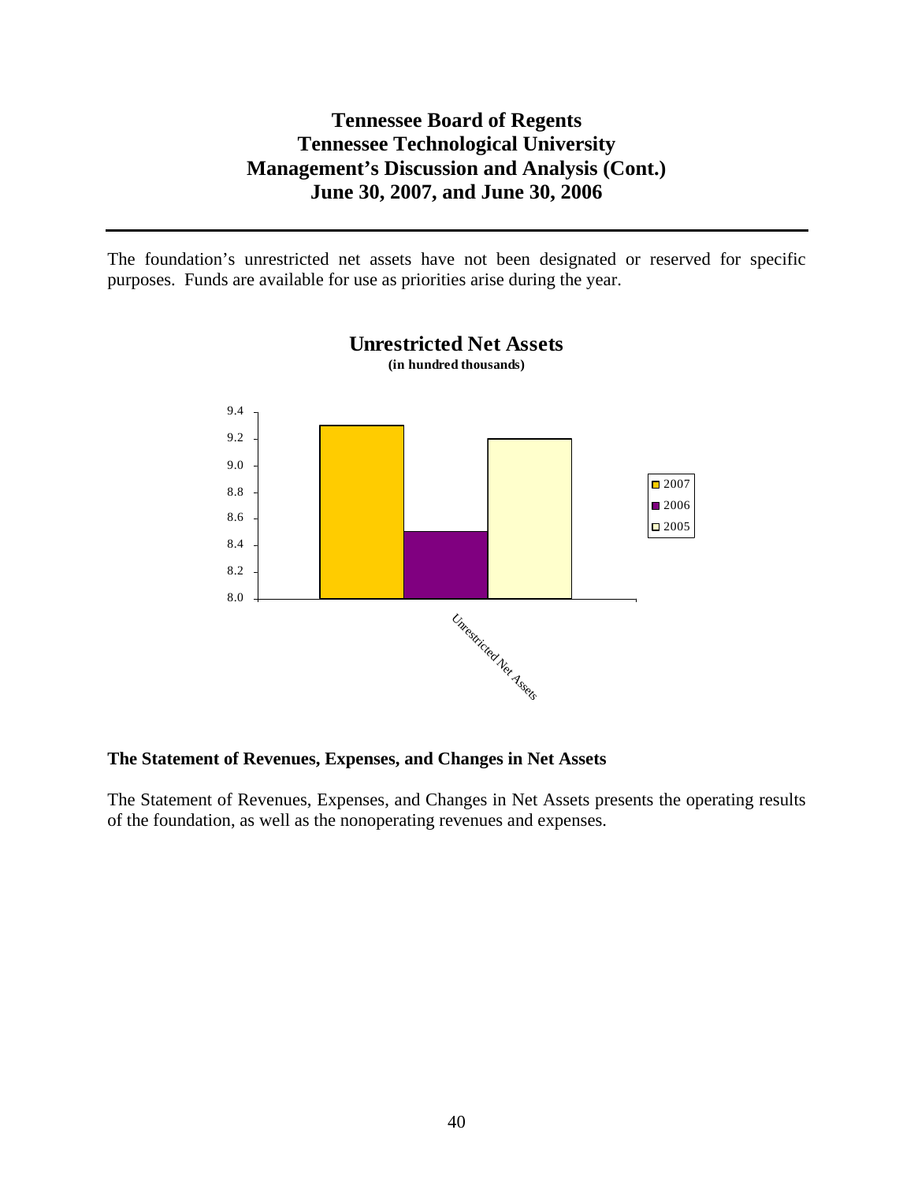The foundation's unrestricted net assets have not been designated or reserved for specific purposes. Funds are available for use as priorities arise during the year.

**Unrestricted Net Assets**
**(in hundred thousands)**

### The Statement of Revenues, Expenses, and Changes in Net Assets

The Statement of Revenues, Expenses, and Changes in Net Assets presents the operating results of the foundation, as well as the nonoperating revenues and expenses.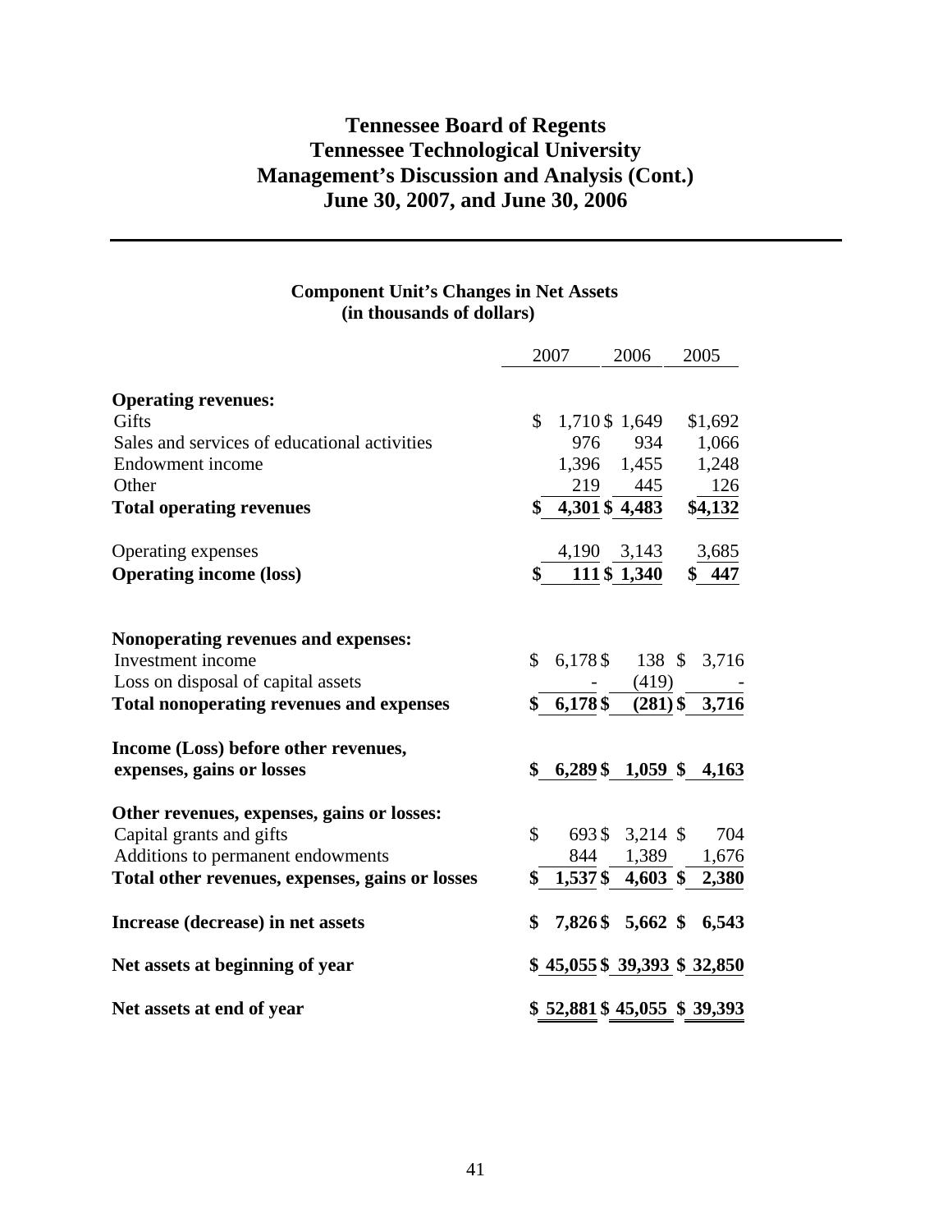# Tennessee Board of Regents
# Tennessee Technological University
# Management's Discussion and Analysis (Cont.)
# June 30, 2007, and June 30, 2006

### Component Unit's Changes in Net Assets
### (in thousands of dollars)

| | 2007 | 2006 | 2005 |
|---|---|---|---|
| **Operating revenues:** | | | |
| Gifts | $ 1,710 | $ 1,649 | $1,692 |
| Sales and services of educational activities | 976 | 934 | 1,066 |
| Endowment income | 1,396 | 1,455 | 1,248 |
| Other | 219 | 445 | 126 |
| **Total operating revenues** | **$ 4,301** | **$ 4,483** | **$4,132** |
| Operating expenses | 4,190 | 3,143 | 3,685 |
| **Operating income (loss)** | **$ 111** | **$ 1,340** | **$ 447** |
| **Nonoperating revenues and expenses:** | | | |
| Investment income | $ 6,178 | $ 138 | $ 3,716 |
| Loss on disposal of capital assets | - | (419) | - |
| **Total nonoperating revenues and expenses** | **$ 6,178** | **$ (281)** | **$ 3,716** |
| **Income (Loss) before other revenues, expenses, gains or losses** | **$ 6,289** | **$ 1,059** | **$ 4,163** |
| **Other revenues, expenses, gains or losses:** | | | |
| Capital grants and gifts | $ 693 | $ 3,214 | $ 704 |
| Additions to permanent endowments | 844 | 1,389 | 1,676 |
| **Total other revenues, expenses, gains or losses** | **$ 1,537** | **$ 4,603** | **$ 2,380** |
| **Increase (decrease) in net assets** | **$ 7,826** | **$ 5,662** | **$ 6,543** |
| **Net assets at beginning of year** | **$ 45,055** | **$ 39,393** | **$ 32,850** |
| **Net assets at end of year** | **$ 52,881** | **$ 45,055** | **$ 39,393** |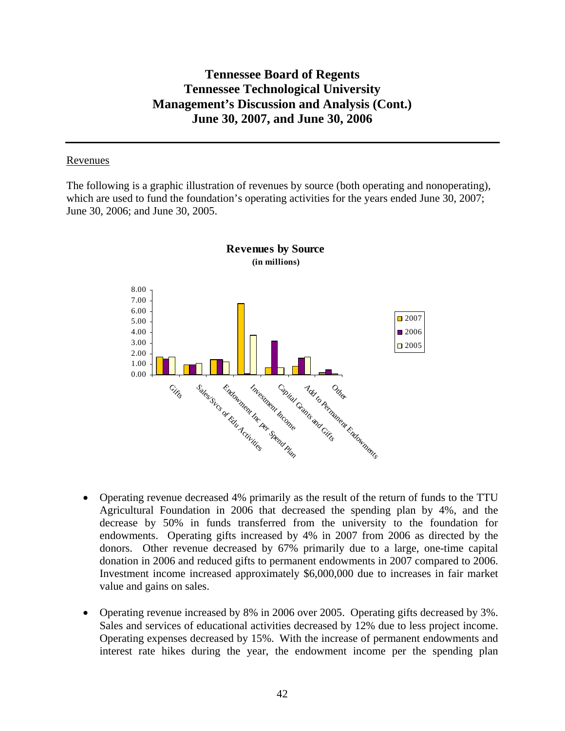# Tennessee Board of Regents
# Tennessee Technological University
# Management's Discussion and Analysis (Cont.)
# June 30, 2007, and June 30, 2006

## Revenues

The following is a graphic illustration of revenues by source (both operating and nonoperating), which are used to fund the foundation's operating activities for the years ended June 30, 2007; June 30, 2006; and June 30, 2005.

**Revenues by Source**
**(in millions)**

| Source | 2007 | 2006 | 2005 |
|---|---|---|---|
| Gifts | 1.70 | 1.50 | 1.70 |
| Sales/Svcs of Edu Activities | 0.95 | 0.95 | 1.10 |
| Endowment Inc per Spend Plan | 1.45 | 1.45 | 1.25 |
| Investment Income | 6.75 | 0.10 | 3.75 |
| Capital Grants and Gifts | 0.70 | 3.20 | 0.70 |
| Add to Permanent Endowments | 0.80 | 1.60 | 1.70 |
| Other | 0.20 | 0.50 | 0.10 |

- Operating revenue decreased 4% primarily as the result of the return of funds to the TTU Agricultural Foundation in 2006 that decreased the spending plan by 4%, and the decrease by 50% in funds transferred from the university to the foundation for endowments. Operating gifts increased by 4% in 2007 from 2006 as directed by the donors. Other revenue decreased by 67% primarily due to a large, one-time capital donation in 2006 and reduced gifts to permanent endowments in 2007 compared to 2006. Investment income increased approximately $6,000,000 due to increases in fair market value and gains on sales.

- Operating revenue increased by 8% in 2006 over 2005. Operating gifts decreased by 3%. Sales and services of educational activities decreased by 12% due to less project income. Operating expenses decreased by 15%. With the increase of permanent endowments and interest rate hikes during the year, the endowment income per the spending plan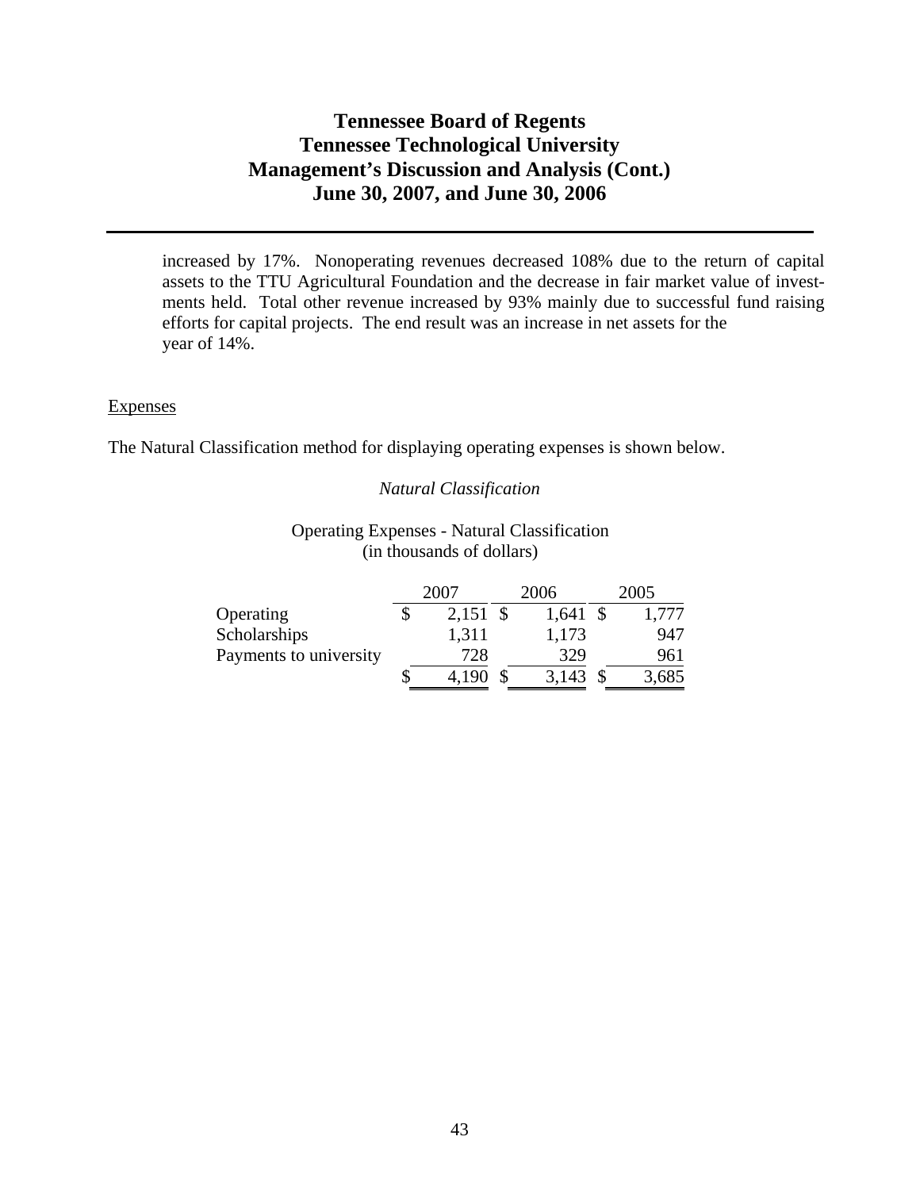increased by 17%. Nonoperating revenues decreased 108% due to the return of capital assets to the TTU Agricultural Foundation and the decrease in fair market value of investments held. Total other revenue increased by 93% mainly due to successful fund raising efforts for capital projects. The end result was an increase in net assets for the year of 14%.

Expenses

The Natural Classification method for displaying operating expenses is shown below.

*Natural Classification*

Operating Expenses - Natural Classification
(in thousands of dollars)

| | 2007 | 2006 | 2005 |
|---|---|---|---|
| Operating | $ 2,151 | $ 1,641 | $ 1,777 |
| Scholarships | 1,311 | 1,173 | 947 |
| Payments to university | 728 | 329 | 961 |
| | $ 4,190 | $ 3,143 | $ 3,685 |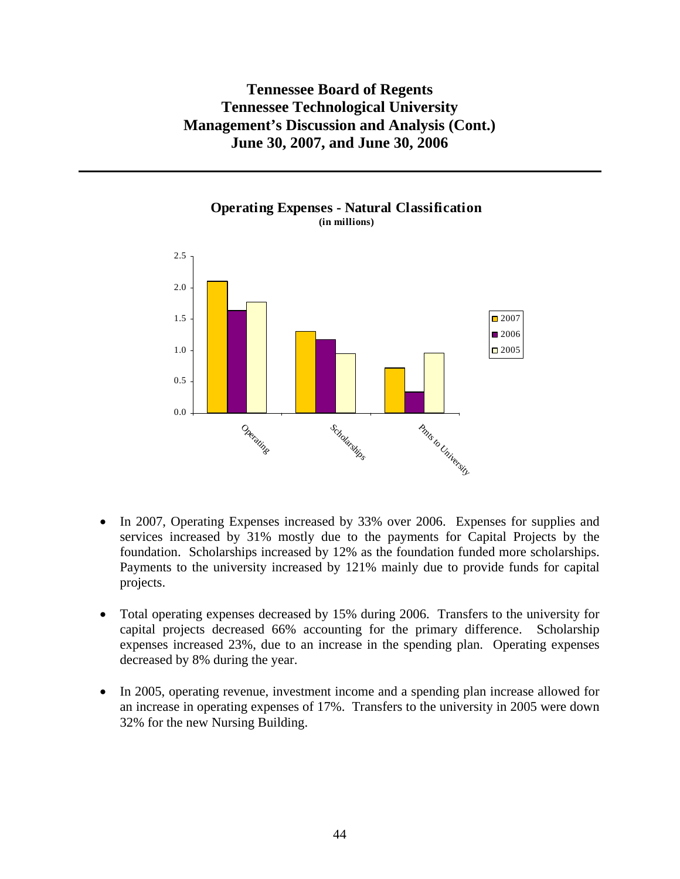## Operating Expenses - Natural Classification

**(in millions)**

- In 2007, Operating Expenses increased by 33% over 2006. Expenses for supplies and services increased by 31% mostly due to the payments for Capital Projects by the foundation. Scholarships increased by 12% as the foundation funded more scholarships. Payments to the university increased by 121% mainly due to provide funds for capital projects.

- Total operating expenses decreased by 15% during 2006. Transfers to the university for capital projects decreased 66% accounting for the primary difference. Scholarship expenses increased 23%, due to an increase in the spending plan. Operating expenses decreased by 8% during the year.

- In 2005, operating revenue, investment income and a spending plan increase allowed for an increase in operating expenses of 17%. Transfers to the university in 2005 were down 32% for the new Nursing Building.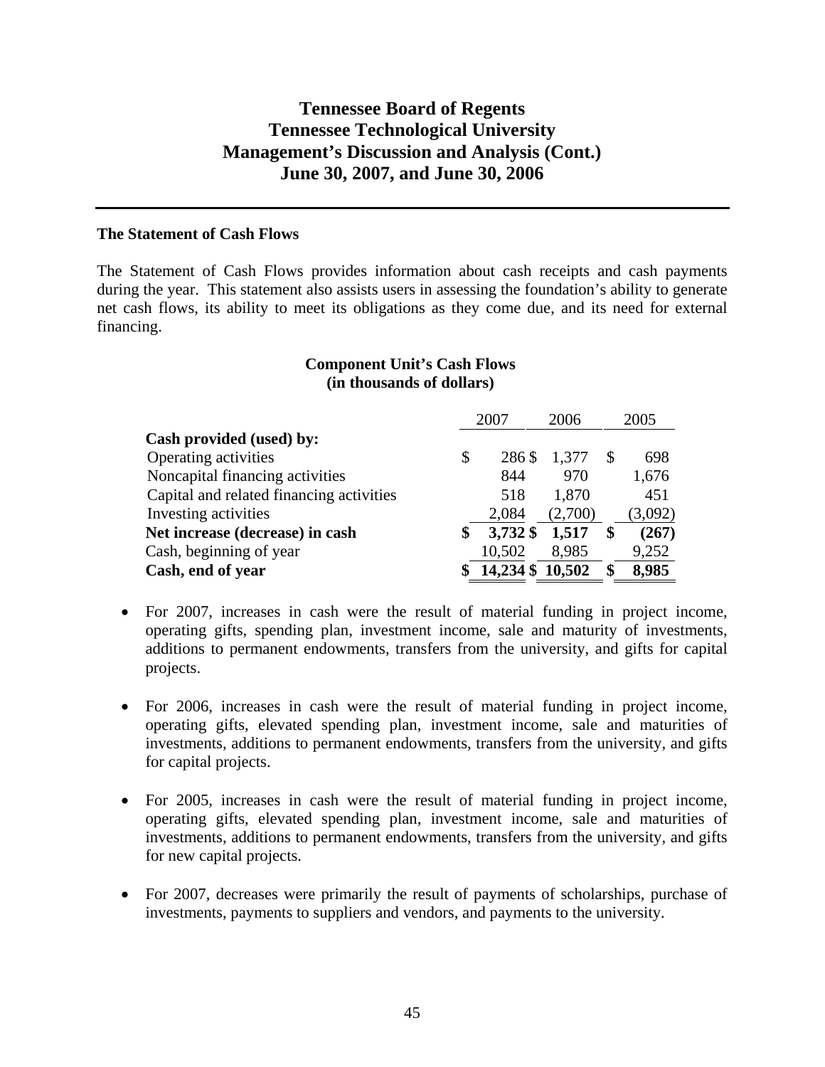# Tennessee Board of Regents
# Tennessee Technological University
# Management's Discussion and Analysis (Cont.)
# June 30, 2007, and June 30, 2006

### The Statement of Cash Flows

The Statement of Cash Flows provides information about cash receipts and cash payments during the year. This statement also assists users in assessing the foundation's ability to generate net cash flows, its ability to meet its obligations as they come due, and its need for external financing.

**Component Unit's Cash Flows**
**(in thousands of dollars)**

| | 2007 | 2006 | 2005 |
|---|---|---|---|
| **Cash provided (used) by:** | | | |
| Operating activities | $ 286 | $ 1,377 | $ 698 |
| Noncapital financing activities | 844 | 970 | 1,676 |
| Capital and related financing activities | 518 | 1,870 | 451 |
| Investing activities | 2,084 | (2,700) | (3,092) |
| **Net increase (decrease) in cash** | **$ 3,732** | **$ 1,517** | **$ (267)** |
| Cash, beginning of year | 10,502 | 8,985 | 9,252 |
| **Cash, end of year** | **$ 14,234** | **$ 10,502** | **$ 8,985** |

- For 2007, increases in cash were the result of material funding in project income, operating gifts, spending plan, investment income, sale and maturity of investments, additions to permanent endowments, transfers from the university, and gifts for capital projects.

- For 2006, increases in cash were the result of material funding in project income, operating gifts, elevated spending plan, investment income, sale and maturities of investments, additions to permanent endowments, transfers from the university, and gifts for capital projects.

- For 2005, increases in cash were the result of material funding in project income, operating gifts, elevated spending plan, investment income, sale and maturities of investments, additions to permanent endowments, transfers from the university, and gifts for new capital projects.

- For 2007, decreases were primarily the result of payments of scholarships, purchase of investments, payments to suppliers and vendors, and payments to the university.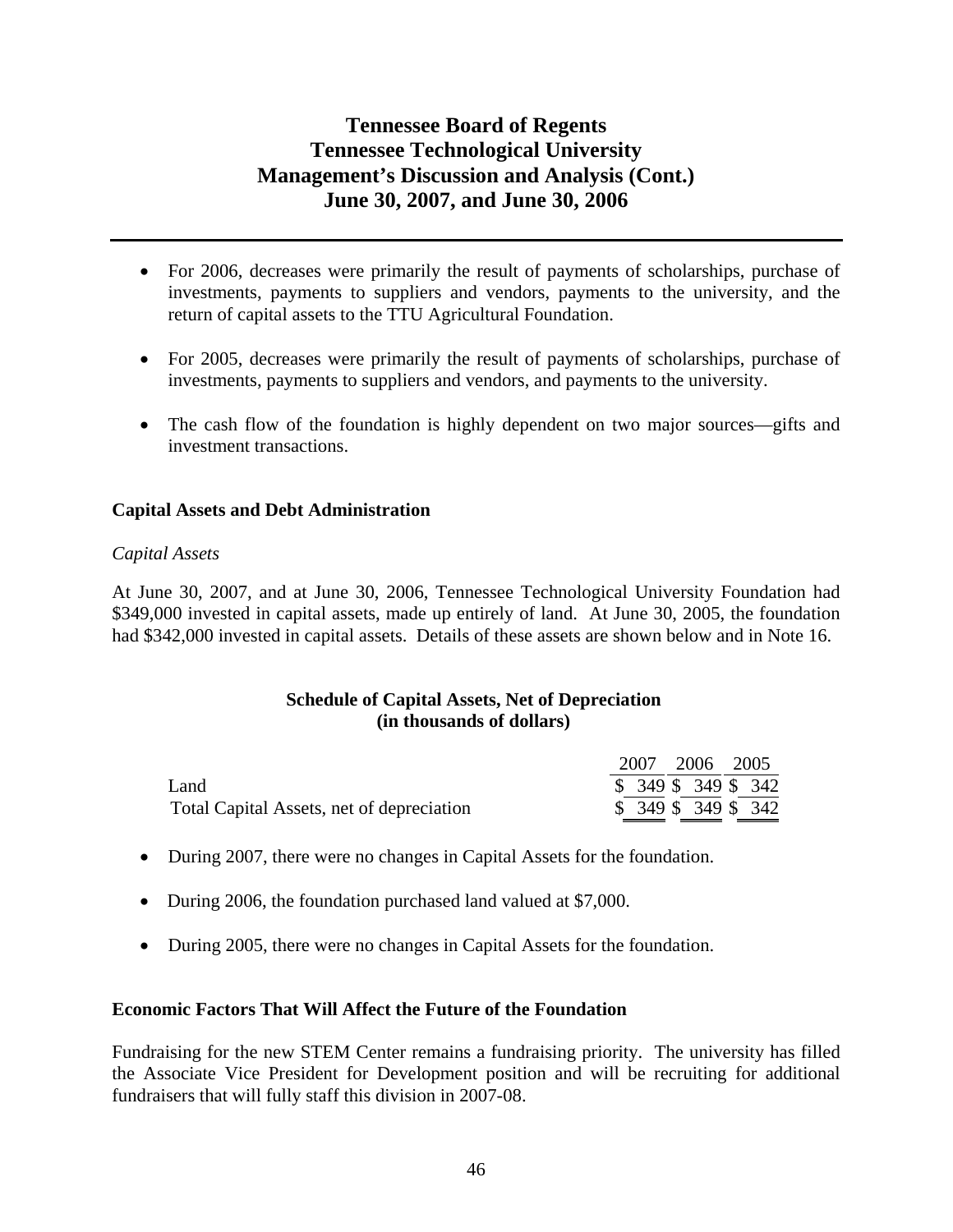- For 2006, decreases were primarily the result of payments of scholarships, purchase of investments, payments to suppliers and vendors, payments to the university, and the return of capital assets to the TTU Agricultural Foundation.

- For 2005, decreases were primarily the result of payments of scholarships, purchase of investments, payments to suppliers and vendors, and payments to the university.

- The cash flow of the foundation is highly dependent on two major sources—gifts and investment transactions.

## Capital Assets and Debt Administration

*Capital Assets*

At June 30, 2007, and at June 30, 2006, Tennessee Technological University Foundation had $349,000 invested in capital assets, made up entirely of land. At June 30, 2005, the foundation had $342,000 invested in capital assets. Details of these assets are shown below and in Note 16.

**Schedule of Capital Assets, Net of Depreciation**
**(in thousands of dollars)**

| | 2007 | 2006 | 2005 |
|---|---|---|---|
| Land | $ 349 | $ 349 | $ 342 |
| Total Capital Assets, net of depreciation | $ 349 | $ 349 | $ 342 |

- During 2007, there were no changes in Capital Assets for the foundation.

- During 2006, the foundation purchased land valued at $7,000.

- During 2005, there were no changes in Capital Assets for the foundation.

## Economic Factors That Will Affect the Future of the Foundation

Fundraising for the new STEM Center remains a fundraising priority. The university has filled the Associate Vice President for Development position and will be recruiting for additional fundraisers that will fully staff this division in 2007-08.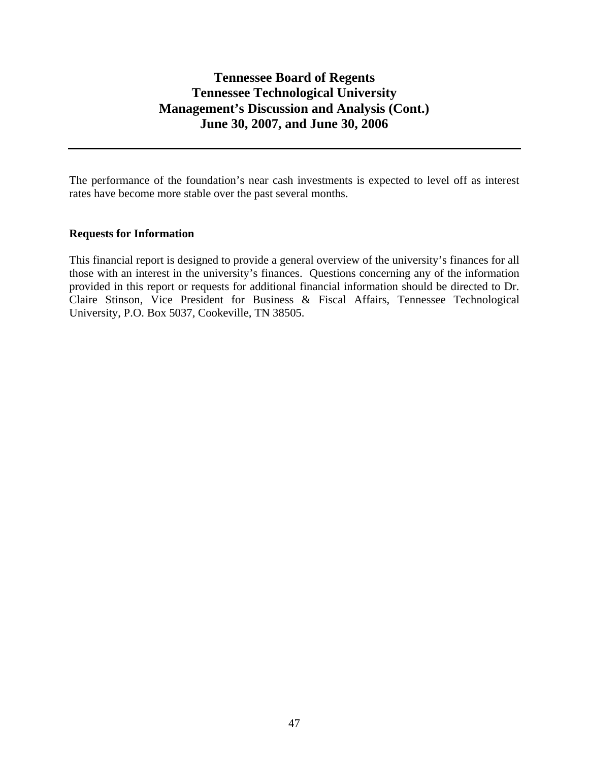The performance of the foundation's near cash investments is expected to level off as interest rates have become more stable over the past several months.

**Requests for Information**

This financial report is designed to provide a general overview of the university's finances for all those with an interest in the university's finances. Questions concerning any of the information provided in this report or requests for additional financial information should be directed to Dr. Claire Stinson, Vice President for Business & Fiscal Affairs, Tennessee Technological University, P.O. Box 5037, Cookeville, TN 38505.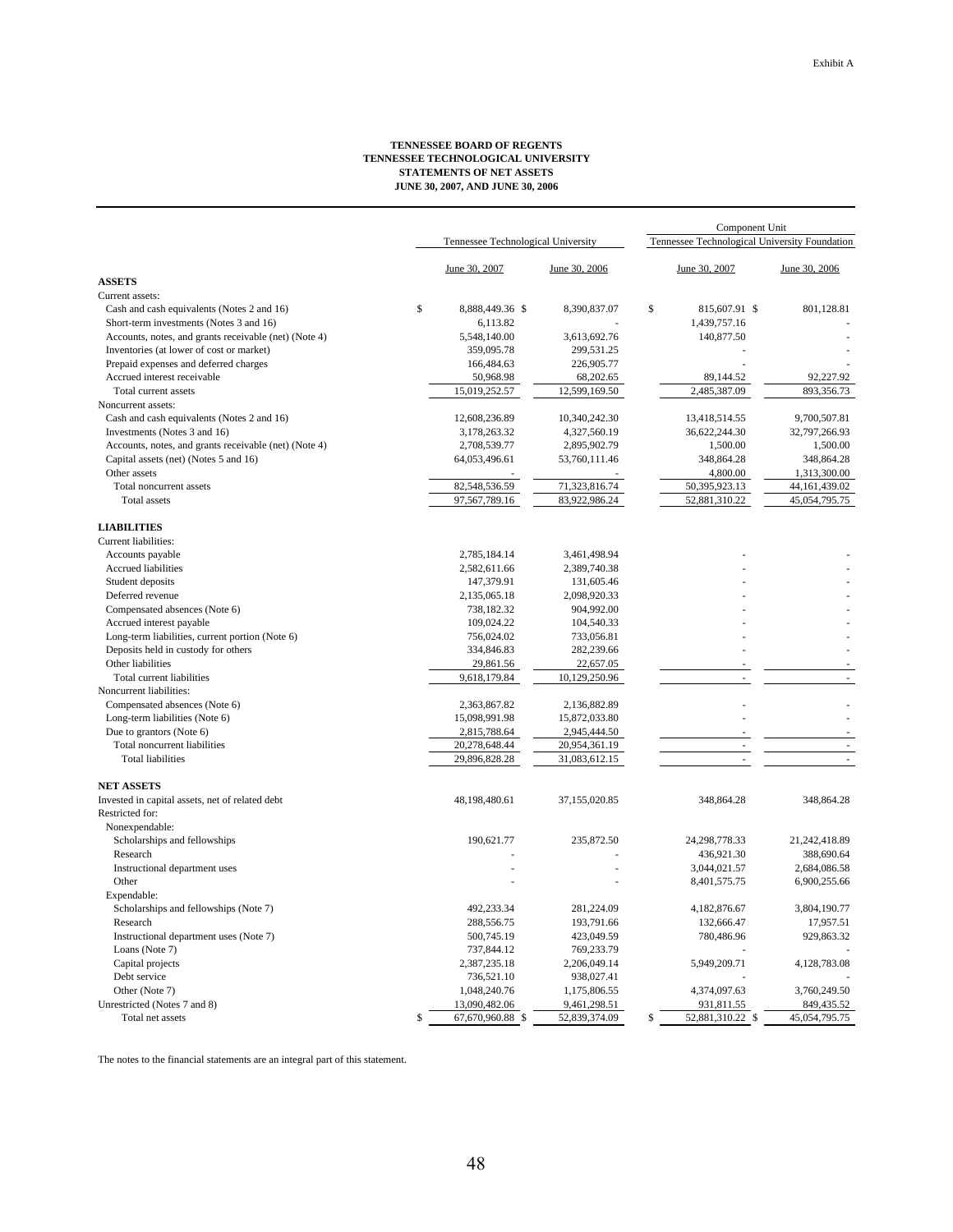Exhibit A

**TENNESSEE BOARD OF REGENTS**
**TENNESSEE TECHNOLOGICAL UNIVERSITY**
**STATEMENTS OF NET ASSETS**
**JUNE 30, 2007, AND JUNE 30, 2006**

| | Tennessee Technological University | | Component Unit Tennessee Technological University Foundation | |
|---|---|---|---|---|
| | June 30, 2007 | June 30, 2006 | June 30, 2007 | June 30, 2006 |
| **ASSETS** | | | | |
| Current assets: | | | | |
| Cash and cash equivalents (Notes 2 and 16) | $ 8,888,449.36 | $ 8,390,837.07 | $ 815,607.91 | $ 801,128.81 |
| Short-term investments (Notes 3 and 16) | 6,113.82 | - | 1,439,757.16 | - |
| Accounts, notes, and grants receivable (net) (Note 4) | 5,548,140.00 | 3,613,692.76 | 140,877.50 | - |
| Inventories (at lower of cost or market) | 359,095.78 | 299,531.25 | - | - |
| Prepaid expenses and deferred charges | 166,484.63 | 226,905.77 | - | - |
| Accrued interest receivable | 50,968.98 | 68,202.65 | 89,144.52 | 92,227.92 |
| Total current assets | 15,019,252.57 | 12,599,169.50 | 2,485,387.09 | 893,356.73 |
| Noncurrent assets: | | | | |
| Cash and cash equivalents (Notes 2 and 16) | 12,608,236.89 | 10,340,242.30 | 13,418,514.55 | 9,700,507.81 |
| Investments (Notes 3 and 16) | 3,178,263.32 | 4,327,560.19 | 36,622,244.30 | 32,797,266.93 |
| Accounts, notes, and grants receivable (net) (Note 4) | 2,708,539.77 | 2,895,902.79 | 1,500.00 | 1,500.00 |
| Capital assets (net) (Notes 5 and 16) | 64,053,496.61 | 53,760,111.46 | 348,864.28 | 348,864.28 |
| Other assets | - | - | 4,800.00 | 1,313,300.00 |
| Total noncurrent assets | 82,548,536.59 | 71,323,816.74 | 50,395,923.13 | 44,161,439.02 |
| Total assets | 97,567,789.16 | 83,922,986.24 | 52,881,310.22 | 45,054,795.75 |
| **LIABILITIES** | | | | |
| Current liabilities: | | | | |
| Accounts payable | 2,785,184.14 | 3,461,498.94 | - | - |
| Accrued liabilities | 2,582,611.66 | 2,389,740.38 | - | - |
| Student deposits | 147,379.91 | 131,605.46 | - | - |
| Deferred revenue | 2,135,065.18 | 2,098,920.33 | - | - |
| Compensated absences (Note 6) | 738,182.32 | 904,992.00 | - | - |
| Accrued interest payable | 109,024.22 | 104,540.33 | - | - |
| Long-term liabilities, current portion (Note 6) | 756,024.02 | 733,056.81 | - | - |
| Deposits held in custody for others | 334,846.83 | 282,239.66 | - | - |
| Other liabilities | 29,861.56 | 22,657.05 | - | - |
| Total current liabilities | 9,618,179.84 | 10,129,250.96 | - | - |
| Noncurrent liabilities: | | | | |
| Compensated absences (Note 6) | 2,363,867.82 | 2,136,882.89 | - | - |
| Long-term liabilities (Note 6) | 15,098,991.98 | 15,872,033.80 | - | - |
| Due to grantors (Note 6) | 2,815,788.64 | 2,945,444.50 | - | - |
| Total noncurrent liabilities | 20,278,648.44 | 20,954,361.19 | - | - |
| Total liabilities | 29,896,828.28 | 31,083,612.15 | - | - |
| **NET ASSETS** | | | | |
| Invested in capital assets, net of related debt | 48,198,480.61 | 37,155,020.85 | 348,864.28 | 348,864.28 |
| Restricted for: | | | | |
| Nonexpendable: | | | | |
| Scholarships and fellowships | 190,621.77 | 235,872.50 | 24,298,778.33 | 21,242,418.89 |
| Research | - | - | 436,921.30 | 388,690.64 |
| Instructional department uses | - | - | 3,044,021.57 | 2,684,086.58 |
| Other | - | - | 8,401,575.75 | 6,900,255.66 |
| Expendable: | | | | |
| Scholarships and fellowships (Note 7) | 492,233.34 | 281,224.09 | 4,182,876.67 | 3,804,190.77 |
| Research | 288,556.75 | 193,791.66 | 132,666.47 | 17,957.51 |
| Instructional department uses (Note 7) | 500,745.19 | 423,049.59 | 780,486.96 | 929,863.32 |
| Loans (Note 7) | 737,844.12 | 769,233.79 | - | - |
| Capital projects | 2,387,235.18 | 2,206,049.14 | 5,949,209.71 | 4,128,783.08 |
| Debt service | 736,521.10 | 938,027.41 | - | - |
| Other (Note 7) | 1,048,240.76 | 1,175,806.55 | 4,374,097.63 | 3,760,249.50 |
| Unrestricted (Notes 7 and 8) | 13,090,482.06 | 9,461,298.51 | 931,811.55 | 849,435.52 |
| Total net assets | $ 67,670,960.88 | $ 52,839,374.09 | $ 52,881,310.22 | $ 45,054,795.75 |

The notes to the financial statements are an integral part of this statement.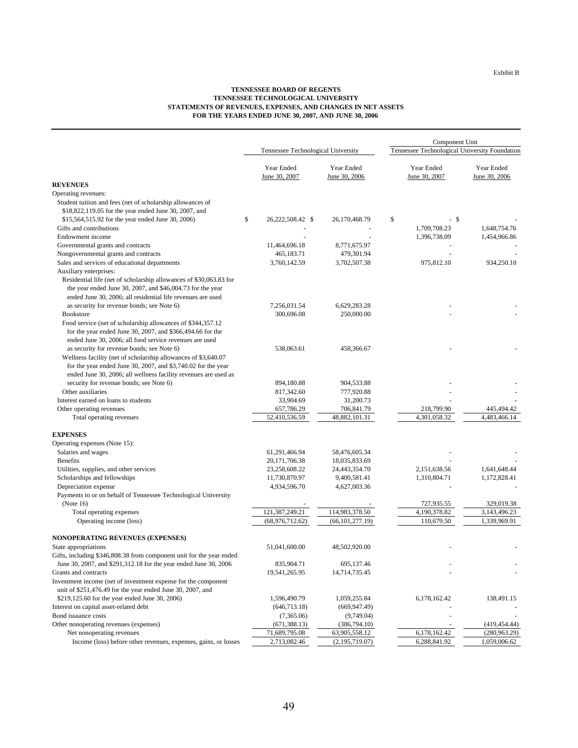Exhibit B

**TENNESSEE BOARD OF REGENTS**
**TENNESSEE TECHNOLOGICAL UNIVERSITY**
**STATEMENTS OF REVENUES, EXPENSES, AND CHANGES IN NET ASSETS**
**FOR THE YEARS ENDED JUNE 30, 2007, AND JUNE 30, 2006**

| | Tennessee Technological University | | Component Unit Tennessee Technological University Foundation | |
|---|---|---|---|---|
| | Year Ended June 30, 2007 | Year Ended June 30, 2006 | Year Ended June 30, 2007 | Year Ended June 30, 2006 |
| **REVENUES** | | | | |
| Operating revenues: | | | | |
| Student tuition and fees (net of scholarship allowances of $18,822,119.05 for the year ended June 30, 2007, and $15,564,515.92 for the year ended June 30, 2006) | $ 26,222,508.42 | $ 26,170,468.79 | $ - | $ - |
| Gifts and contributions | - | - | 1,709,708.23 | 1,648,754.76 |
| Endowment income | - | - | 1,396,738.09 | 1,454,966.86 |
| Governmental grants and contracts | 11,464,696.18 | 8,771,675.97 | - | - |
| Nongovernmental grants and contracts | 465,183.71 | 479,301.94 | - | - |
| Sales and services of educational departments | 3,760,142.59 | 3,702,507.38 | 975,812.10 | 934,250.10 |
| Auxiliary enterprises: | | | | |
| Residential life (net of scholarship allowances of $30,063.83 for the year ended June 30, 2007, and $46,004.73 for the year ended June 30, 2006; all residential life revenues are used as security for revenue bonds; see Note 6) | 7,256,031.54 | 6,629,283.28 | - | - |
| Bookstore | 300,696.08 | 250,000.00 | - | - |
| Food service (net of scholarship allowances of $344,357.12 for the year ended June 30, 2007, and $366,494.66 for the ended June 30, 2006; all food service revenues are used as security for revenue bonds; see Note 6) | 538,063.61 | 458,366.67 | - | - |
| Wellness facility (net of scholarship allowances of $3,640.07 for the year ended June 30, 2007, and $3,740.02 for the year ended June 30, 2006; all wellness facility revenues are used as security for revenue bonds; see Note 6) | 894,180.88 | 904,533.88 | - | - |
| Other auxiliaries | 817,342.60 | 777,920.88 | - | - |
| Interest earned on loans to students | 33,904.69 | 31,200.73 | - | - |
| Other operating revenues | 657,786.29 | 706,841.79 | 218,799.90 | 445,494.42 |
| Total operating revenues | 52,410,536.59 | 48,882,101.31 | 4,301,058.32 | 4,483,466.14 |
| **EXPENSES** | | | | |
| Operating expenses (Note 15): | | | | |
| Salaries and wages | 61,291,466.94 | 58,476,605.34 | - | - |
| Benefits | 20,171,706.38 | 18,035,833.69 | - | - |
| Utilities, supplies, and other services | 23,258,608.22 | 24,443,354.70 | 2,151,638.56 | 1,641,648.44 |
| Scholarships and fellowships | 11,730,870.97 | 9,400,581.41 | 1,310,804.71 | 1,172,828.41 |
| Depreciation expense | 4,934,596.70 | 4,627,003.36 | - | - |
| Payments to or on behalf of Tennessee Technological University (Note 16) | - | - | 727,935.55 | 329,019.38 |
| Total operating expenses | 121,387,249.21 | 114,983,378.50 | 4,190,378.82 | 3,143,496.23 |
| Operating income (loss) | (68,976,712.62) | (66,101,277.19) | 110,679.50 | 1,339,969.91 |
| **NONOPERATING REVENUES (EXPENSES)** | | | | |
| State appropriations | 51,041,600.00 | 48,502,920.00 | - | - |
| Gifts, including $346,808.38 from component unit for the year ended June 30, 2007, and $291,312.18 for the year ended June 30, 2006 | 835,904.71 | 695,137.46 | - | - |
| Grants and contracts | 19,541,265.95 | 14,714,735.45 | - | - |
| Investment income (net of investment expense for the component unit of $251,476.49 for the year ended June 30, 2007, and $219,125.60 for the year ended June 30, 2006) | 1,596,490.79 | 1,059,255.84 | 6,178,162.42 | 138,491.15 |
| Interest on capital asset-related debt | (646,713.18) | (669,947.49) | - | - |
| Bond issuance costs | (7,365.06) | (9,749.04) | - | - |
| Other nonoperating revenues (expenses) | (671,388.13) | (386,794.10) | - | (419,454.44) |
| Net nonoperating revenues | 71,689,795.08 | 63,905,558.12 | 6,178,162.42 | (280,963.29) |
| Income (loss) before other revenues, expenses, gains, or losses | 2,713,082.46 | (2,195,719.07) | 6,288,841.92 | 1,059,006.62 |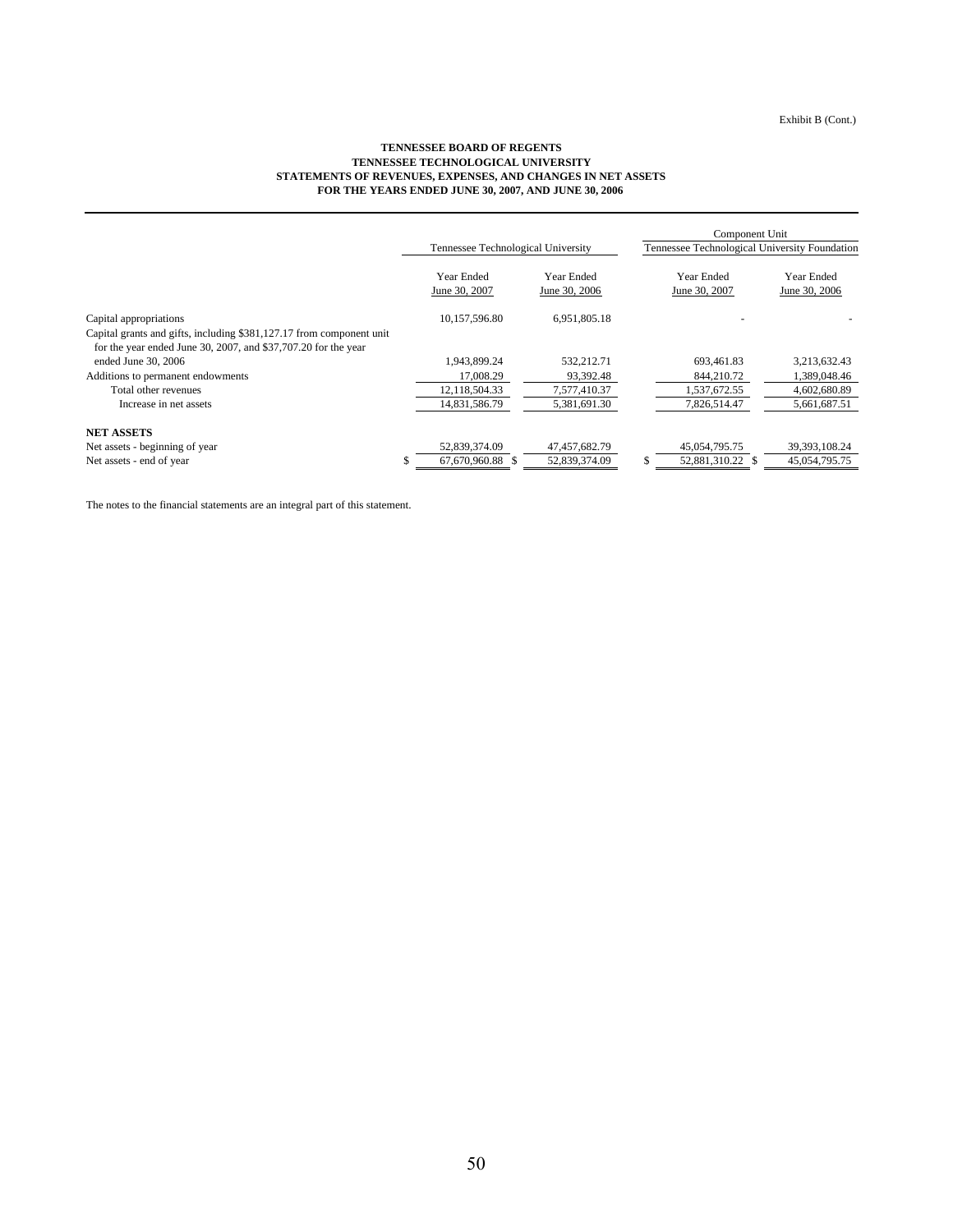Exhibit B (Cont.)

**TENNESSEE BOARD OF REGENTS**
**TENNESSEE TECHNOLOGICAL UNIVERSITY**
**STATEMENTS OF REVENUES, EXPENSES, AND CHANGES IN NET ASSETS**
**FOR THE YEARS ENDED JUNE 30, 2007, AND JUNE 30, 2006**

| | Tennessee Technological University | | Component Unit Tennessee Technological University Foundation | |
|---|---|---|---|---|
| | Year Ended June 30, 2007 | Year Ended June 30, 2006 | Year Ended June 30, 2007 | Year Ended June 30, 2006 |
| Capital appropriations | 10,157,596.80 | 6,951,805.18 | - | - |
| Capital grants and gifts, including $381,127.17 from component unit for the year ended June 30, 2007, and $37,707.20 for the year ended June 30, 2006 | 1,943,899.24 | 532,212.71 | 693,461.83 | 3,213,632.43 |
| Additions to permanent endowments | 17,008.29 | 93,392.48 | 844,210.72 | 1,389,048.46 |
| Total other revenues | 12,118,504.33 | 7,577,410.37 | 1,537,672.55 | 4,602,680.89 |
| Increase in net assets | 14,831,586.79 | 5,381,691.30 | 7,826,514.47 | 5,661,687.51 |
| **NET ASSETS** | | | | |
| Net assets - beginning of year | 52,839,374.09 | 47,457,682.79 | 45,054,795.75 | 39,393,108.24 |
| Net assets - end of year | $ 67,670,960.88 | $ 52,839,374.09 | $ 52,881,310.22 | $ 45,054,795.75 |

The notes to the financial statements are an integral part of this statement.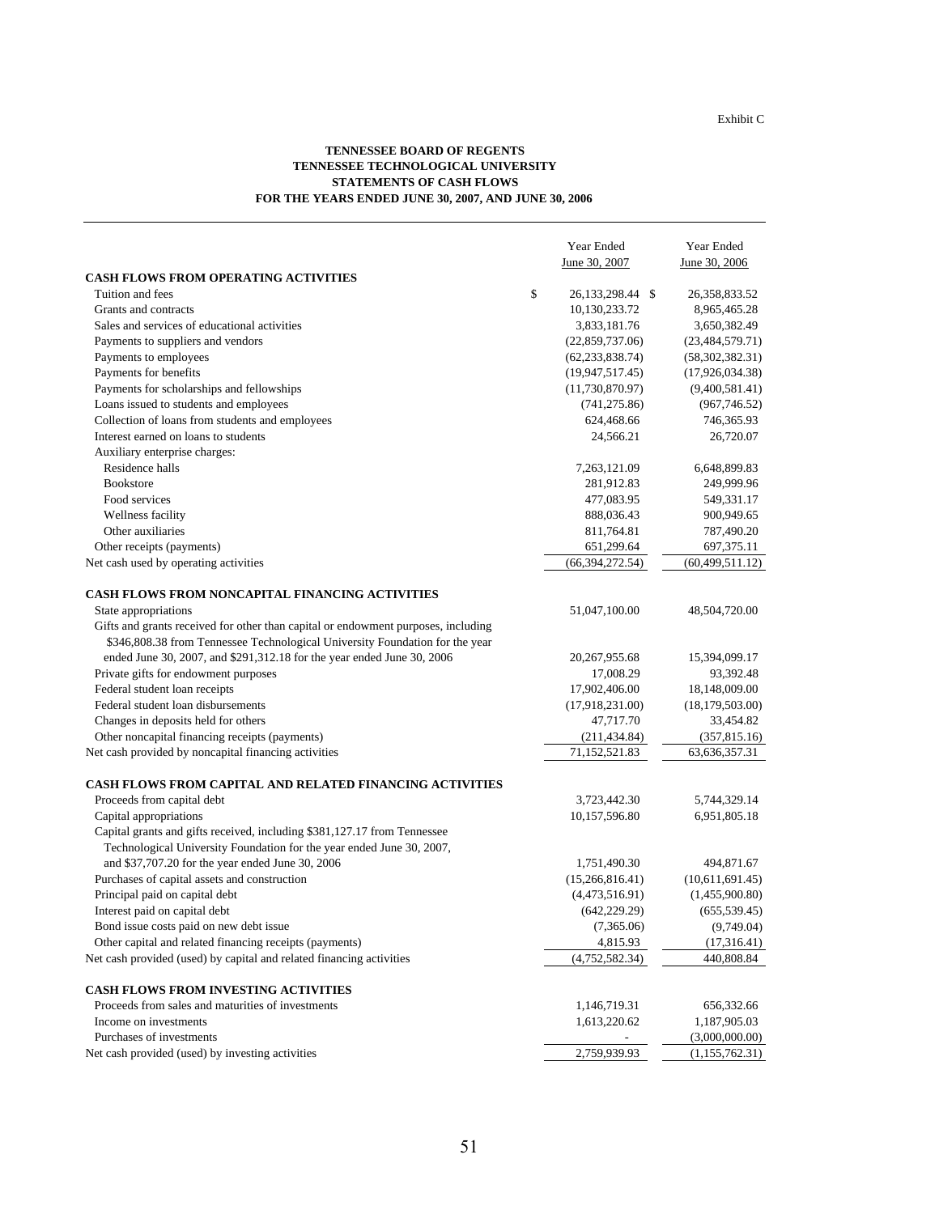Exhibit C

**TENNESSEE BOARD OF REGENTS**
**TENNESSEE TECHNOLOGICAL UNIVERSITY**
**STATEMENTS OF CASH FLOWS**
**FOR THE YEARS ENDED JUNE 30, 2007, AND JUNE 30, 2006**

| | Year Ended June 30, 2007 | Year Ended June 30, 2006 |
|---|---|---|
| **CASH FLOWS FROM OPERATING ACTIVITIES** | | |
| Tuition and fees | $ 26,133,298.44 | $ 26,358,833.52 |
| Grants and contracts | 10,130,233.72 | 8,965,465.28 |
| Sales and services of educational activities | 3,833,181.76 | 3,650,382.49 |
| Payments to suppliers and vendors | (22,859,737.06) | (23,484,579.71) |
| Payments to employees | (62,233,838.74) | (58,302,382.31) |
| Payments for benefits | (19,947,517.45) | (17,926,034.38) |
| Payments for scholarships and fellowships | (11,730,870.97) | (9,400,581.41) |
| Loans issued to students and employees | (741,275.86) | (967,746.52) |
| Collection of loans from students and employees | 624,468.66 | 746,365.93 |
| Interest earned on loans to students | 24,566.21 | 26,720.07 |
| Auxiliary enterprise charges: | | |
| Residence halls | 7,263,121.09 | 6,648,899.83 |
| Bookstore | 281,912.83 | 249,999.96 |
| Food services | 477,083.95 | 549,331.17 |
| Wellness facility | 888,036.43 | 900,949.65 |
| Other auxiliaries | 811,764.81 | 787,490.20 |
| Other receipts (payments) | 651,299.64 | 697,375.11 |
| Net cash used by operating activities | (66,394,272.54) | (60,499,511.12) |
| **CASH FLOWS FROM NONCAPITAL FINANCING ACTIVITIES** | | |
| State appropriations | 51,047,100.00 | 48,504,720.00 |
| Gifts and grants received for other than capital or endowment purposes, including $346,808.38 from Tennessee Technological University Foundation for the year ended June 30, 2007, and $291,312.18 for the year ended June 30, 2006 | 20,267,955.68 | 15,394,099.17 |
| Private gifts for endowment purposes | 17,008.29 | 93,392.48 |
| Federal student loan receipts | 17,902,406.00 | 18,148,009.00 |
| Federal student loan disbursements | (17,918,231.00) | (18,179,503.00) |
| Changes in deposits held for others | 47,717.70 | 33,454.82 |
| Other noncapital financing receipts (payments) | (211,434.84) | (357,815.16) |
| Net cash provided by noncapital financing activities | 71,152,521.83 | 63,636,357.31 |
| **CASH FLOWS FROM CAPITAL AND RELATED FINANCING ACTIVITIES** | | |
| Proceeds from capital debt | 3,723,442.30 | 5,744,329.14 |
| Capital appropriations | 10,157,596.80 | 6,951,805.18 |
| Capital grants and gifts received, including $381,127.17 from Tennessee Technological University Foundation for the year ended June 30, 2007, and $37,707.20 for the year ended June 30, 2006 | 1,751,490.30 | 494,871.67 |
| Purchases of capital assets and construction | (15,266,816.41) | (10,611,691.45) |
| Principal paid on capital debt | (4,473,516.91) | (1,455,900.80) |
| Interest paid on capital debt | (642,229.29) | (655,539.45) |
| Bond issue costs paid on new debt issue | (7,365.06) | (9,749.04) |
| Other capital and related financing receipts (payments) | 4,815.93 | (17,316.41) |
| Net cash provided (used) by capital and related financing activities | (4,752,582.34) | 440,808.84 |
| **CASH FLOWS FROM INVESTING ACTIVITIES** | | |
| Proceeds from sales and maturities of investments | 1,146,719.31 | 656,332.66 |
| Income on investments | 1,613,220.62 | 1,187,905.03 |
| Purchases of investments | - | (3,000,000.00) |
| Net cash provided (used) by investing activities | 2,759,939.93 | (1,155,762.31) |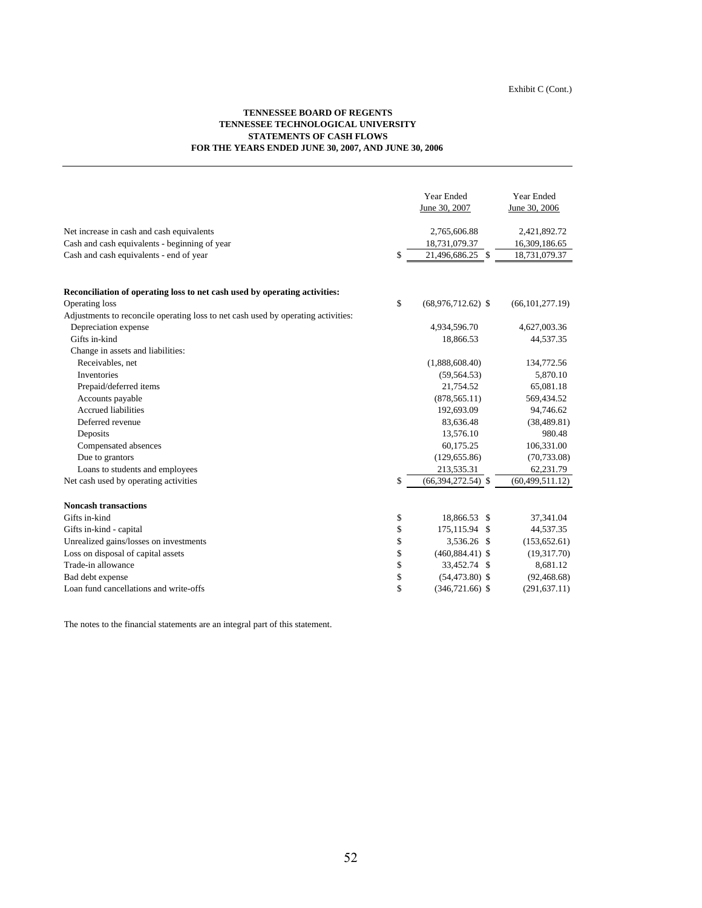Exhibit C (Cont.)

**TENNESSEE BOARD OF REGENTS**
**TENNESSEE TECHNOLOGICAL UNIVERSITY**
**STATEMENTS OF CASH FLOWS**
**FOR THE YEARS ENDED JUNE 30, 2007, AND JUNE 30, 2006**

| | Year Ended June 30, 2007 | Year Ended June 30, 2006 |
|---|---|---|
| Net increase in cash and cash equivalents | 2,765,606.88 | 2,421,892.72 |
| Cash and cash equivalents - beginning of year | 18,731,079.37 | 16,309,186.65 |
| Cash and cash equivalents - end of year | $ 21,496,686.25 | $ 18,731,079.37 |
| | | |
| **Reconciliation of operating loss to net cash used by operating activities:** | | |
| Operating loss | $ (68,976,712.62) | $ (66,101,277.19) |
| Adjustments to reconcile operating loss to net cash used by operating activities: | | |
| Depreciation expense | 4,934,596.70 | 4,627,003.36 |
| Gifts in-kind | 18,866.53 | 44,537.35 |
| Change in assets and liabilities: | | |
| Receivables, net | (1,888,608.40) | 134,772.56 |
| Inventories | (59,564.53) | 5,870.10 |
| Prepaid/deferred items | 21,754.52 | 65,081.18 |
| Accounts payable | (878,565.11) | 569,434.52 |
| Accrued liabilities | 192,693.09 | 94,746.62 |
| Deferred revenue | 83,636.48 | (38,489.81) |
| Deposits | 13,576.10 | 980.48 |
| Compensated absences | 60,175.25 | 106,331.00 |
| Due to grantors | (129,655.86) | (70,733.08) |
| Loans to students and employees | 213,535.31 | 62,231.79 |
| Net cash used by operating activities | $ (66,394,272.54) | $ (60,499,511.12) |
| | | |
| **Noncash transactions** | | |
| Gifts in-kind | $ 18,866.53 | $ 37,341.04 |
| Gifts in-kind - capital | $ 175,115.94 | $ 44,537.35 |
| Unrealized gains/losses on investments | $ 3,536.26 | $ (153,652.61) |
| Loss on disposal of capital assets | $ (460,884.41) | $ (19,317.70) |
| Trade-in allowance | $ 33,452.74 | $ 8,681.12 |
| Bad debt expense | $ (54,473.80) | $ (92,468.68) |
| Loan fund cancellations and write-offs | $ (346,721.66) | $ (291,637.11) |

The notes to the financial statements are an integral part of this statement.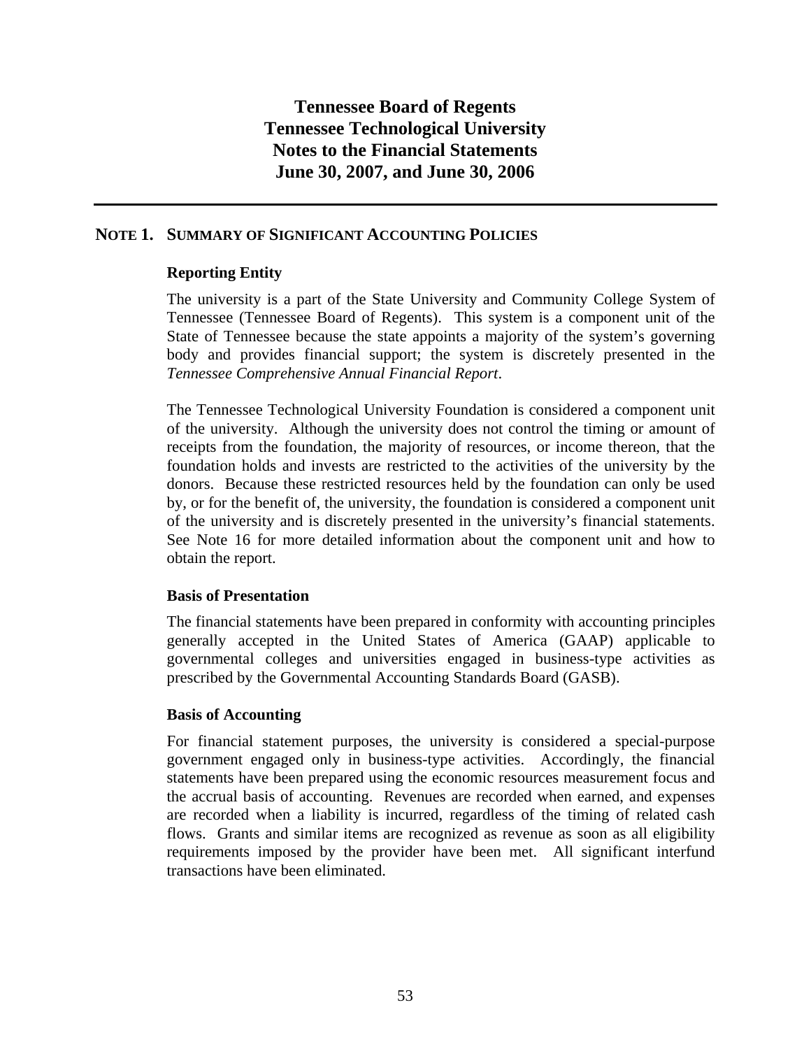# Tennessee Board of Regents
# Tennessee Technological University
# Notes to the Financial Statements
# June 30, 2007, and June 30, 2006

---

## NOTE 1. SUMMARY OF SIGNIFICANT ACCOUNTING POLICIES

### Reporting Entity

The university is a part of the State University and Community College System of Tennessee (Tennessee Board of Regents). This system is a component unit of the State of Tennessee because the state appoints a majority of the system's governing body and provides financial support; the system is discretely presented in the *Tennessee Comprehensive Annual Financial Report*.

The Tennessee Technological University Foundation is considered a component unit of the university. Although the university does not control the timing or amount of receipts from the foundation, the majority of resources, or income thereon, that the foundation holds and invests are restricted to the activities of the university by the donors. Because these restricted resources held by the foundation can only be used by, or for the benefit of, the university, the foundation is considered a component unit of the university and is discretely presented in the university's financial statements. See Note 16 for more detailed information about the component unit and how to obtain the report.

### Basis of Presentation

The financial statements have been prepared in conformity with accounting principles generally accepted in the United States of America (GAAP) applicable to governmental colleges and universities engaged in business-type activities as prescribed by the Governmental Accounting Standards Board (GASB).

### Basis of Accounting

For financial statement purposes, the university is considered a special-purpose government engaged only in business-type activities. Accordingly, the financial statements have been prepared using the economic resources measurement focus and the accrual basis of accounting. Revenues are recorded when earned, and expenses are recorded when a liability is incurred, regardless of the timing of related cash flows. Grants and similar items are recognized as revenue as soon as all eligibility requirements imposed by the provider have been met. All significant interfund transactions have been eliminated.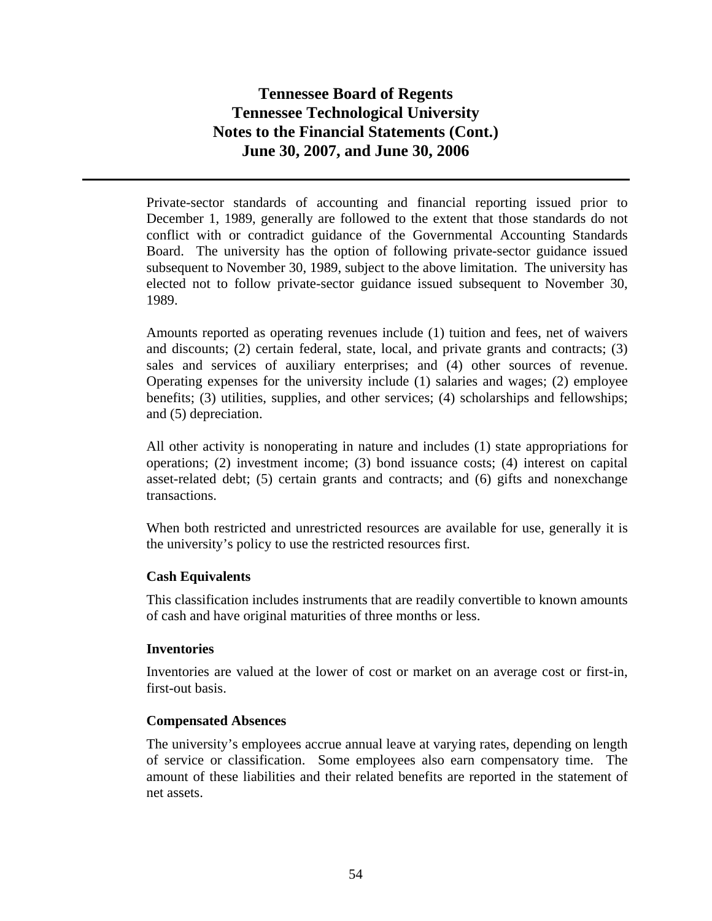Private-sector standards of accounting and financial reporting issued prior to December 1, 1989, generally are followed to the extent that those standards do not conflict with or contradict guidance of the Governmental Accounting Standards Board. The university has the option of following private-sector guidance issued subsequent to November 30, 1989, subject to the above limitation. The university has elected not to follow private-sector guidance issued subsequent to November 30, 1989.

Amounts reported as operating revenues include (1) tuition and fees, net of waivers and discounts; (2) certain federal, state, local, and private grants and contracts; (3) sales and services of auxiliary enterprises; and (4) other sources of revenue. Operating expenses for the university include (1) salaries and wages; (2) employee benefits; (3) utilities, supplies, and other services; (4) scholarships and fellowships; and (5) depreciation.

All other activity is nonoperating in nature and includes (1) state appropriations for operations; (2) investment income; (3) bond issuance costs; (4) interest on capital asset-related debt; (5) certain grants and contracts; and (6) gifts and nonexchange transactions.

When both restricted and unrestricted resources are available for use, generally it is the university's policy to use the restricted resources first.

### Cash Equivalents

This classification includes instruments that are readily convertible to known amounts of cash and have original maturities of three months or less.

### Inventories

Inventories are valued at the lower of cost or market on an average cost or first-in, first-out basis.

### Compensated Absences

The university's employees accrue annual leave at varying rates, depending on length of service or classification. Some employees also earn compensatory time. The amount of these liabilities and their related benefits are reported in the statement of net assets.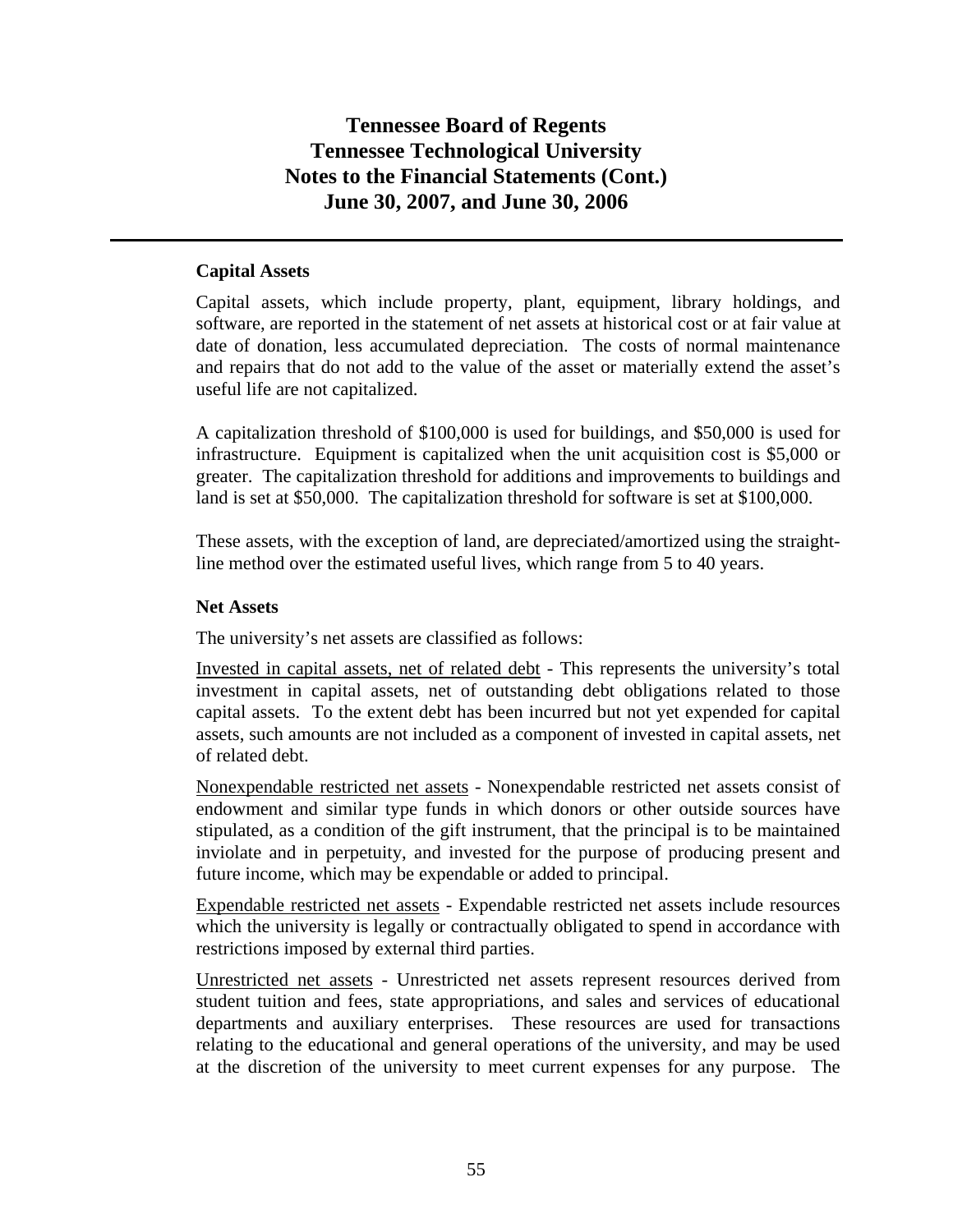### Capital Assets

Capital assets, which include property, plant, equipment, library holdings, and software, are reported in the statement of net assets at historical cost or at fair value at date of donation, less accumulated depreciation. The costs of normal maintenance and repairs that do not add to the value of the asset or materially extend the asset's useful life are not capitalized.

A capitalization threshold of $100,000 is used for buildings, and $50,000 is used for infrastructure. Equipment is capitalized when the unit acquisition cost is $5,000 or greater. The capitalization threshold for additions and improvements to buildings and land is set at $50,000. The capitalization threshold for software is set at $100,000.

These assets, with the exception of land, are depreciated/amortized using the straight-line method over the estimated useful lives, which range from 5 to 40 years.

### Net Assets

The university's net assets are classified as follows:

Invested in capital assets, net of related debt - This represents the university's total investment in capital assets, net of outstanding debt obligations related to those capital assets. To the extent debt has been incurred but not yet expended for capital assets, such amounts are not included as a component of invested in capital assets, net of related debt.

Nonexpendable restricted net assets - Nonexpendable restricted net assets consist of endowment and similar type funds in which donors or other outside sources have stipulated, as a condition of the gift instrument, that the principal is to be maintained inviolate and in perpetuity, and invested for the purpose of producing present and future income, which may be expendable or added to principal.

Expendable restricted net assets - Expendable restricted net assets include resources which the university is legally or contractually obligated to spend in accordance with restrictions imposed by external third parties.

Unrestricted net assets - Unrestricted net assets represent resources derived from student tuition and fees, state appropriations, and sales and services of educational departments and auxiliary enterprises. These resources are used for transactions relating to the educational and general operations of the university, and may be used at the discretion of the university to meet current expenses for any purpose. The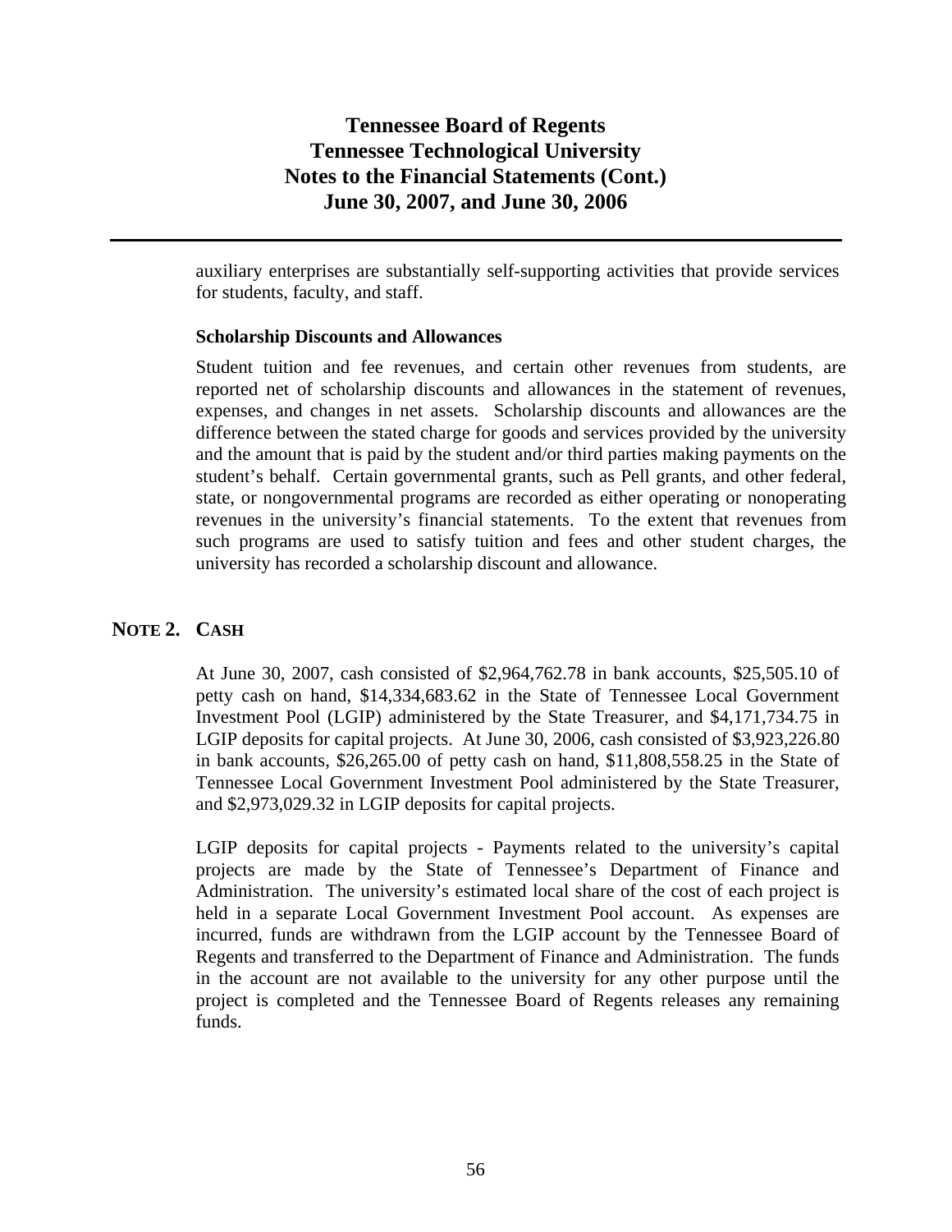auxiliary enterprises are substantially self-supporting activities that provide services for students, faculty, and staff.

**Scholarship Discounts and Allowances**

Student tuition and fee revenues, and certain other revenues from students, are reported net of scholarship discounts and allowances in the statement of revenues, expenses, and changes in net assets. Scholarship discounts and allowances are the difference between the stated charge for goods and services provided by the university and the amount that is paid by the student and/or third parties making payments on the student's behalf. Certain governmental grants, such as Pell grants, and other federal, state, or nongovernmental programs are recorded as either operating or nonoperating revenues in the university's financial statements. To the extent that revenues from such programs are used to satisfy tuition and fees and other student charges, the university has recorded a scholarship discount and allowance.

## NOTE 2. CASH

At June 30, 2007, cash consisted of $2,964,762.78 in bank accounts, $25,505.10 of petty cash on hand, $14,334,683.62 in the State of Tennessee Local Government Investment Pool (LGIP) administered by the State Treasurer, and $4,171,734.75 in LGIP deposits for capital projects. At June 30, 2006, cash consisted of $3,923,226.80 in bank accounts, $26,265.00 of petty cash on hand, $11,808,558.25 in the State of Tennessee Local Government Investment Pool administered by the State Treasurer, and $2,973,029.32 in LGIP deposits for capital projects.

LGIP deposits for capital projects - Payments related to the university's capital projects are made by the State of Tennessee's Department of Finance and Administration. The university's estimated local share of the cost of each project is held in a separate Local Government Investment Pool account. As expenses are incurred, funds are withdrawn from the LGIP account by the Tennessee Board of Regents and transferred to the Department of Finance and Administration. The funds in the account are not available to the university for any other purpose until the project is completed and the Tennessee Board of Regents releases any remaining funds.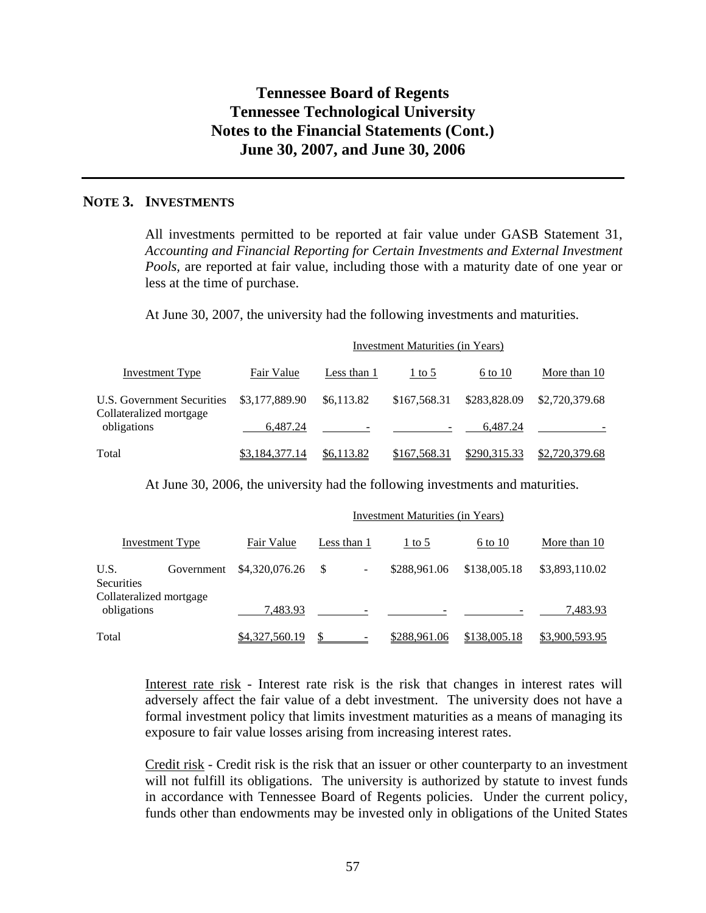# Tennessee Board of Regents
# Tennessee Technological University
# Notes to the Financial Statements (Cont.)
# June 30, 2007, and June 30, 2006

## NOTE 3. INVESTMENTS

All investments permitted to be reported at fair value under GASB Statement 31, *Accounting and Financial Reporting for Certain Investments and External Investment Pools,* are reported at fair value, including those with a maturity date of one year or less at the time of purchase.

At June 30, 2007, the university had the following investments and maturities.

| | | Investment Maturities (in Years) | | | |
|---|---|---|---|---|---|
| Investment Type | Fair Value | Less than 1 | 1 to 5 | 6 to 10 | More than 10 |
| U.S. Government Securities | $3,177,889.90 | $6,113.82 | $167,568.31 | $283,828.09 | $2,720,379.68 |
| Collateralized mortgage obligations | 6,487.24 | - | - | 6,487.24 | - |
| Total | $3,184,377.14 | $6,113.82 | $167,568.31 | $290,315.33 | $2,720,379.68 |

At June 30, 2006, the university had the following investments and maturities.

| | | Investment Maturities (in Years) | | | |
|---|---|---|---|---|---|
| Investment Type | Fair Value | Less than 1 | 1 to 5 | 6 to 10 | More than 10 |
| U.S. Government Securities | $4,320,076.26 | $ - | $288,961.06 | $138,005.18 | $3,893,110.02 |
| Collateralized mortgage obligations | 7,483.93 | - | - | - | 7,483.93 |
| Total | $4,327,560.19 | $ - | $288,961.06 | $138,005.18 | $3,900,593.95 |

Interest rate risk - Interest rate risk is the risk that changes in interest rates will adversely affect the fair value of a debt investment. The university does not have a formal investment policy that limits investment maturities as a means of managing its exposure to fair value losses arising from increasing interest rates.

Credit risk - Credit risk is the risk that an issuer or other counterparty to an investment will not fulfill its obligations. The university is authorized by statute to invest funds in accordance with Tennessee Board of Regents policies. Under the current policy, funds other than endowments may be invested only in obligations of the United States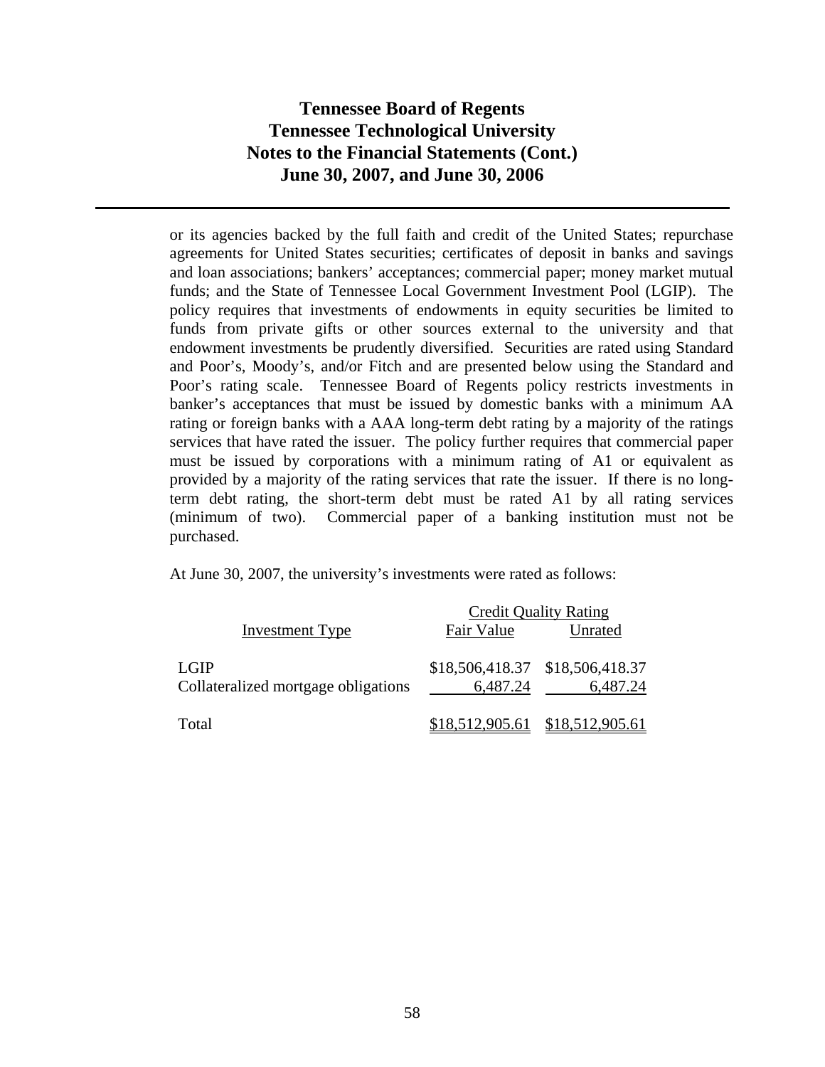or its agencies backed by the full faith and credit of the United States; repurchase agreements for United States securities; certificates of deposit in banks and savings and loan associations; bankers' acceptances; commercial paper; money market mutual funds; and the State of Tennessee Local Government Investment Pool (LGIP). The policy requires that investments of endowments in equity securities be limited to funds from private gifts or other sources external to the university and that endowment investments be prudently diversified. Securities are rated using Standard and Poor's, Moody's, and/or Fitch and are presented below using the Standard and Poor's rating scale. Tennessee Board of Regents policy restricts investments in banker's acceptances that must be issued by domestic banks with a minimum AA rating or foreign banks with a AAA long-term debt rating by a majority of the ratings services that have rated the issuer. The policy further requires that commercial paper must be issued by corporations with a minimum rating of A1 or equivalent as provided by a majority of the rating services that rate the issuer. If there is no long-term debt rating, the short-term debt must be rated A1 by all rating services (minimum of two). Commercial paper of a banking institution must not be purchased.

At June 30, 2007, the university's investments were rated as follows:

| | | Credit Quality Rating |
|---|---|---|
| Investment Type | Fair Value | Unrated |
| LGIP | $18,506,418.37 | $18,506,418.37 |
| Collateralized mortgage obligations | 6,487.24 | 6,487.24 |
| Total | $18,512,905.61 | $18,512,905.61 |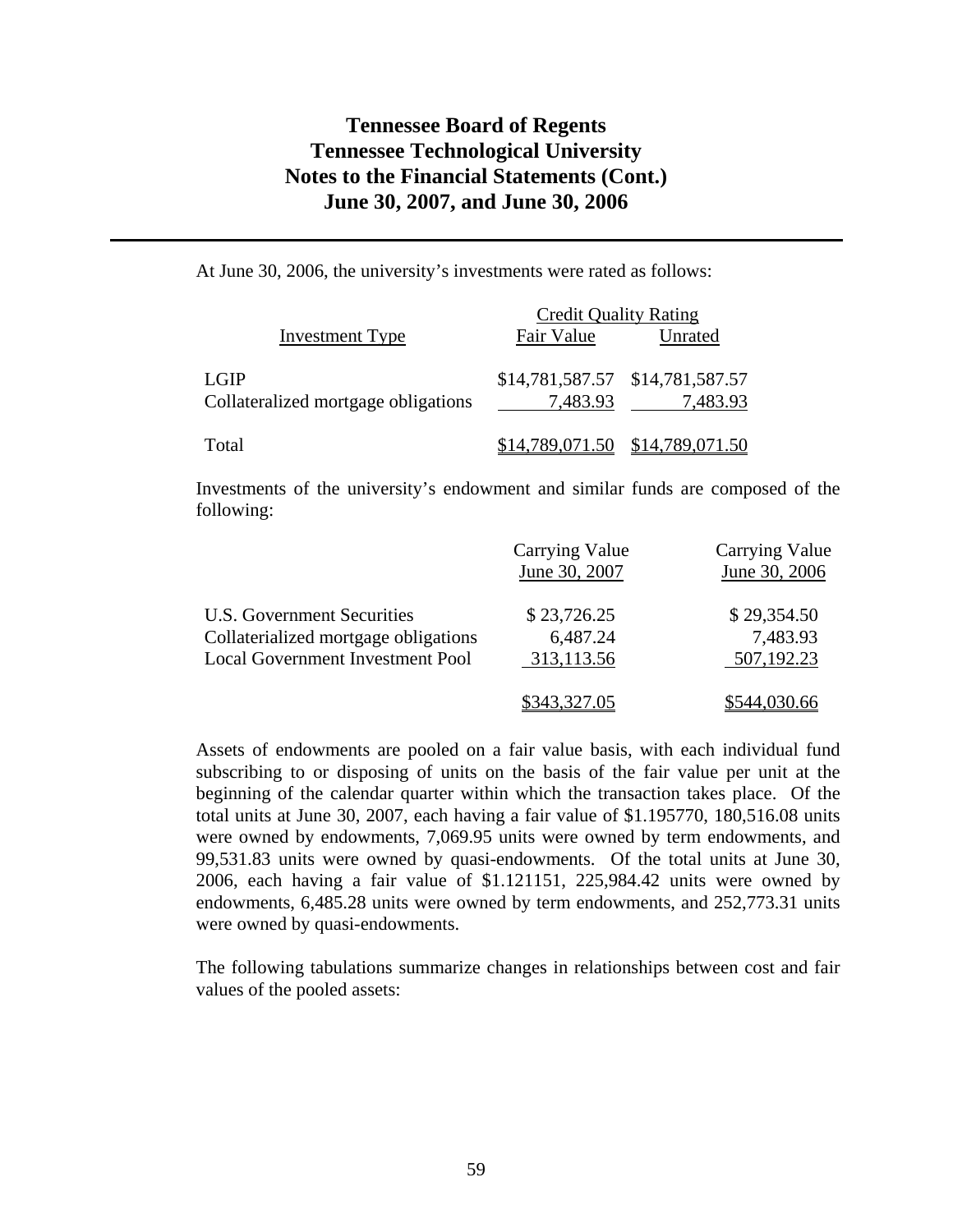At June 30, 2006, the university's investments were rated as follows:

| Investment Type | Credit Quality Rating | |
|---|---|---|
| | Fair Value | Unrated |
| LGIP | $14,781,587.57 | $14,781,587.57 |
| Collateralized mortgage obligations | 7,483.93 | 7,483.93 |
| Total | $14,789,071.50 | $14,789,071.50 |

Investments of the university's endowment and similar funds are composed of the following:

| | Carrying Value June 30, 2007 | Carrying Value June 30, 2006 |
|---|---|---|
| U.S. Government Securities | $ 23,726.25 | $ 29,354.50 |
| Collaterialized mortgage obligations | 6,487.24 | 7,483.93 |
| Local Government Investment Pool | 313,113.56 | 507,192.23 |
| | $343,327.05 | $544,030.66 |

Assets of endowments are pooled on a fair value basis, with each individual fund subscribing to or disposing of units on the basis of the fair value per unit at the beginning of the calendar quarter within which the transaction takes place. Of the total units at June 30, 2007, each having a fair value of $1.195770, 180,516.08 units were owned by endowments, 7,069.95 units were owned by term endowments, and 99,531.83 units were owned by quasi-endowments. Of the total units at June 30, 2006, each having a fair value of $1.121151, 225,984.42 units were owned by endowments, 6,485.28 units were owned by term endowments, and 252,773.31 units were owned by quasi-endowments.

The following tabulations summarize changes in relationships between cost and fair values of the pooled assets: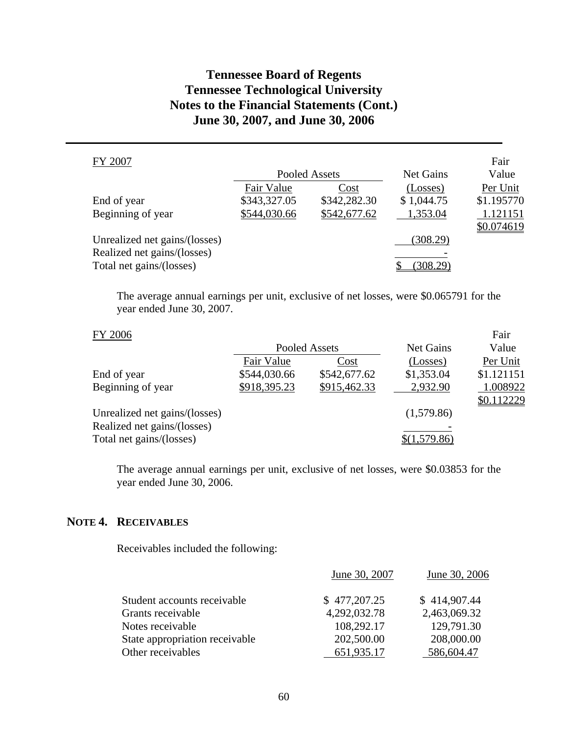FY 2007

| | Pooled Assets | | Net Gains | Fair Value |
|---|---|---|---|---|
| | Fair Value | Cost | (Losses) | Per Unit |
| End of year | $343,327.05 | $342,282.30 | $ 1,044.75 | $1.195770 |
| Beginning of year | $544,030.66 | $542,677.62 | 1,353.04 | 1.121151 |
| | | | | $0.074619 |
| Unrealized net gains/(losses) | | | (308.29) | |
| Realized net gains/(losses) | | | - | |
| Total net gains/(losses) | | | $ (308.29) | |

The average annual earnings per unit, exclusive of net losses, were $0.065791 for the year ended June 30, 2007.

FY 2006

| | Pooled Assets | | Net Gains | Fair Value |
|---|---|---|---|---|
| | Fair Value | Cost | (Losses) | Per Unit |
| End of year | $544,030.66 | $542,677.62 | $1,353.04 | $1.121151 |
| Beginning of year | $918,395.23 | $915,462.33 | 2,932.90 | 1.008922 |
| | | | | $0.112229 |
| Unrealized net gains/(losses) | | | (1,579.86) | |
| Realized net gains/(losses) | | | - | |
| Total net gains/(losses) | | | $(1,579.86) | |

The average annual earnings per unit, exclusive of net losses, were $0.03853 for the year ended June 30, 2006.

## NOTE 4. RECEIVABLES

Receivables included the following:

| | June 30, 2007 | June 30, 2006 |
|---|---|---|
| Student accounts receivable | $ 477,207.25 | $ 414,907.44 |
| Grants receivable | 4,292,032.78 | 2,463,069.32 |
| Notes receivable | 108,292.17 | 129,791.30 |
| State appropriation receivable | 202,500.00 | 208,000.00 |
| Other receivables | 651,935.17 | 586,604.47 |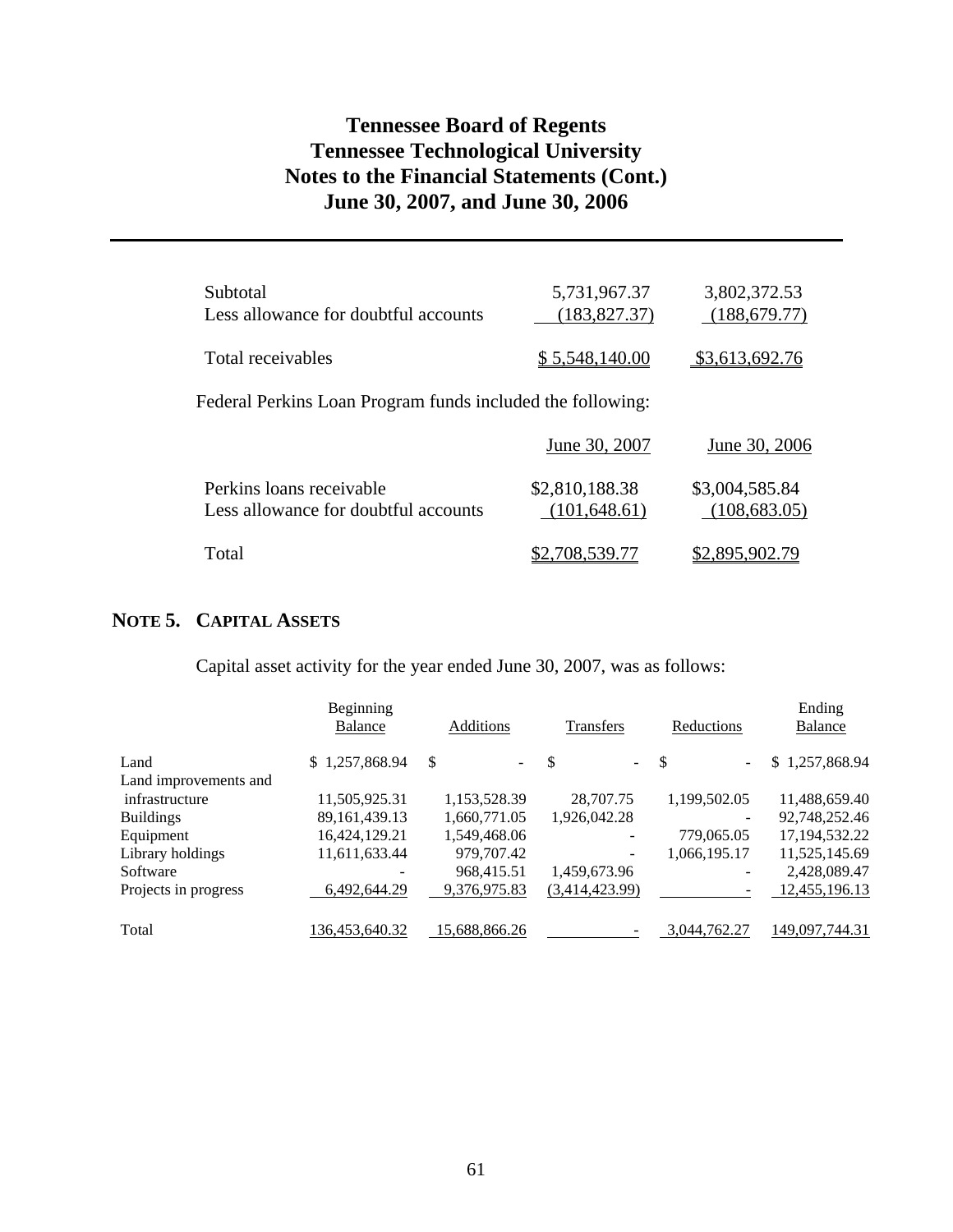# Tennessee Board of Regents
# Tennessee Technological University
# Notes to the Financial Statements (Cont.)
# June 30, 2007, and June 30, 2006

| | | |
|---|---|---|
| Subtotal | 5,731,967.37 | 3,802,372.53 |
| Less allowance for doubtful accounts | (183,827.37) | (188,679.77) |
| Total receivables | $ 5,548,140.00 | $3,613,692.76 |

Federal Perkins Loan Program funds included the following:

| | June 30, 2007 | June 30, 2006 |
|---|---|---|
| Perkins loans receivable | $2,810,188.38 | $3,004,585.84 |
| Less allowance for doubtful accounts | (101,648.61) | (108,683.05) |
| Total | $2,708,539.77 | $2,895,902.79 |

## NOTE 5. CAPITAL ASSETS

Capital asset activity for the year ended June 30, 2007, was as follows:

| | Beginning Balance | Additions | Transfers | Reductions | Ending Balance |
|---|---|---|---|---|---|
| Land | $ 1,257,868.94 | $ - | $ - | $ - | $ 1,257,868.94 |
| Land improvements and infrastructure | 11,505,925.31 | 1,153,528.39 | 28,707.75 | 1,199,502.05 | 11,488,659.40 |
| Buildings | 89,161,439.13 | 1,660,771.05 | 1,926,042.28 | - | 92,748,252.46 |
| Equipment | 16,424,129.21 | 1,549,468.06 | - | 779,065.05 | 17,194,532.22 |
| Library holdings | 11,611,633.44 | 979,707.42 | - | 1,066,195.17 | 11,525,145.69 |
| Software | - | 968,415.51 | 1,459,673.96 | - | 2,428,089.47 |
| Projects in progress | 6,492,644.29 | 9,376,975.83 | (3,414,423.99) | - | 12,455,196.13 |
| Total | 136,453,640.32 | 15,688,866.26 | - | 3,044,762.27 | 149,097,744.31 |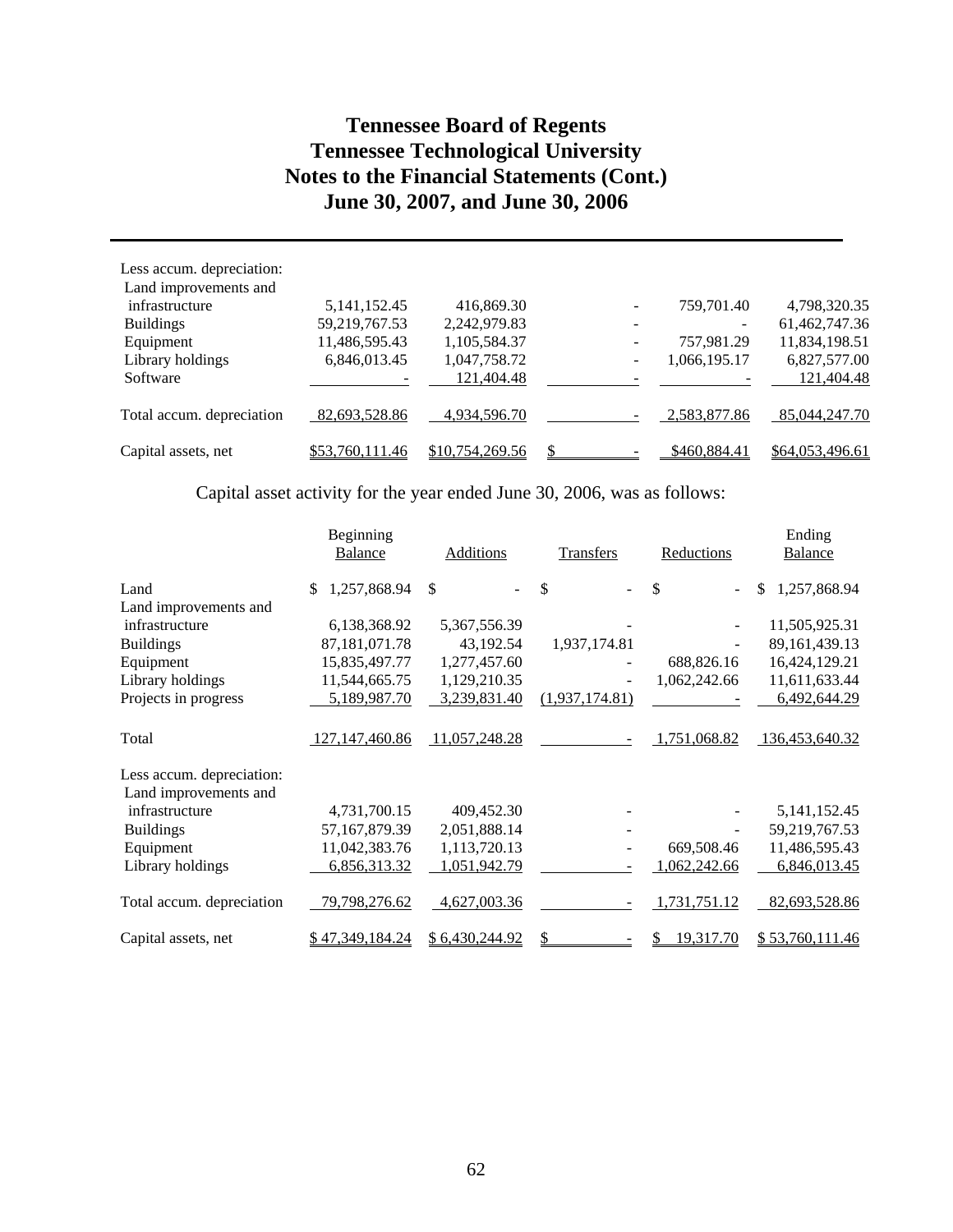# Tennessee Board of Regents
# Tennessee Technological University
# Notes to the Financial Statements (Cont.)
# June 30, 2007, and June 30, 2006

| | | | | | |
|---|---|---|---|---|---|
| Less accum. depreciation: | | | | | |
| Land improvements and infrastructure | 5,141,152.45 | 416,869.30 | - | 759,701.40 | 4,798,320.35 |
| Buildings | 59,219,767.53 | 2,242,979.83 | - | - | 61,462,747.36 |
| Equipment | 11,486,595.43 | 1,105,584.37 | - | 757,981.29 | 11,834,198.51 |
| Library holdings | 6,846,013.45 | 1,047,758.72 | - | 1,066,195.17 | 6,827,577.00 |
| Software | - | 121,404.48 | - | - | 121,404.48 |
| Total accum. depreciation | 82,693,528.86 | 4,934,596.70 | - | 2,583,877.86 | 85,044,247.70 |
| Capital assets, net | $53,760,111.46 | $10,754,269.56 | $ - | $460,884.41 | $64,053,496.61 |

Capital asset activity for the year ended June 30, 2006, was as follows:

| | Beginning Balance | Additions | Transfers | Reductions | Ending Balance |
|---|---|---|---|---|---|
| Land | $ 1,257,868.94 | $ - | $ - | $ - | $ 1,257,868.94 |
| Land improvements and infrastructure | 6,138,368.92 | 5,367,556.39 | - | - | 11,505,925.31 |
| Buildings | 87,181,071.78 | 43,192.54 | 1,937,174.81 | - | 89,161,439.13 |
| Equipment | 15,835,497.77 | 1,277,457.60 | - | 688,826.16 | 16,424,129.21 |
| Library holdings | 11,544,665.75 | 1,129,210.35 | - | 1,062,242.66 | 11,611,633.44 |
| Projects in progress | 5,189,987.70 | 3,239,831.40 | (1,937,174.81) | - | 6,492,644.29 |
| Total | 127,147,460.86 | 11,057,248.28 | - | 1,751,068.82 | 136,453,640.32 |
| Less accum. depreciation: | | | | | |
| Land improvements and infrastructure | 4,731,700.15 | 409,452.30 | - | - | 5,141,152.45 |
| Buildings | 57,167,879.39 | 2,051,888.14 | - | - | 59,219,767.53 |
| Equipment | 11,042,383.76 | 1,113,720.13 | - | 669,508.46 | 11,486,595.43 |
| Library holdings | 6,856,313.32 | 1,051,942.79 | - | 1,062,242.66 | 6,846,013.45 |
| Total accum. depreciation | 79,798,276.62 | 4,627,003.36 | - | 1,731,751.12 | 82,693,528.86 |
| Capital assets, net | $ 47,349,184.24 | $ 6,430,244.92 | $ - | $ 19,317.70 | $ 53,760,111.46 |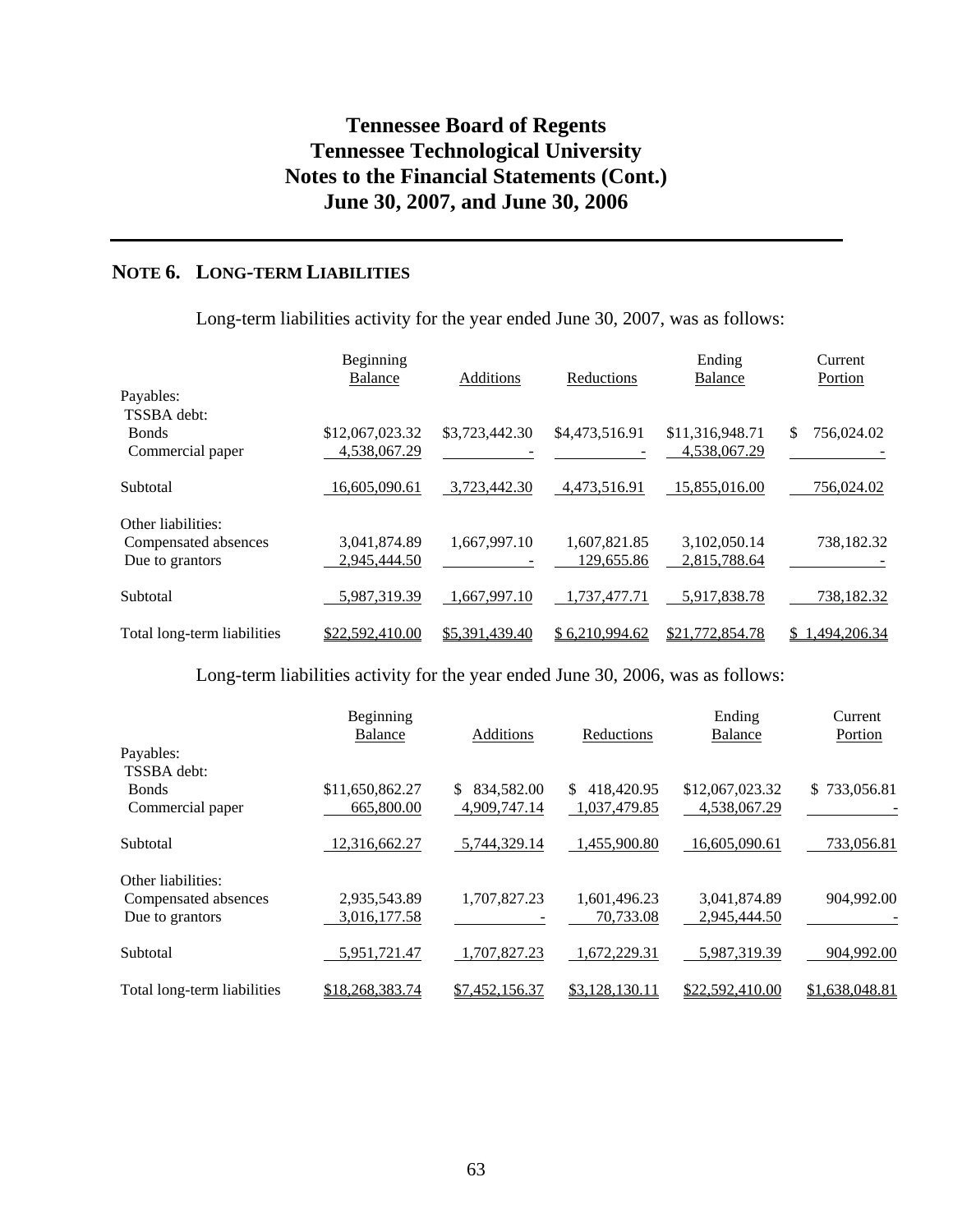# Tennessee Board of Regents
# Tennessee Technological University
# Notes to the Financial Statements (Cont.)
# June 30, 2007, and June 30, 2006

## NOTE 6. LONG-TERM LIABILITIES

Long-term liabilities activity for the year ended June 30, 2007, was as follows:

| | Beginning Balance | Additions | Reductions | Ending Balance | Current Portion |
|---|---|---|---|---|---|
| Payables: | | | | | |
| TSSBA debt: | | | | | |
| Bonds | $12,067,023.32 | $3,723,442.30 | $4,473,516.91 | $11,316,948.71 | $ 756,024.02 |
| Commercial paper | 4,538,067.29 | - | - | 4,538,067.29 | - |
| Subtotal | 16,605,090.61 | 3,723,442.30 | 4,473,516.91 | 15,855,016.00 | 756,024.02 |
| Other liabilities: | | | | | |
| Compensated absences | 3,041,874.89 | 1,667,997.10 | 1,607,821.85 | 3,102,050.14 | 738,182.32 |
| Due to grantors | 2,945,444.50 | - | 129,655.86 | 2,815,788.64 | - |
| Subtotal | 5,987,319.39 | 1,667,997.10 | 1,737,477.71 | 5,917,838.78 | 738,182.32 |
| Total long-term liabilities | $22,592,410.00 | $5,391,439.40 | $ 6,210,994.62 | $21,772,854.78 | $ 1,494,206.34 |

Long-term liabilities activity for the year ended June 30, 2006, was as follows:

| | Beginning Balance | Additions | Reductions | Ending Balance | Current Portion |
|---|---|---|---|---|---|
| Payables: | | | | | |
| TSSBA debt: | | | | | |
| Bonds | $11,650,862.27 | $ 834,582.00 | $ 418,420.95 | $12,067,023.32 | $ 733,056.81 |
| Commercial paper | 665,800.00 | 4,909,747.14 | 1,037,479.85 | 4,538,067.29 | - |
| Subtotal | 12,316,662.27 | 5,744,329.14 | 1,455,900.80 | 16,605,090.61 | 733,056.81 |
| Other liabilities: | | | | | |
| Compensated absences | 2,935,543.89 | 1,707,827.23 | 1,601,496.23 | 3,041,874.89 | 904,992.00 |
| Due to grantors | 3,016,177.58 | - | 70,733.08 | 2,945,444.50 | - |
| Subtotal | 5,951,721.47 | 1,707,827.23 | 1,672,229.31 | 5,987,319.39 | 904,992.00 |
| Total long-term liabilities | $18,268,383.74 | $7,452,156.37 | $3,128,130.11 | $22,592,410.00 | $1,638,048.81 |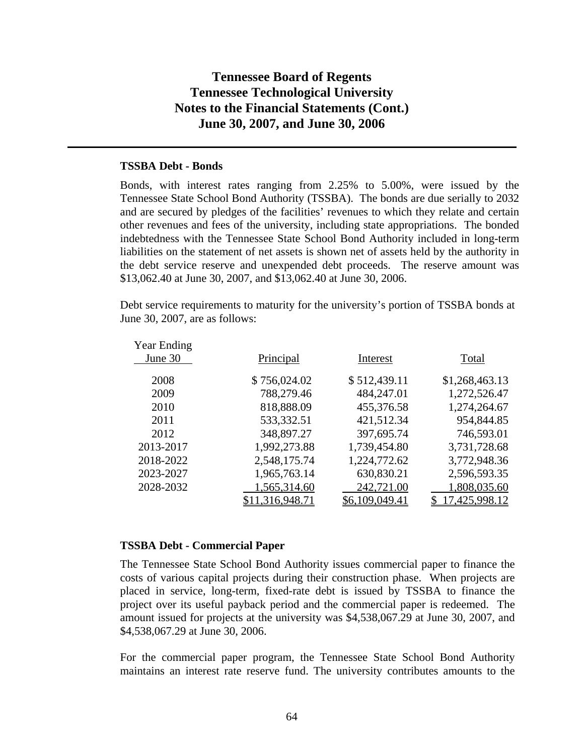# Tennessee Board of Regents
# Tennessee Technological University
# Notes to the Financial Statements (Cont.)
# June 30, 2007, and June 30, 2006

**TSSBA Debt - Bonds**

Bonds, with interest rates ranging from 2.25% to 5.00%, were issued by the Tennessee State School Bond Authority (TSSBA). The bonds are due serially to 2032 and are secured by pledges of the facilities' revenues to which they relate and certain other revenues and fees of the university, including state appropriations. The bonded indebtedness with the Tennessee State School Bond Authority included in long-term liabilities on the statement of net assets is shown net of assets held by the authority in the debt service reserve and unexpended debt proceeds. The reserve amount was $13,062.40 at June 30, 2007, and $13,062.40 at June 30, 2006.

Debt service requirements to maturity for the university's portion of TSSBA bonds at June 30, 2007, are as follows:

| Year Ending June 30 | Principal | Interest | Total |
|---|---|---|---|
| 2008 | $ 756,024.02 | $ 512,439.11 | $1,268,463.13 |
| 2009 | 788,279.46 | 484,247.01 | 1,272,526.47 |
| 2010 | 818,888.09 | 455,376.58 | 1,274,264.67 |
| 2011 | 533,332.51 | 421,512.34 | 954,844.85 |
| 2012 | 348,897.27 | 397,695.74 | 746,593.01 |
| 2013-2017 | 1,992,273.88 | 1,739,454.80 | 3,731,728.68 |
| 2018-2022 | 2,548,175.74 | 1,224,772.62 | 3,772,948.36 |
| 2023-2027 | 1,965,763.14 | 630,830.21 | 2,596,593.35 |
| 2028-2032 | 1,565,314.60 | 242,721.00 | 1,808,035.60 |
| | $11,316,948.71 | $6,109,049.41 | $ 17,425,998.12 |

**TSSBA Debt - Commercial Paper**

The Tennessee State School Bond Authority issues commercial paper to finance the costs of various capital projects during their construction phase. When projects are placed in service, long-term, fixed-rate debt is issued by TSSBA to finance the project over its useful payback period and the commercial paper is redeemed. The amount issued for projects at the university was $4,538,067.29 at June 30, 2007, and $4,538,067.29 at June 30, 2006.

For the commercial paper program, the Tennessee State School Bond Authority maintains an interest rate reserve fund. The university contributes amounts to the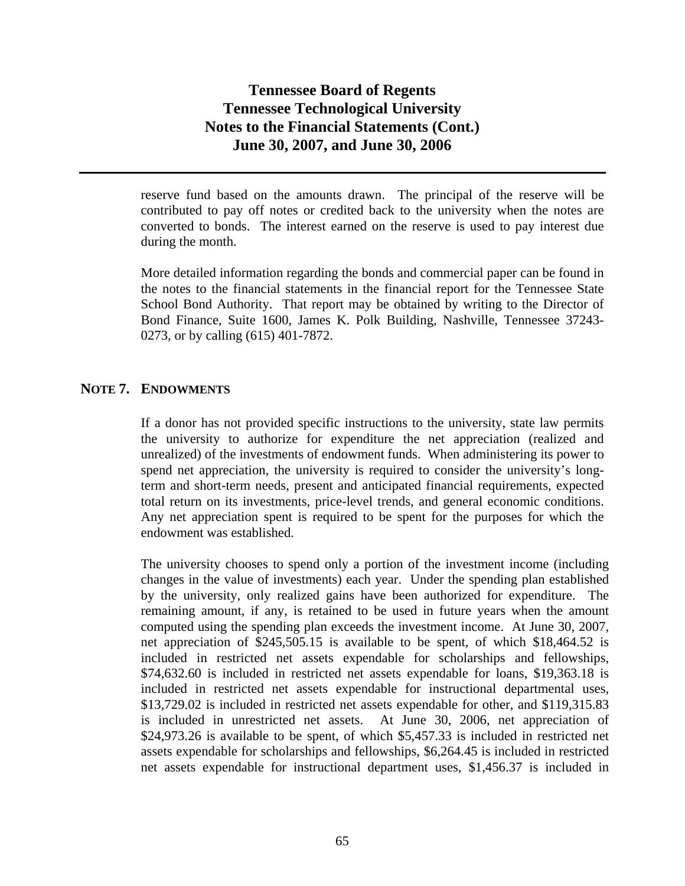reserve fund based on the amounts drawn. The principal of the reserve will be contributed to pay off notes or credited back to the university when the notes are converted to bonds. The interest earned on the reserve is used to pay interest due during the month.

More detailed information regarding the bonds and commercial paper can be found in the notes to the financial statements in the financial report for the Tennessee State School Bond Authority. That report may be obtained by writing to the Director of Bond Finance, Suite 1600, James K. Polk Building, Nashville, Tennessee 37243-0273, or by calling (615) 401-7872.

## NOTE 7. ENDOWMENTS

If a donor has not provided specific instructions to the university, state law permits the university to authorize for expenditure the net appreciation (realized and unrealized) of the investments of endowment funds. When administering its power to spend net appreciation, the university is required to consider the university's long-term and short-term needs, present and anticipated financial requirements, expected total return on its investments, price-level trends, and general economic conditions. Any net appreciation spent is required to be spent for the purposes for which the endowment was established.

The university chooses to spend only a portion of the investment income (including changes in the value of investments) each year. Under the spending plan established by the university, only realized gains have been authorized for expenditure. The remaining amount, if any, is retained to be used in future years when the amount computed using the spending plan exceeds the investment income. At June 30, 2007, net appreciation of $245,505.15 is available to be spent, of which $18,464.52 is included in restricted net assets expendable for scholarships and fellowships, $74,632.60 is included in restricted net assets expendable for loans, $19,363.18 is included in restricted net assets expendable for instructional departmental uses, $13,729.02 is included in restricted net assets expendable for other, and $119,315.83 is included in unrestricted net assets. At June 30, 2006, net appreciation of $24,973.26 is available to be spent, of which $5,457.33 is included in restricted net assets expendable for scholarships and fellowships, $6,264.45 is included in restricted net assets expendable for instructional department uses, $1,456.37 is included in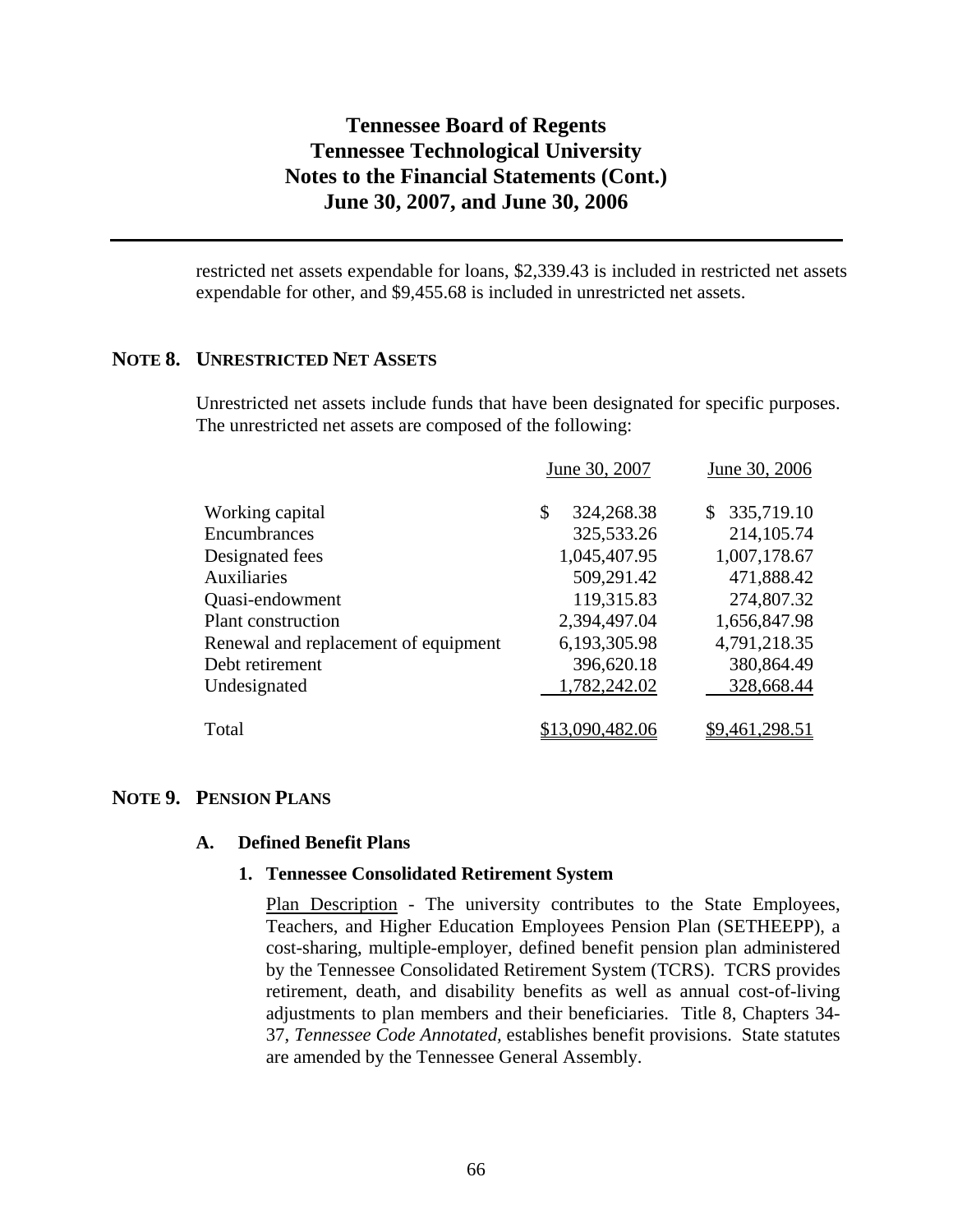restricted net assets expendable for loans, $2,339.43 is included in restricted net assets expendable for other, and $9,455.68 is included in unrestricted net assets.

## NOTE 8. UNRESTRICTED NET ASSETS

Unrestricted net assets include funds that have been designated for specific purposes. The unrestricted net assets are composed of the following:

| | June 30, 2007 | June 30, 2006 |
|---|---|---|
| Working capital | $ 324,268.38 | $ 335,719.10 |
| Encumbrances | 325,533.26 | 214,105.74 |
| Designated fees | 1,045,407.95 | 1,007,178.67 |
| Auxiliaries | 509,291.42 | 471,888.42 |
| Quasi-endowment | 119,315.83 | 274,807.32 |
| Plant construction | 2,394,497.04 | 1,656,847.98 |
| Renewal and replacement of equipment | 6,193,305.98 | 4,791,218.35 |
| Debt retirement | 396,620.18 | 380,864.49 |
| Undesignated | 1,782,242.02 | 328,668.44 |
| Total | $13,090,482.06 | $9,461,298.51 |

## NOTE 9. PENSION PLANS

### A. Defined Benefit Plans

#### 1. Tennessee Consolidated Retirement System

Plan Description - The university contributes to the State Employees, Teachers, and Higher Education Employees Pension Plan (SETHEEPP), a cost-sharing, multiple-employer, defined benefit pension plan administered by the Tennessee Consolidated Retirement System (TCRS). TCRS provides retirement, death, and disability benefits as well as annual cost-of-living adjustments to plan members and their beneficiaries. Title 8, Chapters 34-37, *Tennessee Code Annotated,* establishes benefit provisions. State statutes are amended by the Tennessee General Assembly.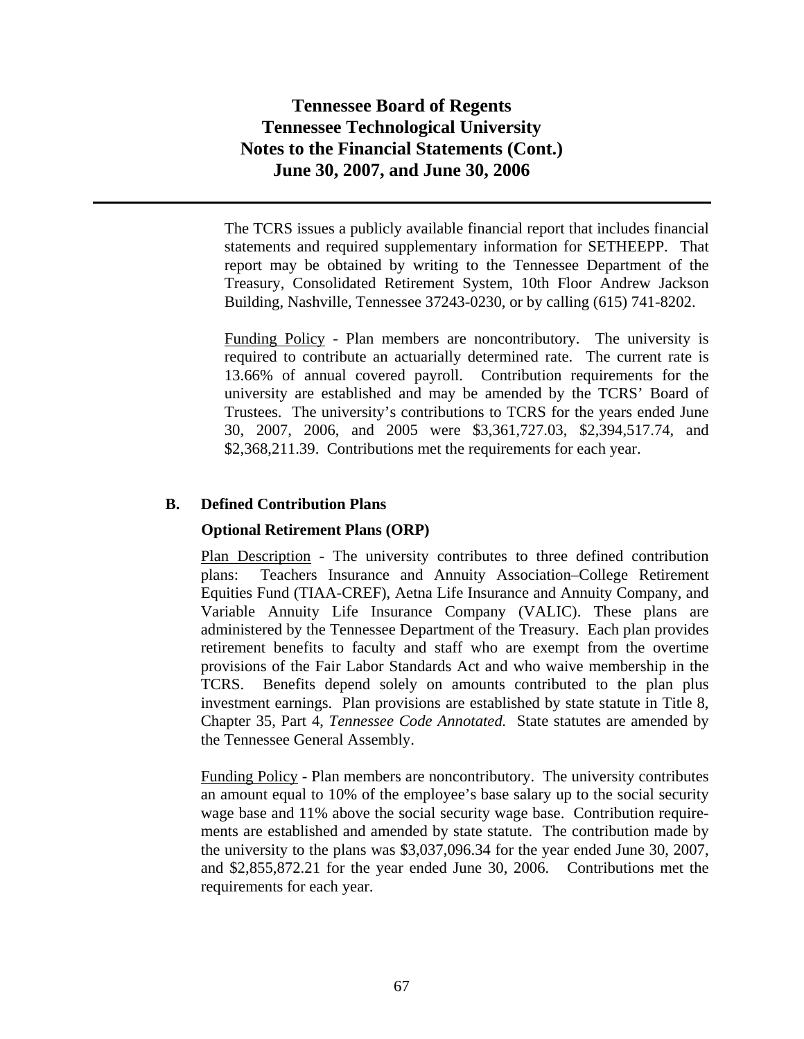The TCRS issues a publicly available financial report that includes financial statements and required supplementary information for SETHEEPP. That report may be obtained by writing to the Tennessee Department of the Treasury, Consolidated Retirement System, 10th Floor Andrew Jackson Building, Nashville, Tennessee 37243-0230, or by calling (615) 741-8202.

Funding Policy - Plan members are noncontributory. The university is required to contribute an actuarially determined rate. The current rate is 13.66% of annual covered payroll. Contribution requirements for the university are established and may be amended by the TCRS' Board of Trustees. The university's contributions to TCRS for the years ended June 30, 2007, 2006, and 2005 were $3,361,727.03, $2,394,517.74, and $2,368,211.39. Contributions met the requirements for each year.

## B. Defined Contribution Plans

### Optional Retirement Plans (ORP)

Plan Description - The university contributes to three defined contribution plans: Teachers Insurance and Annuity Association–College Retirement Equities Fund (TIAA-CREF), Aetna Life Insurance and Annuity Company, and Variable Annuity Life Insurance Company (VALIC). These plans are administered by the Tennessee Department of the Treasury. Each plan provides retirement benefits to faculty and staff who are exempt from the overtime provisions of the Fair Labor Standards Act and who waive membership in the TCRS. Benefits depend solely on amounts contributed to the plan plus investment earnings. Plan provisions are established by state statute in Title 8, Chapter 35, Part 4, *Tennessee Code Annotated.* State statutes are amended by the Tennessee General Assembly.

Funding Policy - Plan members are noncontributory. The university contributes an amount equal to 10% of the employee's base salary up to the social security wage base and 11% above the social security wage base. Contribution requirements are established and amended by state statute. The contribution made by the university to the plans was $3,037,096.34 for the year ended June 30, 2007, and $2,855,872.21 for the year ended June 30, 2006. Contributions met the requirements for each year.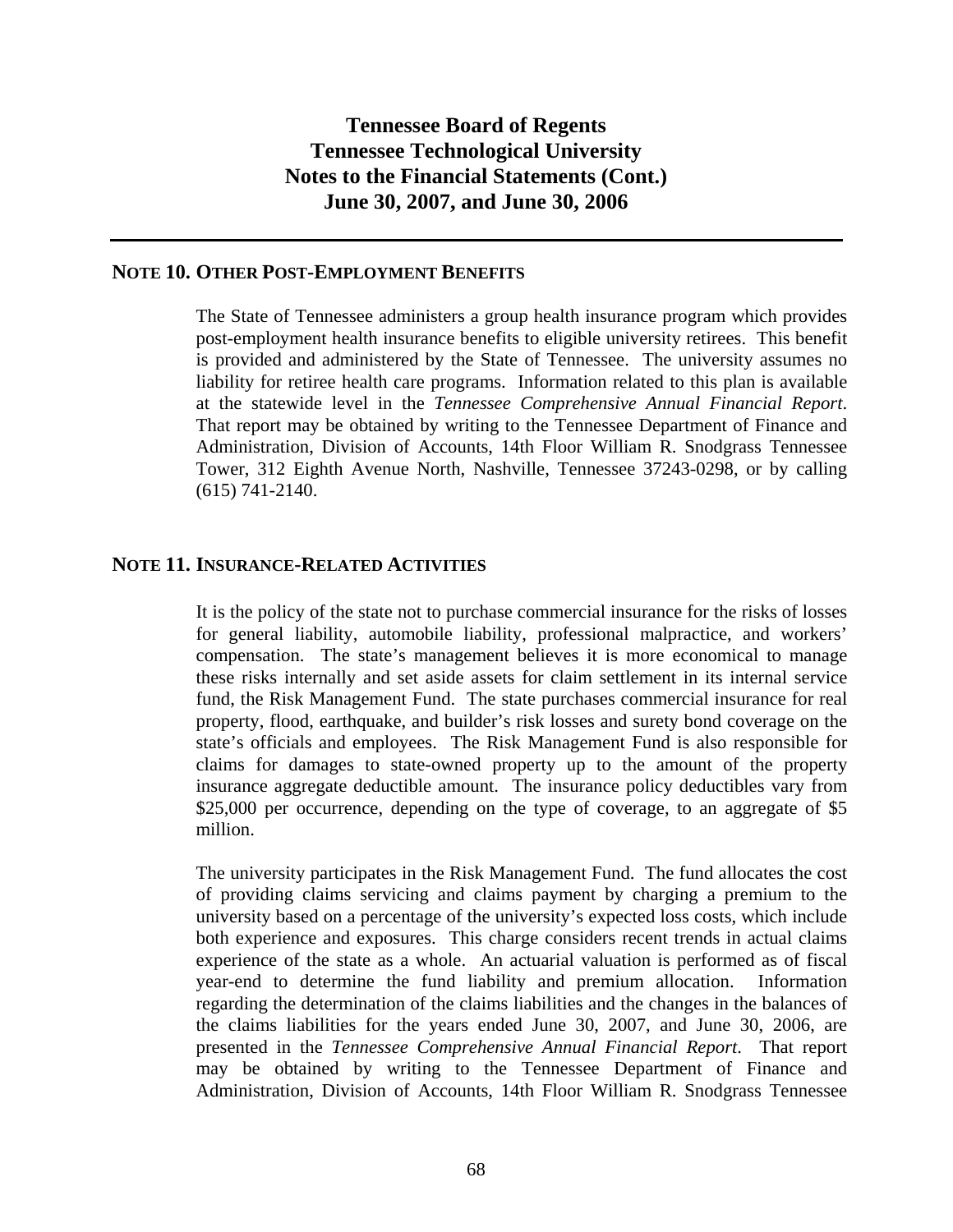## NOTE 10. OTHER POST-EMPLOYMENT BENEFITS

The State of Tennessee administers a group health insurance program which provides post-employment health insurance benefits to eligible university retirees. This benefit is provided and administered by the State of Tennessee. The university assumes no liability for retiree health care programs. Information related to this plan is available at the statewide level in the *Tennessee Comprehensive Annual Financial Report*. That report may be obtained by writing to the Tennessee Department of Finance and Administration, Division of Accounts, 14th Floor William R. Snodgrass Tennessee Tower, 312 Eighth Avenue North, Nashville, Tennessee 37243-0298, or by calling (615) 741-2140.

## NOTE 11. INSURANCE-RELATED ACTIVITIES

It is the policy of the state not to purchase commercial insurance for the risks of losses for general liability, automobile liability, professional malpractice, and workers' compensation. The state's management believes it is more economical to manage these risks internally and set aside assets for claim settlement in its internal service fund, the Risk Management Fund. The state purchases commercial insurance for real property, flood, earthquake, and builder's risk losses and surety bond coverage on the state's officials and employees. The Risk Management Fund is also responsible for claims for damages to state-owned property up to the amount of the property insurance aggregate deductible amount. The insurance policy deductibles vary from $25,000 per occurrence, depending on the type of coverage, to an aggregate of $5 million.

The university participates in the Risk Management Fund. The fund allocates the cost of providing claims servicing and claims payment by charging a premium to the university based on a percentage of the university's expected loss costs, which include both experience and exposures. This charge considers recent trends in actual claims experience of the state as a whole. An actuarial valuation is performed as of fiscal year-end to determine the fund liability and premium allocation. Information regarding the determination of the claims liabilities and the changes in the balances of the claims liabilities for the years ended June 30, 2007, and June 30, 2006, are presented in the *Tennessee Comprehensive Annual Financial Report*. That report may be obtained by writing to the Tennessee Department of Finance and Administration, Division of Accounts, 14th Floor William R. Snodgrass Tennessee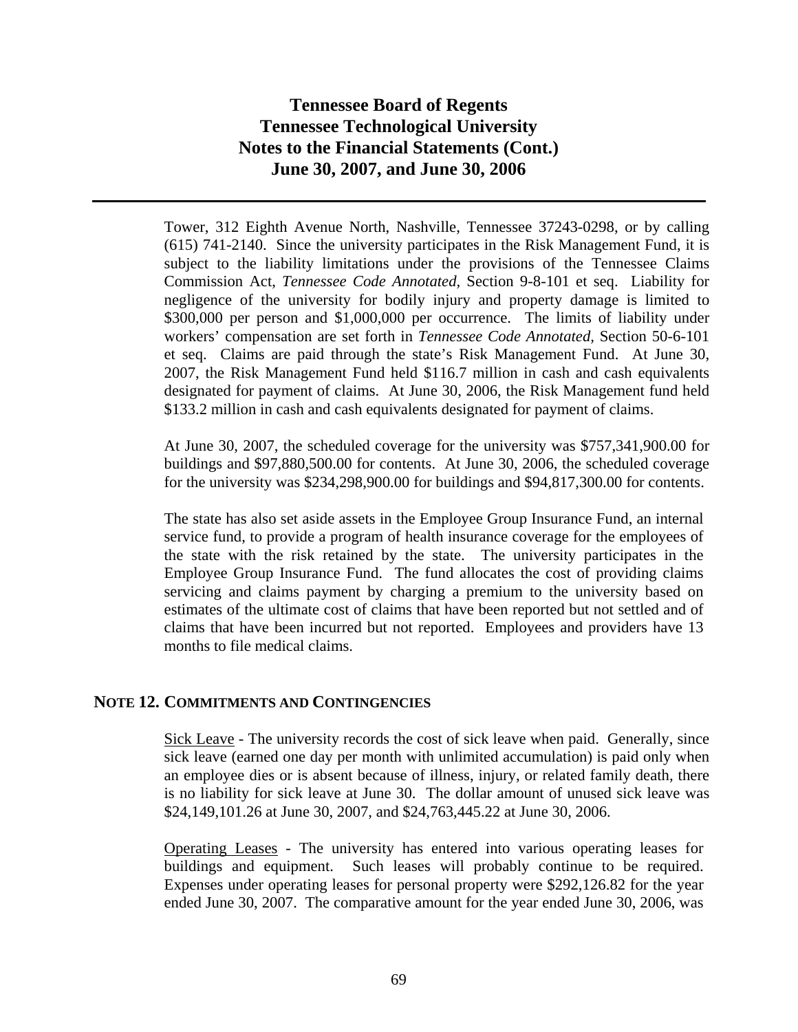Tower, 312 Eighth Avenue North, Nashville, Tennessee 37243-0298, or by calling (615) 741-2140. Since the university participates in the Risk Management Fund, it is subject to the liability limitations under the provisions of the Tennessee Claims Commission Act, *Tennessee Code Annotated,* Section 9-8-101 et seq. Liability for negligence of the university for bodily injury and property damage is limited to $300,000 per person and $1,000,000 per occurrence. The limits of liability under workers' compensation are set forth in *Tennessee Code Annotated,* Section 50-6-101 et seq. Claims are paid through the state's Risk Management Fund. At June 30, 2007, the Risk Management Fund held $116.7 million in cash and cash equivalents designated for payment of claims. At June 30, 2006, the Risk Management fund held $133.2 million in cash and cash equivalents designated for payment of claims.

At June 30, 2007, the scheduled coverage for the university was $757,341,900.00 for buildings and $97,880,500.00 for contents. At June 30, 2006, the scheduled coverage for the university was $234,298,900.00 for buildings and $94,817,300.00 for contents.

The state has also set aside assets in the Employee Group Insurance Fund, an internal service fund, to provide a program of health insurance coverage for the employees of the state with the risk retained by the state. The university participates in the Employee Group Insurance Fund. The fund allocates the cost of providing claims servicing and claims payment by charging a premium to the university based on estimates of the ultimate cost of claims that have been reported but not settled and of claims that have been incurred but not reported. Employees and providers have 13 months to file medical claims.

## NOTE 12. COMMITMENTS AND CONTINGENCIES

Sick Leave - The university records the cost of sick leave when paid. Generally, since sick leave (earned one day per month with unlimited accumulation) is paid only when an employee dies or is absent because of illness, injury, or related family death, there is no liability for sick leave at June 30. The dollar amount of unused sick leave was $24,149,101.26 at June 30, 2007, and $24,763,445.22 at June 30, 2006.

Operating Leases - The university has entered into various operating leases for buildings and equipment. Such leases will probably continue to be required. Expenses under operating leases for personal property were $292,126.82 for the year ended June 30, 2007. The comparative amount for the year ended June 30, 2006, was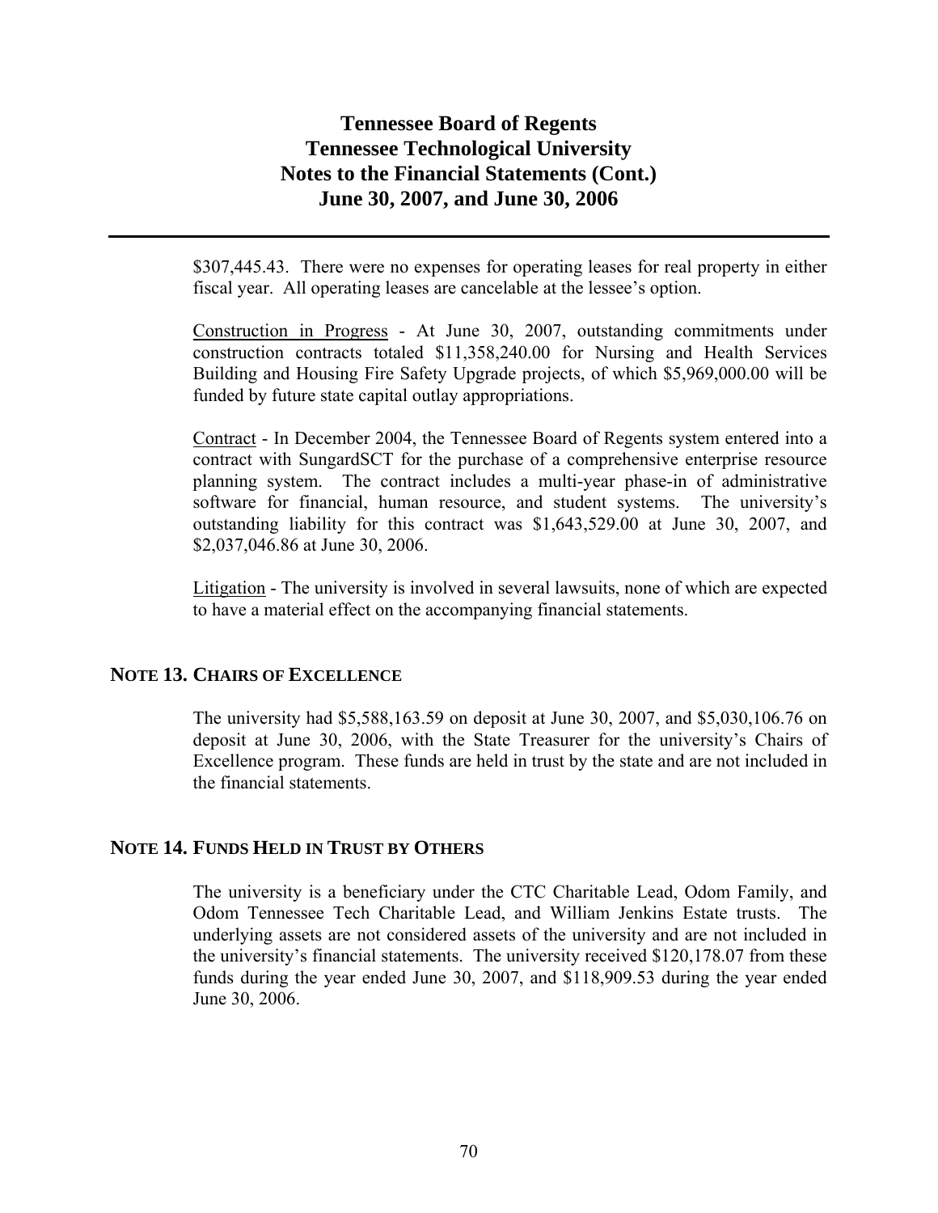$307,445.43. There were no expenses for operating leases for real property in either fiscal year. All operating leases are cancelable at the lessee's option.

Construction in Progress - At June 30, 2007, outstanding commitments under construction contracts totaled $11,358,240.00 for Nursing and Health Services Building and Housing Fire Safety Upgrade projects, of which $5,969,000.00 will be funded by future state capital outlay appropriations.

Contract - In December 2004, the Tennessee Board of Regents system entered into a contract with SungardSCT for the purchase of a comprehensive enterprise resource planning system. The contract includes a multi-year phase-in of administrative software for financial, human resource, and student systems. The university's outstanding liability for this contract was $1,643,529.00 at June 30, 2007, and $2,037,046.86 at June 30, 2006.

Litigation - The university is involved in several lawsuits, none of which are expected to have a material effect on the accompanying financial statements.

## NOTE 13. CHAIRS OF EXCELLENCE

The university had $5,588,163.59 on deposit at June 30, 2007, and $5,030,106.76 on deposit at June 30, 2006, with the State Treasurer for the university's Chairs of Excellence program. These funds are held in trust by the state and are not included in the financial statements.

## NOTE 14. FUNDS HELD IN TRUST BY OTHERS

The university is a beneficiary under the CTC Charitable Lead, Odom Family, and Odom Tennessee Tech Charitable Lead, and William Jenkins Estate trusts. The underlying assets are not considered assets of the university and are not included in the university's financial statements. The university received $120,178.07 from these funds during the year ended June 30, 2007, and $118,909.53 during the year ended June 30, 2006.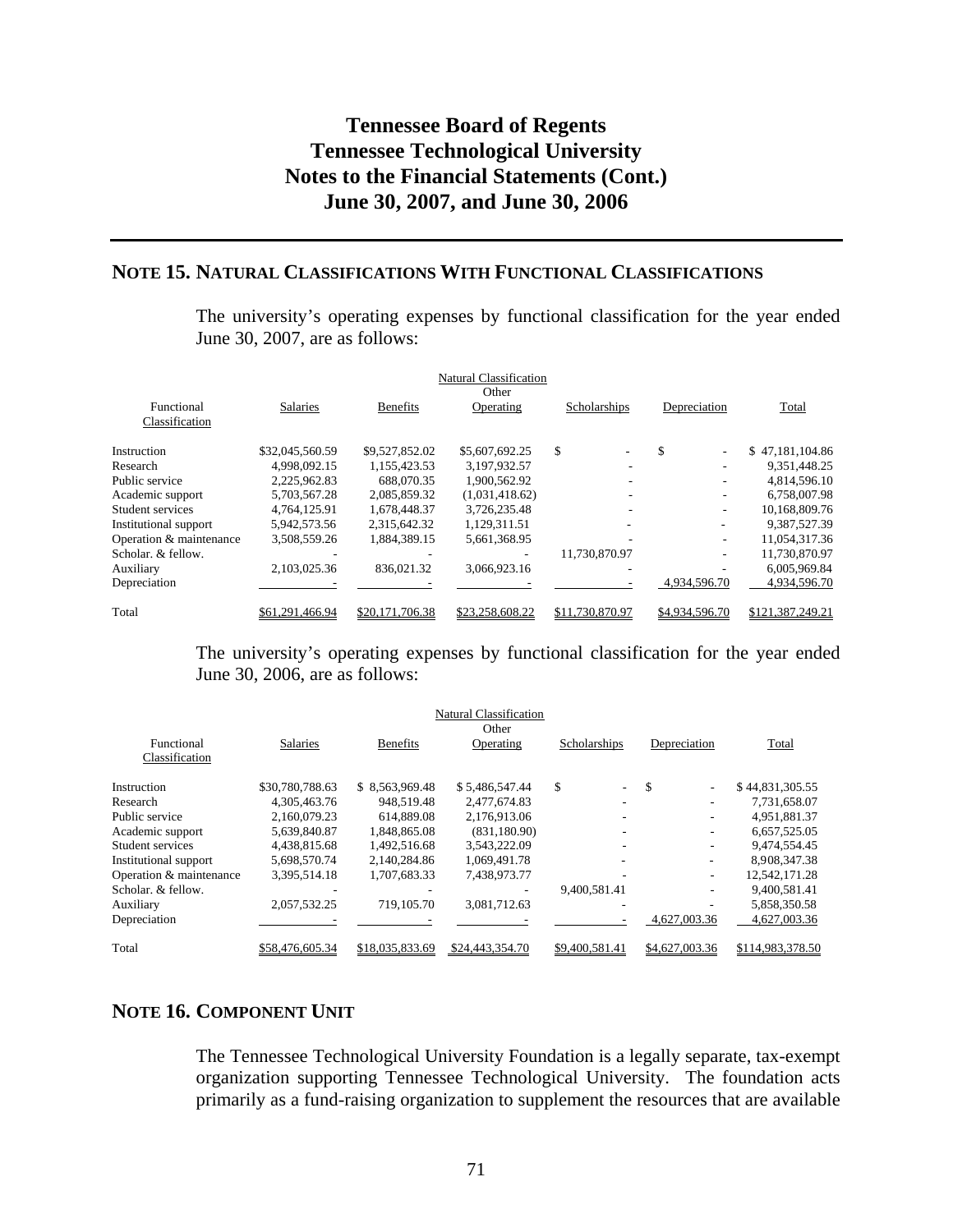# Tennessee Board of Regents
# Tennessee Technological University
# Notes to the Financial Statements (Cont.)
# June 30, 2007, and June 30, 2006

## NOTE 15. NATURAL CLASSIFICATIONS WITH FUNCTIONAL CLASSIFICATIONS

The university's operating expenses by functional classification for the year ended June 30, 2007, are as follows:

| Functional Classification | Natural Classification Salaries | Benefits | Other Operating | Scholarships | Depreciation | Total |
|---|---|---|---|---|---|---|
| Instruction | $32,045,560.59 | $9,527,852.02 | $5,607,692.25 | $ - | $ - | $ 47,181,104.86 |
| Research | 4,998,092.15 | 1,155,423.53 | 3,197,932.57 | - | - | 9,351,448.25 |
| Public service | 2,225,962.83 | 688,070.35 | 1,900,562.92 | - | - | 4,814,596.10 |
| Academic support | 5,703,567.28 | 2,085,859.32 | (1,031,418.62) | - | - | 6,758,007.98 |
| Student services | 4,764,125.91 | 1,678,448.37 | 3,726,235.48 | - | - | 10,168,809.76 |
| Institutional support | 5,942,573.56 | 2,315,642.32 | 1,129,311.51 | - | - | 9,387,527.39 |
| Operation & maintenance | 3,508,559.26 | 1,884,389.15 | 5,661,368.95 | - | - | 11,054,317.36 |
| Scholar. & fellow. | - | - | - | 11,730,870.97 | - | 11,730,870.97 |
| Auxiliary | 2,103,025.36 | 836,021.32 | 3,066,923.16 | - | - | 6,005,969.84 |
| Depreciation | - | - | - | - | 4,934,596.70 | 4,934,596.70 |
| Total | $61,291,466.94 | $20,171,706.38 | $23,258,608.22 | $11,730,870.97 | $4,934,596.70 | $121,387,249.21 |

The university's operating expenses by functional classification for the year ended June 30, 2006, are as follows:

| Functional Classification | Natural Classification Salaries | Benefits | Other Operating | Scholarships | Depreciation | Total |
|---|---|---|---|---|---|---|
| Instruction | $30,780,788.63 | $ 8,563,969.48 | $ 5,486,547.44 | $ - | $ - | $ 44,831,305.55 |
| Research | 4,305,463.76 | 948,519.48 | 2,477,674.83 | - | - | 7,731,658.07 |
| Public service | 2,160,079.23 | 614,889.08 | 2,176,913.06 | - | - | 4,951,881.37 |
| Academic support | 5,639,840.87 | 1,848,865.08 | (831,180.90) | - | - | 6,657,525.05 |
| Student services | 4,438,815.68 | 1,492,516.68 | 3,543,222.09 | - | - | 9,474,554.45 |
| Institutional support | 5,698,570.74 | 2,140,284.86 | 1,069,491.78 | - | - | 8,908,347.38 |
| Operation & maintenance | 3,395,514.18 | 1,707,683.33 | 7,438,973.77 | - | - | 12,542,171.28 |
| Scholar. & fellow. | - | - | - | 9,400,581.41 | - | 9,400,581.41 |
| Auxiliary | 2,057,532.25 | 719,105.70 | 3,081,712.63 | - | - | 5,858,350.58 |
| Depreciation | - | - | - | - | 4,627,003.36 | 4,627,003.36 |
| Total | $58,476,605.34 | $18,035,833.69 | $24,443,354.70 | $9,400,581.41 | $4,627,003.36 | $114,983,378.50 |

## NOTE 16. COMPONENT UNIT

The Tennessee Technological University Foundation is a legally separate, tax-exempt organization supporting Tennessee Technological University. The foundation acts primarily as a fund-raising organization to supplement the resources that are available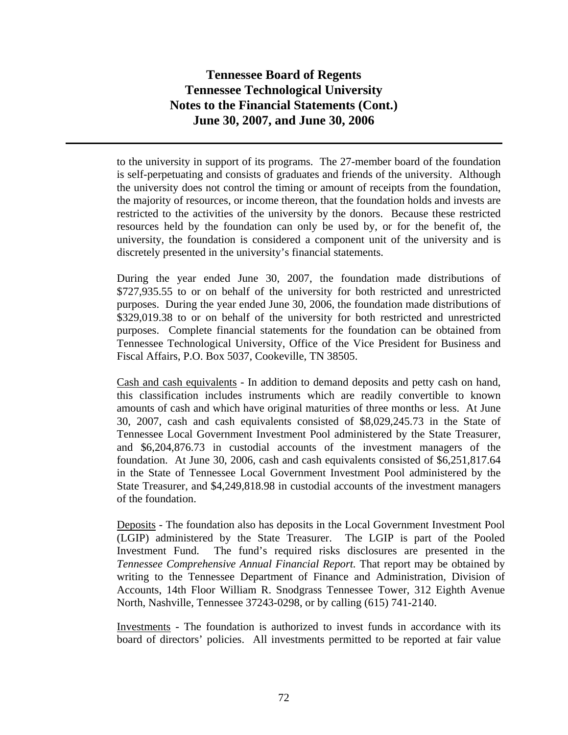to the university in support of its programs. The 27-member board of the foundation is self-perpetuating and consists of graduates and friends of the university. Although the university does not control the timing or amount of receipts from the foundation, the majority of resources, or income thereon, that the foundation holds and invests are restricted to the activities of the university by the donors. Because these restricted resources held by the foundation can only be used by, or for the benefit of, the university, the foundation is considered a component unit of the university and is discretely presented in the university's financial statements.

During the year ended June 30, 2007, the foundation made distributions of $727,935.55 to or on behalf of the university for both restricted and unrestricted purposes. During the year ended June 30, 2006, the foundation made distributions of $329,019.38 to or on behalf of the university for both restricted and unrestricted purposes. Complete financial statements for the foundation can be obtained from Tennessee Technological University, Office of the Vice President for Business and Fiscal Affairs, P.O. Box 5037, Cookeville, TN 38505.

Cash and cash equivalents - In addition to demand deposits and petty cash on hand, this classification includes instruments which are readily convertible to known amounts of cash and which have original maturities of three months or less. At June 30, 2007, cash and cash equivalents consisted of $8,029,245.73 in the State of Tennessee Local Government Investment Pool administered by the State Treasurer, and $6,204,876.73 in custodial accounts of the investment managers of the foundation. At June 30, 2006, cash and cash equivalents consisted of $6,251,817.64 in the State of Tennessee Local Government Investment Pool administered by the State Treasurer, and $4,249,818.98 in custodial accounts of the investment managers of the foundation.

Deposits - The foundation also has deposits in the Local Government Investment Pool (LGIP) administered by the State Treasurer. The LGIP is part of the Pooled Investment Fund. The fund's required risks disclosures are presented in the *Tennessee Comprehensive Annual Financial Report*. That report may be obtained by writing to the Tennessee Department of Finance and Administration, Division of Accounts, 14th Floor William R. Snodgrass Tennessee Tower, 312 Eighth Avenue North, Nashville, Tennessee 37243-0298, or by calling (615) 741-2140.

Investments - The foundation is authorized to invest funds in accordance with its board of directors' policies. All investments permitted to be reported at fair value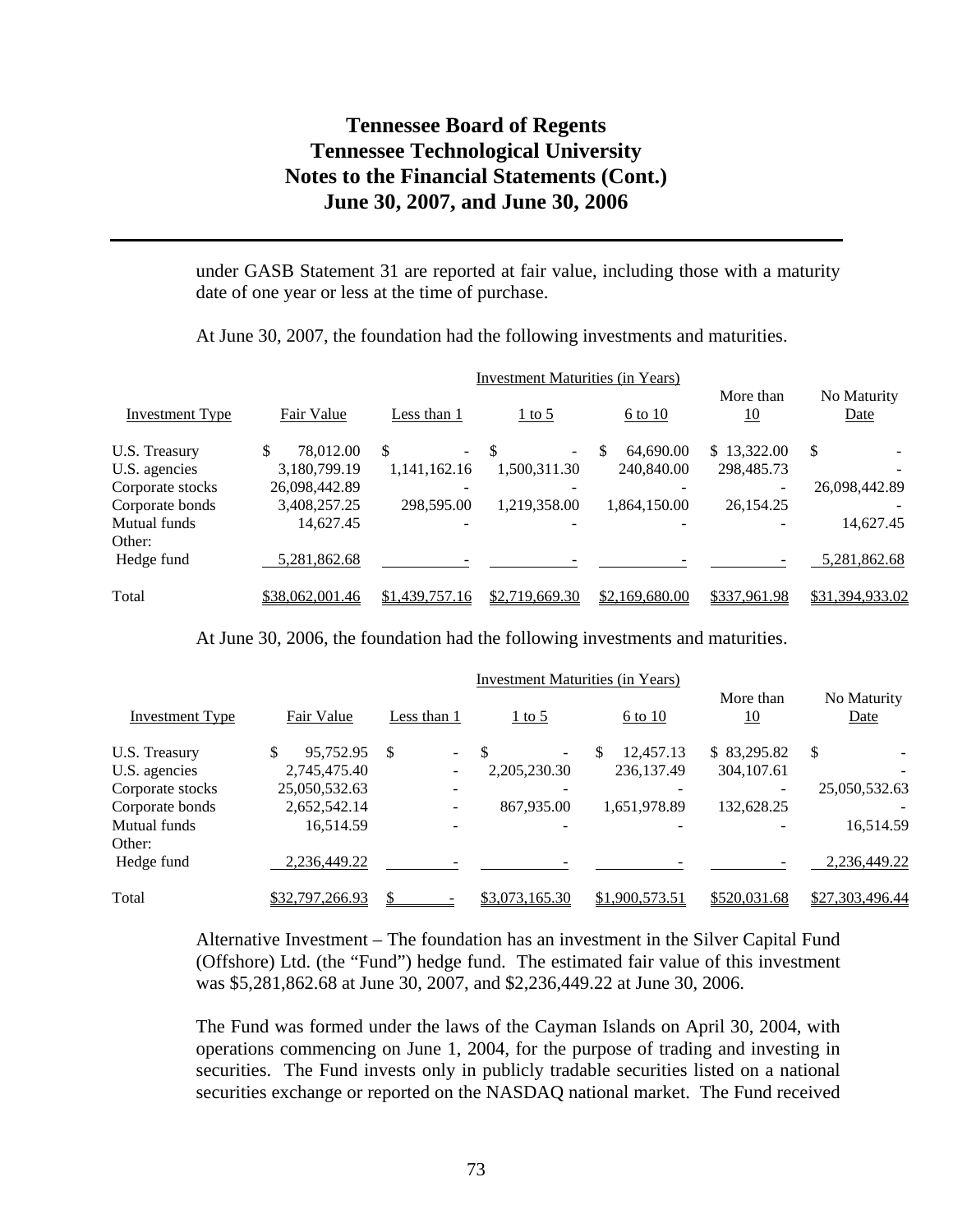# Tennessee Board of Regents
# Tennessee Technological University
# Notes to the Financial Statements (Cont.)
# June 30, 2007, and June 30, 2006

under GASB Statement 31 are reported at fair value, including those with a maturity date of one year or less at the time of purchase.

At June 30, 2007, the foundation had the following investments and maturities.

| | | Investment Maturities (in Years) | | | | |
|---|---|---|---|---|---|---|
| Investment Type | Fair Value | Less than 1 | 1 to 5 | 6 to 10 | More than 10 | No Maturity Date |
| U.S. Treasury | $ 78,012.00 | $ - | $ - | $ 64,690.00 | $ 13,322.00 | $ - |
| U.S. agencies | 3,180,799.19 | 1,141,162.16 | 1,500,311.30 | 240,840.00 | 298,485.73 | - |
| Corporate stocks | 26,098,442.89 | - | - | - | - | 26,098,442.89 |
| Corporate bonds | 3,408,257.25 | 298,595.00 | 1,219,358.00 | 1,864,150.00 | 26,154.25 | - |
| Mutual funds | 14,627.45 | - | - | - | - | 14,627.45 |
| Other: | | | | | | |
| Hedge fund | 5,281,862.68 | - | - | - | - | 5,281,862.68 |
| Total | $38,062,001.46 | $1,439,757.16 | $2,719,669.30 | $2,169,680.00 | $337,961.98 | $31,394,933.02 |

At June 30, 2006, the foundation had the following investments and maturities.

| | | Investment Maturities (in Years) | | | | |
|---|---|---|---|---|---|---|
| Investment Type | Fair Value | Less than 1 | 1 to 5 | 6 to 10 | More than 10 | No Maturity Date |
| U.S. Treasury | $ 95,752.95 | $ - | $ - | $ 12,457.13 | $ 83,295.82 | $ - |
| U.S. agencies | 2,745,475.40 | - | 2,205,230.30 | 236,137.49 | 304,107.61 | - |
| Corporate stocks | 25,050,532.63 | - | - | - | - | 25,050,532.63 |
| Corporate bonds | 2,652,542.14 | - | 867,935.00 | 1,651,978.89 | 132,628.25 | - |
| Mutual funds | 16,514.59 | - | - | - | - | 16,514.59 |
| Other: | | | | | | |
| Hedge fund | 2,236,449.22 | - | - | - | - | 2,236,449.22 |
| Total | $32,797,266.93 | $ - | $3,073,165.30 | $1,900,573.51 | $520,031.68 | $27,303,496.44 |

Alternative Investment – The foundation has an investment in the Silver Capital Fund (Offshore) Ltd. (the "Fund") hedge fund. The estimated fair value of this investment was $5,281,862.68 at June 30, 2007, and $2,236,449.22 at June 30, 2006.

The Fund was formed under the laws of the Cayman Islands on April 30, 2004, with operations commencing on June 1, 2004, for the purpose of trading and investing in securities. The Fund invests only in publicly tradable securities listed on a national securities exchange or reported on the NASDAQ national market. The Fund received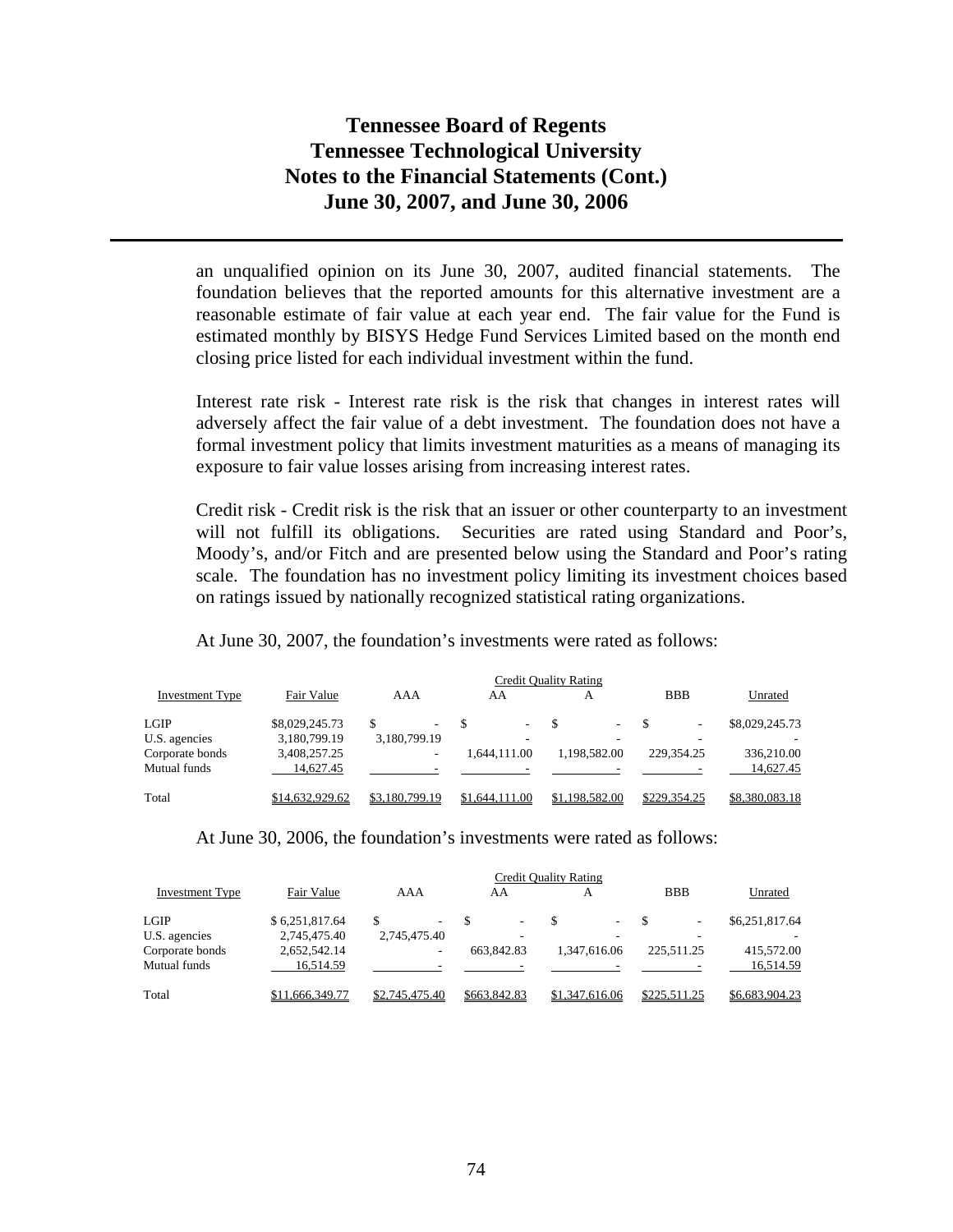an unqualified opinion on its June 30, 2007, audited financial statements. The foundation believes that the reported amounts for this alternative investment are a reasonable estimate of fair value at each year end. The fair value for the Fund is estimated monthly by BISYS Hedge Fund Services Limited based on the month end closing price listed for each individual investment within the fund.

Interest rate risk - Interest rate risk is the risk that changes in interest rates will adversely affect the fair value of a debt investment. The foundation does not have a formal investment policy that limits investment maturities as a means of managing its exposure to fair value losses arising from increasing interest rates.

Credit risk - Credit risk is the risk that an issuer or other counterparty to an investment will not fulfill its obligations. Securities are rated using Standard and Poor's, Moody's, and/or Fitch and are presented below using the Standard and Poor's rating scale. The foundation has no investment policy limiting its investment choices based on ratings issued by nationally recognized statistical rating organizations.

At June 30, 2007, the foundation's investments were rated as follows:

| | | Credit Quality Rating | | | | |
|---|---|---|---|---|---|---|
| Investment Type | Fair Value | AAA | AA | A | BBB | Unrated |
| LGIP | $8,029,245.73 | $ - | $ - | $ - | $ - | $8,029,245.73 |
| U.S. agencies | 3,180,799.19 | 3,180,799.19 | - | - | - | - |
| Corporate bonds | 3,408,257.25 | - | 1,644,111.00 | 1,198,582.00 | 229,354.25 | 336,210.00 |
| Mutual funds | 14,627.45 | - | - | - | - | 14,627.45 |
| Total | $14,632,929.62 | $3,180,799.19 | $1,644,111.00 | $1,198,582.00 | $229,354.25 | $8,380,083.18 |

At June 30, 2006, the foundation's investments were rated as follows:

| | | Credit Quality Rating | | | | |
|---|---|---|---|---|---|---|
| Investment Type | Fair Value | AAA | AA | A | BBB | Unrated |
| LGIP | $ 6,251,817.64 | $ - | $ - | $ - | $ - | $6,251,817.64 |
| U.S. agencies | 2,745,475.40 | 2,745,475.40 | - | - | - | - |
| Corporate bonds | 2,652,542.14 | - | 663,842.83 | 1,347,616.06 | 225,511.25 | 415,572.00 |
| Mutual funds | 16,514.59 | - | - | - | - | 16,514.59 |
| Total | $11,666,349.77 | $2,745,475.40 | $663,842.83 | $1,347,616.06 | $225,511.25 | $6,683,904.23 |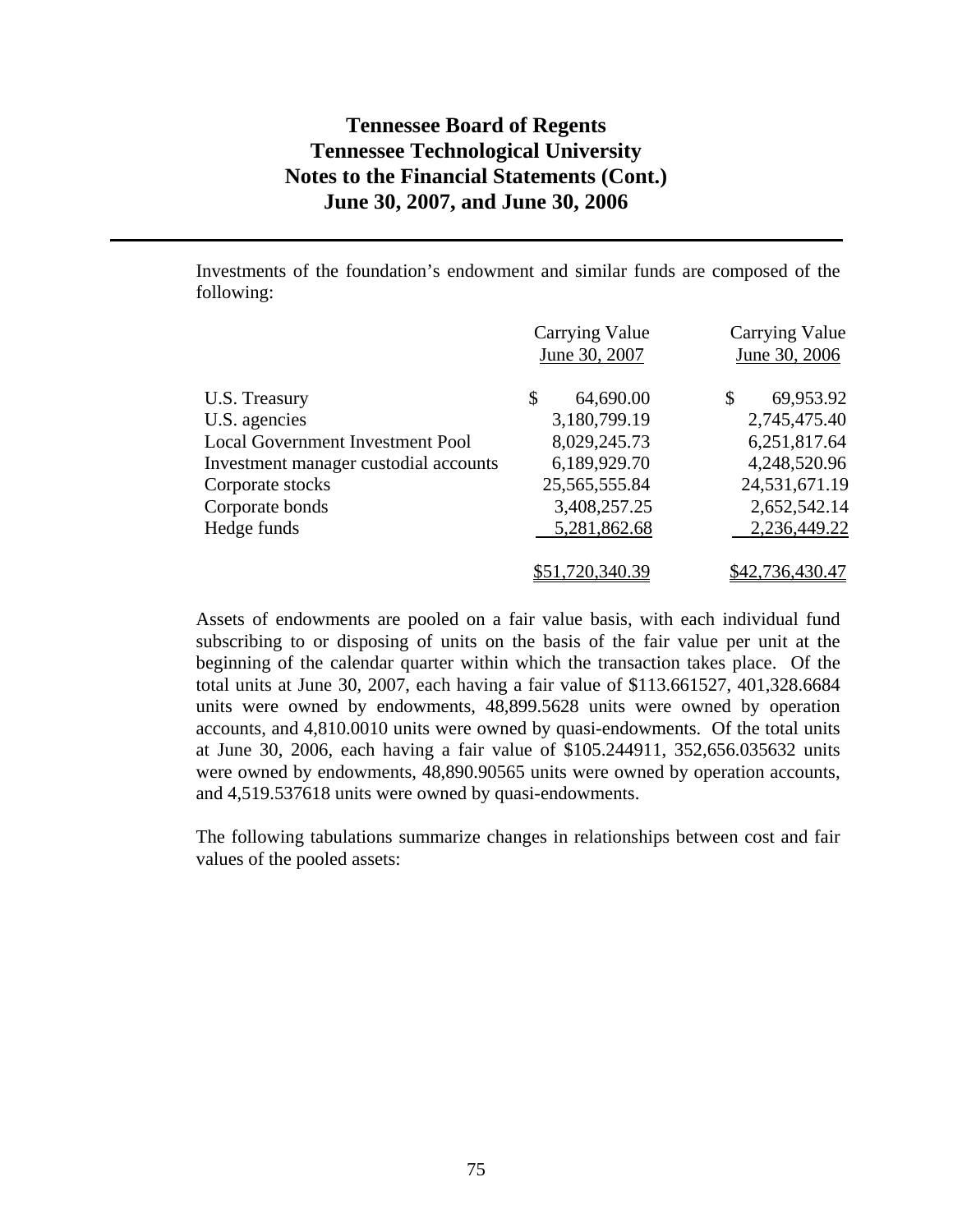# Tennessee Board of Regents
# Tennessee Technological University
# Notes to the Financial Statements (Cont.)
# June 30, 2007, and June 30, 2006

Investments of the foundation's endowment and similar funds are composed of the following:

| | Carrying Value June 30, 2007 | Carrying Value June 30, 2006 |
|---|---|---|
| U.S. Treasury | $ 64,690.00 | $ 69,953.92 |
| U.S. agencies | 3,180,799.19 | 2,745,475.40 |
| Local Government Investment Pool | 8,029,245.73 | 6,251,817.64 |
| Investment manager custodial accounts | 6,189,929.70 | 4,248,520.96 |
| Corporate stocks | 25,565,555.84 | 24,531,671.19 |
| Corporate bonds | 3,408,257.25 | 2,652,542.14 |
| Hedge funds | 5,281,862.68 | 2,236,449.22 |
| | $51,720,340.39 | $42,736,430.47 |

Assets of endowments are pooled on a fair value basis, with each individual fund subscribing to or disposing of units on the basis of the fair value per unit at the beginning of the calendar quarter within which the transaction takes place. Of the total units at June 30, 2007, each having a fair value of $113.661527, 401,328.6684 units were owned by endowments, 48,899.5628 units were owned by operation accounts, and 4,810.0010 units were owned by quasi-endowments. Of the total units at June 30, 2006, each having a fair value of $105.244911, 352,656.035632 units were owned by endowments, 48,890.90565 units were owned by operation accounts, and 4,519.537618 units were owned by quasi-endowments.

The following tabulations summarize changes in relationships between cost and fair values of the pooled assets: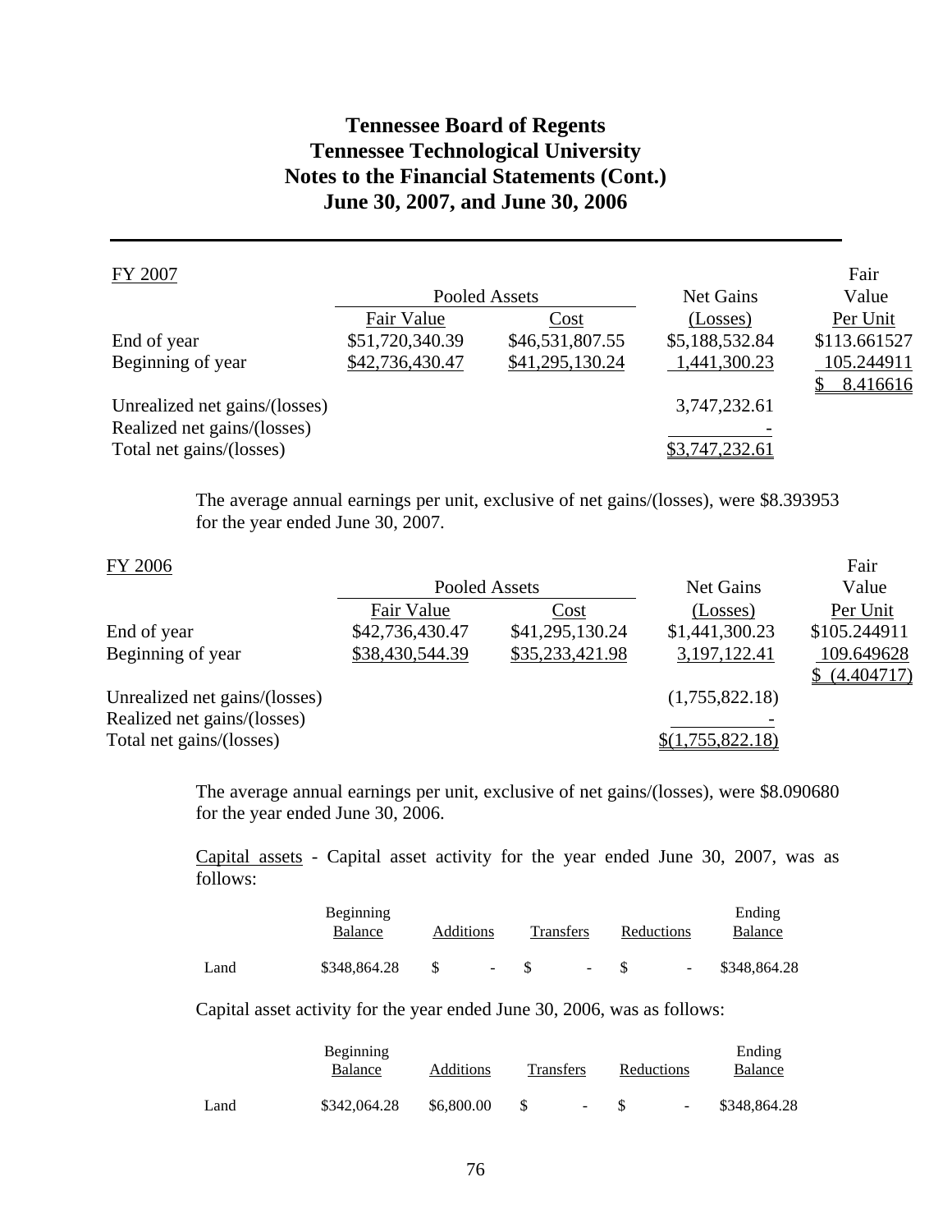# Tennessee Board of Regents
# Tennessee Technological University
# Notes to the Financial Statements (Cont.)
# June 30, 2007, and June 30, 2006

FY 2007

| | Pooled Assets | | Net Gains | Fair Value |
|---|---|---|---|---|
| | Fair Value | Cost | (Losses) | Per Unit |
| End of year | $51,720,340.39 | $46,531,807.55 | $5,188,532.84 | $113.661527 |
| Beginning of year | $42,736,430.47 | $41,295,130.24 | 1,441,300.23 | 105.244911 |
| | | | | $ 8.416616 |
| Unrealized net gains/(losses) | | | 3,747,232.61 | |
| Realized net gains/(losses) | | | - | |
| Total net gains/(losses) | | | $3,747,232.61 | |

The average annual earnings per unit, exclusive of net gains/(losses), were $8.393953 for the year ended June 30, 2007.

FY 2006

| | Pooled Assets | | Net Gains | Fair Value |
|---|---|---|---|---|
| | Fair Value | Cost | (Losses) | Per Unit |
| End of year | $42,736,430.47 | $41,295,130.24 | $1,441,300.23 | $105.244911 |
| Beginning of year | $38,430,544.39 | $35,233,421.98 | 3,197,122.41 | 109.649628 |
| | | | | $ (4.404717) |
| Unrealized net gains/(losses) | | | (1,755,822.18) | |
| Realized net gains/(losses) | | | - | |
| Total net gains/(losses) | | | $(1,755,822.18) | |

The average annual earnings per unit, exclusive of net gains/(losses), were $8.090680 for the year ended June 30, 2006.

Capital assets - Capital asset activity for the year ended June 30, 2007, was as follows:

| | Beginning Balance | Additions | Transfers | Reductions | Ending Balance |
|---|---|---|---|---|---|
| Land | $348,864.28 | $ - | $ - | $ - | $348,864.28 |

Capital asset activity for the year ended June 30, 2006, was as follows:

| | Beginning Balance | Additions | Transfers | Reductions | Ending Balance |
|---|---|---|---|---|---|
| Land | $342,064.28 | $6,800.00 | $ - | $ - | $348,864.28 |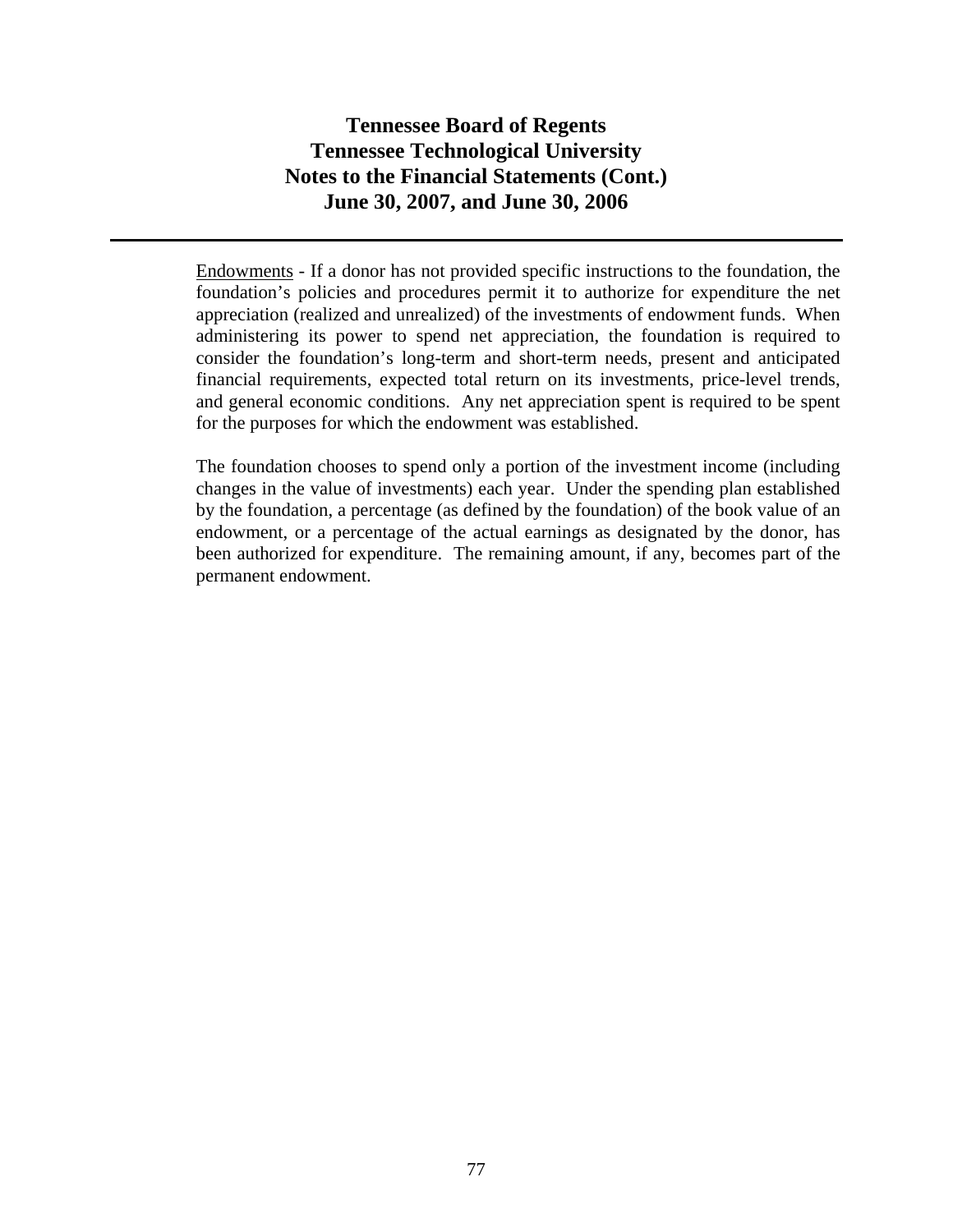Endowments - If a donor has not provided specific instructions to the foundation, the foundation's policies and procedures permit it to authorize for expenditure the net appreciation (realized and unrealized) of the investments of endowment funds. When administering its power to spend net appreciation, the foundation is required to consider the foundation's long-term and short-term needs, present and anticipated financial requirements, expected total return on its investments, price-level trends, and general economic conditions. Any net appreciation spent is required to be spent for the purposes for which the endowment was established.

The foundation chooses to spend only a portion of the investment income (including changes in the value of investments) each year. Under the spending plan established by the foundation, a percentage (as defined by the foundation) of the book value of an endowment, or a percentage of the actual earnings as designated by the donor, has been authorized for expenditure. The remaining amount, if any, becomes part of the permanent endowment.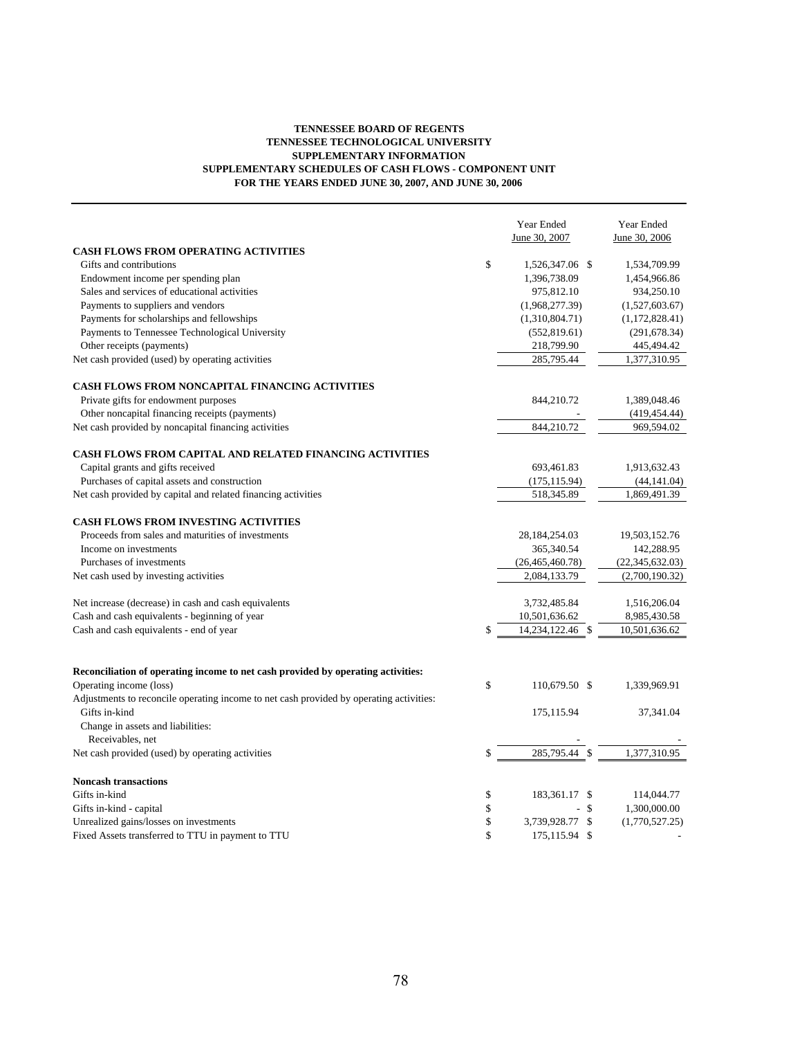**TENNESSEE BOARD OF REGENTS**
**TENNESSEE TECHNOLOGICAL UNIVERSITY**
**SUPPLEMENTARY INFORMATION**
**SUPPLEMENTARY SCHEDULES OF CASH FLOWS - COMPONENT UNIT**
**FOR THE YEARS ENDED JUNE 30, 2007, AND JUNE 30, 2006**

| | Year Ended June 30, 2007 | Year Ended June 30, 2006 |
|---|---|---|
| **CASH FLOWS FROM OPERATING ACTIVITIES** | | |
| Gifts and contributions | $ 1,526,347.06 | $ 1,534,709.99 |
| Endowment income per spending plan | 1,396,738.09 | 1,454,966.86 |
| Sales and services of educational activities | 975,812.10 | 934,250.10 |
| Payments to suppliers and vendors | (1,968,277.39) | (1,527,603.67) |
| Payments for scholarships and fellowships | (1,310,804.71) | (1,172,828.41) |
| Payments to Tennessee Technological University | (552,819.61) | (291,678.34) |
| Other receipts (payments) | 218,799.90 | 445,494.42 |
| Net cash provided (used) by operating activities | 285,795.44 | 1,377,310.95 |
| **CASH FLOWS FROM NONCAPITAL FINANCING ACTIVITIES** | | |
| Private gifts for endowment purposes | 844,210.72 | 1,389,048.46 |
| Other noncapital financing receipts (payments) | - | (419,454.44) |
| Net cash provided by noncapital financing activities | 844,210.72 | 969,594.02 |
| **CASH FLOWS FROM CAPITAL AND RELATED FINANCING ACTIVITIES** | | |
| Capital grants and gifts received | 693,461.83 | 1,913,632.43 |
| Purchases of capital assets and construction | (175,115.94) | (44,141.04) |
| Net cash provided by capital and related financing activities | 518,345.89 | 1,869,491.39 |
| **CASH FLOWS FROM INVESTING ACTIVITIES** | | |
| Proceeds from sales and maturities of investments | 28,184,254.03 | 19,503,152.76 |
| Income on investments | 365,340.54 | 142,288.95 |
| Purchases of investments | (26,465,460.78) | (22,345,632.03) |
| Net cash used by investing activities | 2,084,133.79 | (2,700,190.32) |
| Net increase (decrease) in cash and cash equivalents | 3,732,485.84 | 1,516,206.04 |
| Cash and cash equivalents - beginning of year | 10,501,636.62 | 8,985,430.58 |
| Cash and cash equivalents - end of year | $ 14,234,122.46 | $ 10,501,636.62 |
| **Reconciliation of operating income to net cash provided by operating activities:** | | |
| Operating income (loss) | $ 110,679.50 | $ 1,339,969.91 |
| Adjustments to reconcile operating income to net cash provided by operating activities: | | |
| Gifts in-kind | 175,115.94 | 37,341.04 |
| Change in assets and liabilities: | | |
| Receivables, net | - | - |
| Net cash provided (used) by operating activities | $ 285,795.44 | $ 1,377,310.95 |
| **Noncash transactions** | | |
| Gifts in-kind | $ 183,361.17 | $ 114,044.77 |
| Gifts in-kind - capital | $ - | $ 1,300,000.00 |
| Unrealized gains/losses on investments | $ 3,739,928.77 | $ (1,770,527.25) |
| Fixed Assets transferred to TTU in payment to TTU | $ 175,115.94 | $ - |